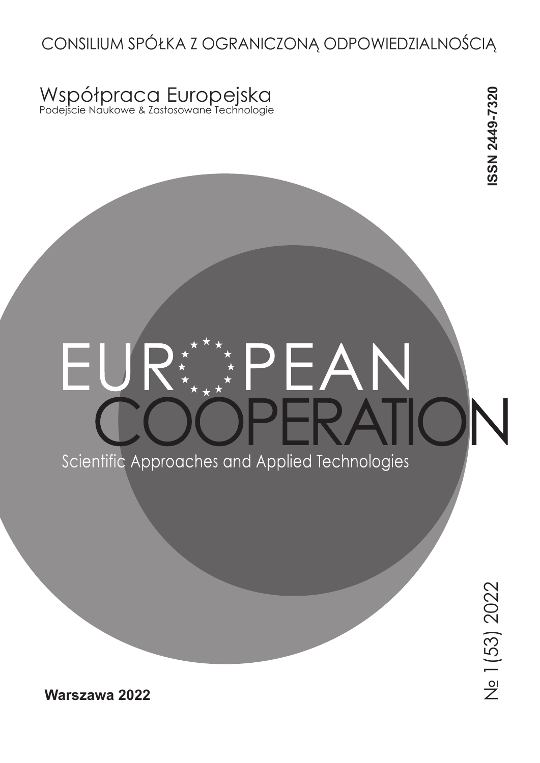CONSILIUM SPÓŁKA Z OGRANICZONĄ ODPOWIEDZIALNOŚCIĄ

Współpraca Europejska
Podejście Naukowe & Zastosowane Technologie

ISSN 2449-7320

# EUROPEAN COOPERATION

Scientific Approaches and Applied Technologies

№ 1(53) 2022

**Warszawa 2022**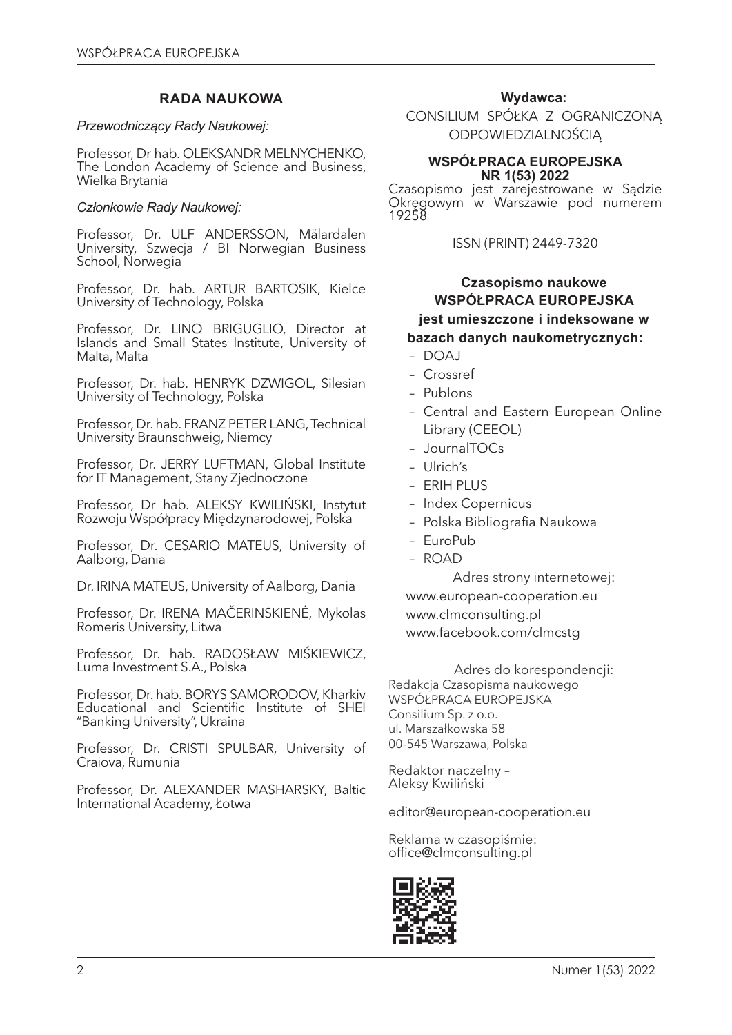## RADA NAUKOWA

*Przewodniczący Rady Naukowej:*

Professor, Dr hab. OLEKSANDR MELNYCHENKO, The London Academy of Science and Business, Wielka Brytania

*Członkowie Rady Naukowej:*

Professor, Dr. ULF ANDERSSON, Mälardalen University, Szwecja / BI Norwegian Business School, Norwegia

Professor, Dr. hab. ARTUR BARTOSIK, Kielce University of Technology, Polska

Professor, Dr. LINO BRIGUGLIO, Director at Islands and Small States Institute, University of Malta, Malta

Professor, Dr. hab. HENRYK DZWIGOL, Silesian University of Technology, Polska

Professor, Dr. hab. FRANZ PETER LANG, Technical University Braunschweig, Niemcy

Professor, Dr. JERRY LUFTMAN, Global Institute for IT Management, Stany Zjednoczone

Professor, Dr hab. ALEKSY KWILIŃSKI, Instytut Rozwoju Współpracy Międzynarodowej, Polska

Professor, Dr. CESARIO MATEUS, University of Aalborg, Dania

Dr. IRINA MATEUS, University of Aalborg, Dania

Professor, Dr. IRENA MAČERINSKIENĖ, Mykolas Romeris University, Litwa

Professor, Dr. hab. RADOSŁAW MIŚKIEWICZ, Luma Investment S.A., Polska

Professor, Dr. hab. BORYS SAMORODOV, Kharkiv Educational and Scientific Institute of SHEI "Banking University", Ukraina

Professor, Dr. CRISTI SPULBAR, University of Craiova, Rumunia

Professor, Dr. ALEXANDER MASHARSKY, Baltic International Academy, Łotwa

**Wydawca:**

CONSILIUM SPÓŁKA Z OGRANICZONĄ ODPOWIEDZIALNOŚCIĄ

**WSPÓŁPRACA EUROPEJSKA**
**NR 1(53) 2022**

Czasopismo jest zarejestrowane w Sądzie Okręgowym w Warszawie pod numerem 19258

ISSN (PRINT) 2449-7320

**Czasopismo naukowe WSPÓŁPRACA EUROPEJSKA jest umieszczone i indeksowane w bazach danych naukometrycznych:**

- DOAJ
- Crossref
- Publons
- Central and Eastern European Online Library (CEEOL)
- JournalTOCs
- Ulrich's
- ERIH PLUS
- Index Copernicus
- Polska Bibliografia Naukowa
- EuroPub
- ROAD

Adres strony internetowej:
www.european-cooperation.eu
www.clmconsulting.pl
www.facebook.com/clmcstg

Adres do korespondencji:
Redakcja Czasopisma naukowego WSPÓŁPRACA EUROPEJSKA
Consilium Sp. z o.o.
ul. Marszałkowska 58
00-545 Warszawa, Polska

Redaktor naczelny – Aleksy Kwiliński

editor@european-cooperation.eu

Reklama w czasopiśmie:
office@clmconsulting.pl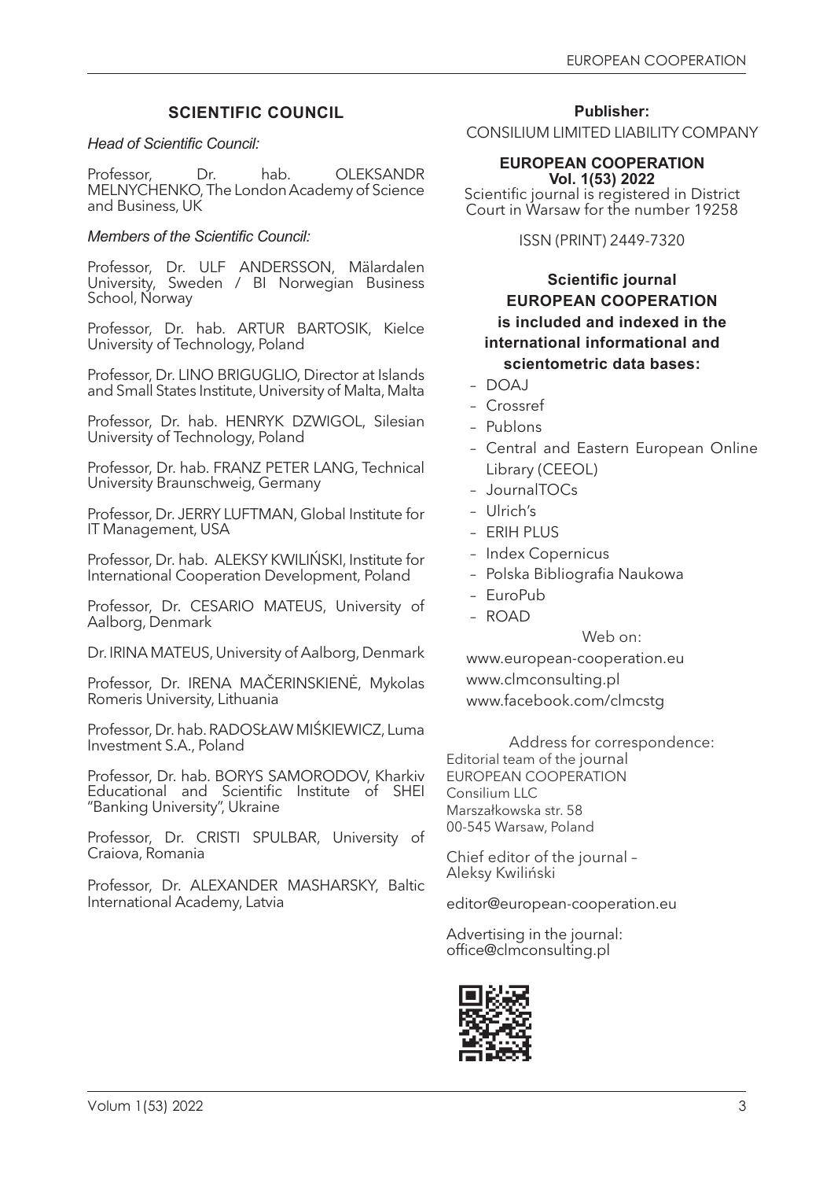## SCIENTIFIC COUNCIL

*Head of Scientific Council:*

Professor, Dr. hab. OLEKSANDR MELNYCHENKO, The London Academy of Science and Business, UK

*Members of the Scientific Council:*

Professor, Dr. ULF ANDERSSON, Mälardalen University, Sweden / BI Norwegian Business School, Norway

Professor, Dr. hab. ARTUR BARTOSIK, Kielce University of Technology, Poland

Professor, Dr. LINO BRIGUGLIO, Director at Islands and Small States Institute, University of Malta, Malta

Professor, Dr. hab. HENRYK DZWIGOL, Silesian University of Technology, Poland

Professor, Dr. hab. FRANZ PETER LANG, Technical University Braunschweig, Germany

Professor, Dr. JERRY LUFTMAN, Global Institute for IT Management, USA

Professor, Dr. hab. ALEKSY KWILIŃSKI, Institute for International Cooperation Development, Poland

Professor, Dr. CESARIO MATEUS, University of Aalborg, Denmark

Dr. IRINA MATEUS, University of Aalborg, Denmark

Professor, Dr. IRENA MAČERINSKIENĖ, Mykolas Romeris University, Lithuania

Professor, Dr. hab. RADOSŁAW MIŚKIEWICZ, Luma Investment S.A., Poland

Professor, Dr. hab. BORYS SAMORODOV, Kharkiv Educational and Scientific Institute of SHEI "Banking University", Ukraine

Professor, Dr. CRISTI SPULBAR, University of Craiova, Romania

Professor, Dr. ALEXANDER MASHARSKY, Baltic International Academy, Latvia

**Publisher:**

CONSILIUM LIMITED LIABILITY COMPANY

**EUROPEAN COOPERATION**
**Vol. 1(53) 2022**

Scientific journal is registered in District Court in Warsaw for the number 19258

ISSN (PRINT) 2449-7320

**Scientific journal EUROPEAN COOPERATION is included and indexed in the international informational and scientometric data bases:**

- DOAJ
- Crossref
- Publons
- Central and Eastern European Online Library (CEEOL)
- JournalTOCs
- Ulrich's
- ERIH PLUS
- Index Copernicus
- Polska Bibliografia Naukowa
- EuroPub
- ROAD

Web on:

www.european-cooperation.eu
www.clmconsulting.pl
www.facebook.com/clmcstg

Address for correspondence:
Editorial team of the journal
EUROPEAN COOPERATION
Consilium LLC
Marszałkowska str. 58
00-545 Warsaw, Poland

Chief editor of the journal – Aleksy Kwiliński

editor@european-cooperation.eu

Advertising in the journal:
office@clmconsulting.pl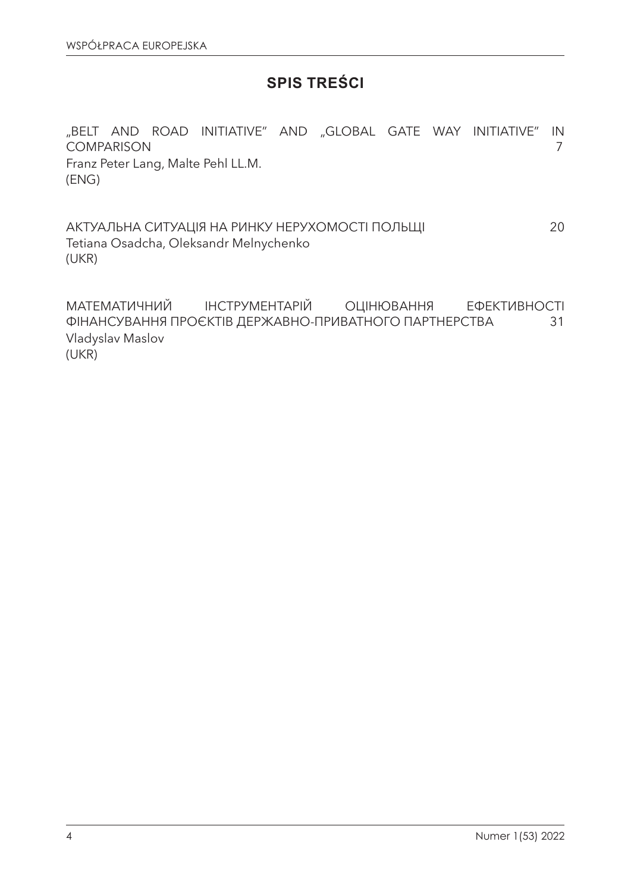# SPIS TREŚCI

„BELT AND ROAD INITIATIVE" AND „GLOBAL GATE WAY INITIATIVE" IN COMPARISON 7
Franz Peter Lang, Malte Pehl LL.M.
(ENG)

АКТУАЛЬНА СИТУАЦІЯ НА РИНКУ НЕРУХОМОСТІ ПОЛЬЩІ 20
Tetiana Osadcha, Oleksandr Melnychenko
(UKR)

МАТЕМАТИЧНИЙ ІНСТРУМЕНТАРІЙ ОЦІНЮВАННЯ ЕФЕКТИВНОСТІ ФІНАНСУВАННЯ ПРОЄКТІВ ДЕРЖАВНО-ПРИВАТНОГО ПАРТНЕРСТВА 31
Vladyslav Maslov
(UKR)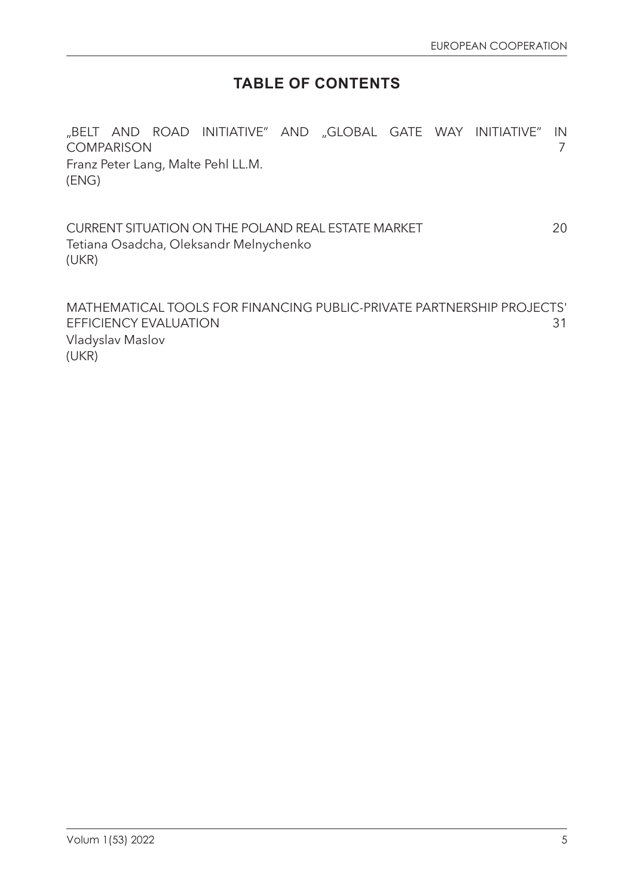# TABLE OF CONTENTS

„BELT AND ROAD INITIATIVE" AND „GLOBAL GATE WAY INITIATIVE" IN COMPARISON 7
Franz Peter Lang, Malte Pehl LL.M.
(ENG)

CURRENT SITUATION ON THE POLAND REAL ESTATE MARKET 20
Tetiana Osadcha, Oleksandr Melnychenko
(UKR)

MATHEMATICAL TOOLS FOR FINANCING PUBLIC-PRIVATE PARTNERSHIP PROJECTS' EFFICIENCY EVALUATION 31
Vladyslav Maslov
(UKR)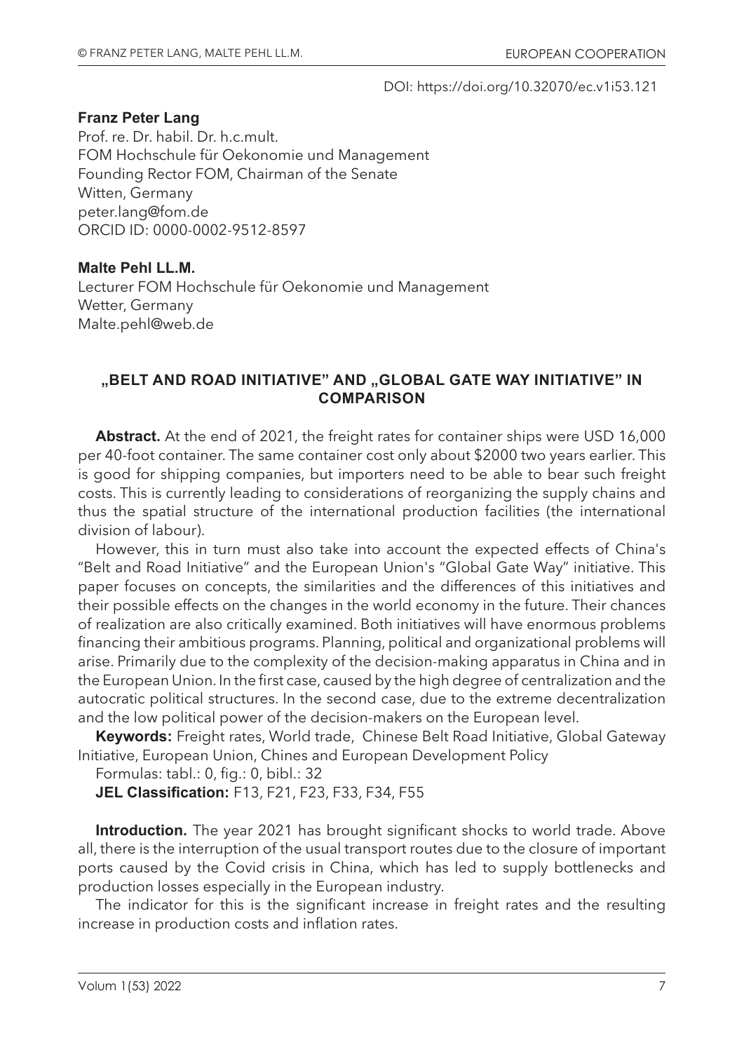DOI: https://doi.org/10.32070/ec.v1i53.121

**Franz Peter Lang**
Prof. re. Dr. habil. Dr. h.c.mult.
FOM Hochschule für Oekonomie und Management
Founding Rector FOM, Chairman of the Senate
Witten, Germany
peter.lang@fom.de
ORCID ID: 0000-0002-9512-8597

**Malte Pehl LL.M.**
Lecturer FOM Hochschule für Oekonomie und Management
Wetter, Germany
Malte.pehl@web.de

## „BELT AND ROAD INITIATIVE" AND „GLOBAL GATE WAY INITIATIVE" IN COMPARISON

**Abstract.** At the end of 2021, the freight rates for container ships were USD 16,000 per 40-foot container. The same container cost only about $2000 two years earlier. This is good for shipping companies, but importers need to be able to bear such freight costs. This is currently leading to considerations of reorganizing the supply chains and thus the spatial structure of the international production facilities (the international division of labour).

However, this in turn must also take into account the expected effects of China's "Belt and Road Initiative" and the European Union's "Global Gate Way" initiative. This paper focuses on concepts, the similarities and the differences of this initiatives and their possible effects on the changes in the world economy in the future. Their chances of realization are also critically examined. Both initiatives will have enormous problems financing their ambitious programs. Planning, political and organizational problems will arise. Primarily due to the complexity of the decision-making apparatus in China and in the European Union. In the first case, caused by the high degree of centralization and the autocratic political structures. In the second case, due to the extreme decentralization and the low political power of the decision-makers on the European level.

**Keywords:** Freight rates, World trade, Chinese Belt Road Initiative, Global Gateway Initiative, European Union, Chines and European Development Policy

Formulas: tabl.: 0, fig.: 0, bibl.: 32

**JEL Classification:** F13, F21, F23, F33, F34, F55

**Introduction.** The year 2021 has brought significant shocks to world trade. Above all, there is the interruption of the usual transport routes due to the closure of important ports caused by the Covid crisis in China, which has led to supply bottlenecks and production losses especially in the European industry.

The indicator for this is the significant increase in freight rates and the resulting increase in production costs and inflation rates.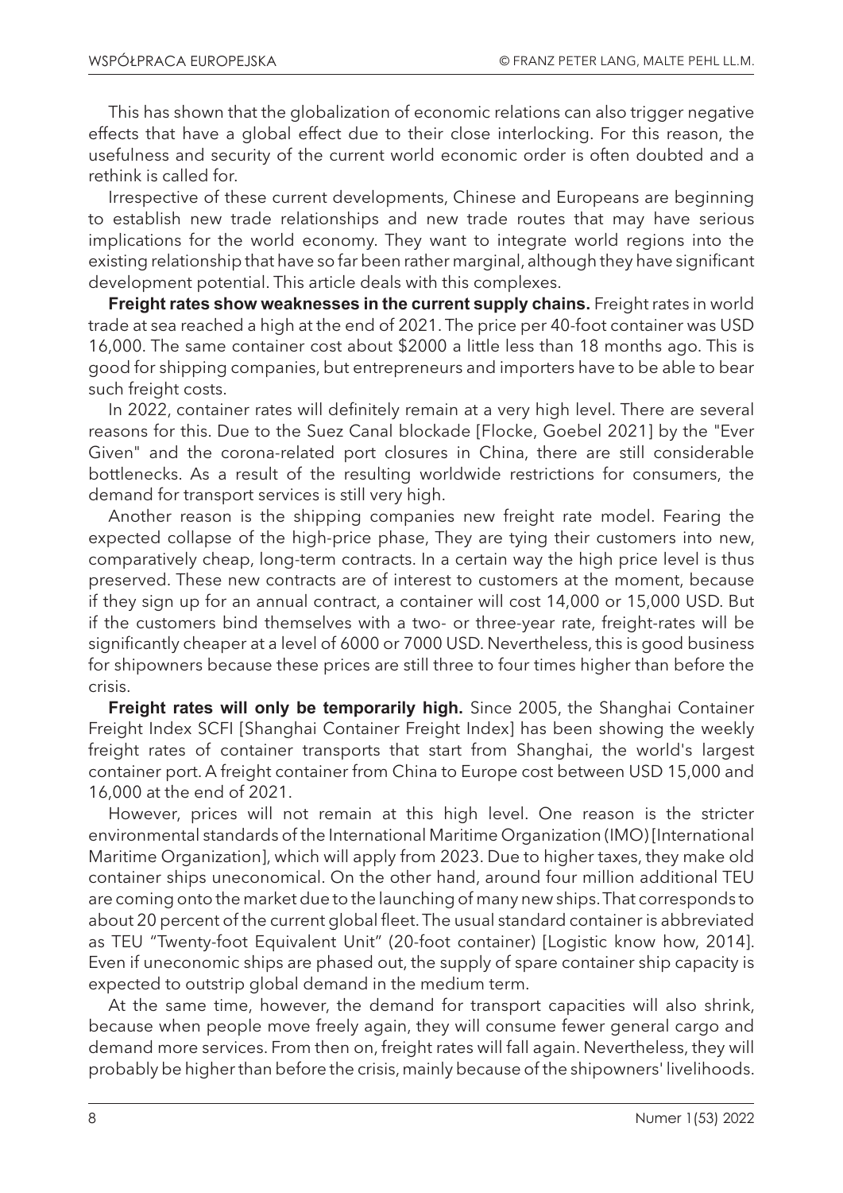This has shown that the globalization of economic relations can also trigger negative effects that have a global effect due to their close interlocking. For this reason, the usefulness and security of the current world economic order is often doubted and a rethink is called for.

Irrespective of these current developments, Chinese and Europeans are beginning to establish new trade relationships and new trade routes that may have serious implications for the world economy. They want to integrate world regions into the existing relationship that have so far been rather marginal, although they have significant development potential. This article deals with this complexes.

**Freight rates show weaknesses in the current supply chains.** Freight rates in world trade at sea reached a high at the end of 2021. The price per 40-foot container was USD 16,000. The same container cost about $2000 a little less than 18 months ago. This is good for shipping companies, but entrepreneurs and importers have to be able to bear such freight costs.

In 2022, container rates will definitely remain at a very high level. There are several reasons for this. Due to the Suez Canal blockade [Flocke, Goebel 2021] by the "Ever Given" and the corona-related port closures in China, there are still considerable bottlenecks. As a result of the resulting worldwide restrictions for consumers, the demand for transport services is still very high.

Another reason is the shipping companies new freight rate model. Fearing the expected collapse of the high-price phase, They are tying their customers into new, comparatively cheap, long-term contracts. In a certain way the high price level is thus preserved. These new contracts are of interest to customers at the moment, because if they sign up for an annual contract, a container will cost 14,000 or 15,000 USD. But if the customers bind themselves with a two- or three-year rate, freight-rates will be significantly cheaper at a level of 6000 or 7000 USD. Nevertheless, this is good business for shipowners because these prices are still three to four times higher than before the crisis.

**Freight rates will only be temporarily high.** Since 2005, the Shanghai Container Freight Index SCFI [Shanghai Container Freight Index] has been showing the weekly freight rates of container transports that start from Shanghai, the world's largest container port. A freight container from China to Europe cost between USD 15,000 and 16,000 at the end of 2021.

However, prices will not remain at this high level. One reason is the stricter environmental standards of the International Maritime Organization (IMO) [International Maritime Organization], which will apply from 2023. Due to higher taxes, they make old container ships uneconomical. On the other hand, around four million additional TEU are coming onto the market due to the launching of many new ships. That corresponds to about 20 percent of the current global fleet. The usual standard container is abbreviated as TEU "Twenty-foot Equivalent Unit" (20-foot container) [Logistic know how, 2014]. Even if uneconomic ships are phased out, the supply of spare container ship capacity is expected to outstrip global demand in the medium term.

At the same time, however, the demand for transport capacities will also shrink, because when people move freely again, they will consume fewer general cargo and demand more services. From then on, freight rates will fall again. Nevertheless, they will probably be higher than before the crisis, mainly because of the shipowners' livelihoods.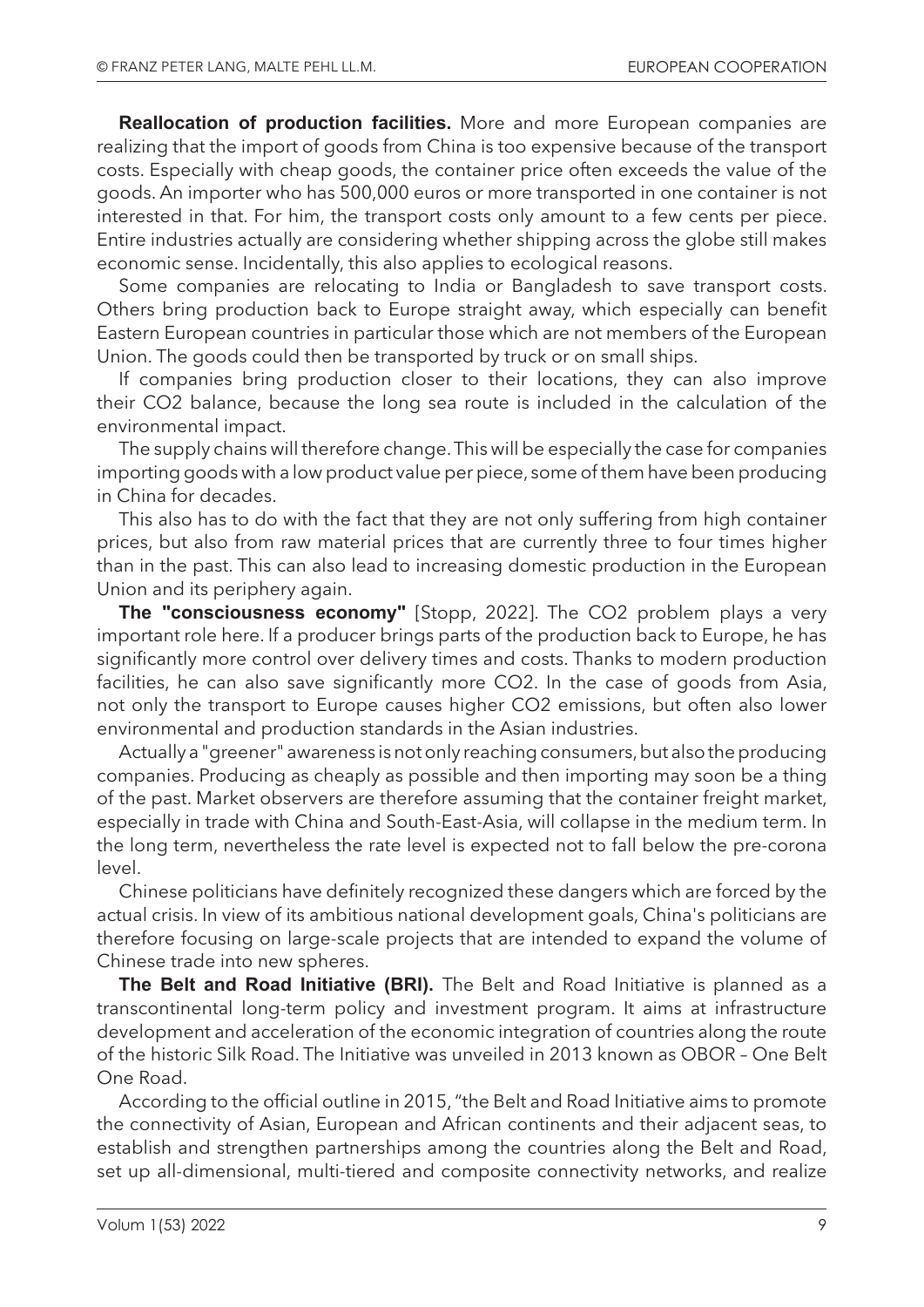**Reallocation of production facilities.** More and more European companies are realizing that the import of goods from China is too expensive because of the transport costs. Especially with cheap goods, the container price often exceeds the value of the goods. An importer who has 500,000 euros or more transported in one container is not interested in that. For him, the transport costs only amount to a few cents per piece. Entire industries actually are considering whether shipping across the globe still makes economic sense. Incidentally, this also applies to ecological reasons.

Some companies are relocating to India or Bangladesh to save transport costs. Others bring production back to Europe straight away, which especially can benefit Eastern European countries in particular those which are not members of the European Union. The goods could then be transported by truck or on small ships.

If companies bring production closer to their locations, they can also improve their $CO_2$ balance, because the long sea route is included in the calculation of the environmental impact.

The supply chains will therefore change. This will be especially the case for companies importing goods with a low product value per piece, some of them have been producing in China for decades.

This also has to do with the fact that they are not only suffering from high container prices, but also from raw material prices that are currently three to four times higher than in the past. This can also lead to increasing domestic production in the European Union and its periphery again.

**The "consciousness economy"** [Stopp, 2022]. The $CO_2$ problem plays a very important role here. If a producer brings parts of the production back to Europe, he has significantly more control over delivery times and costs. Thanks to modern production facilities, he can also save significantly more $CO_2$. In the case of goods from Asia, not only the transport to Europe causes higher $CO_2$ emissions, but often also lower environmental and production standards in the Asian industries.

Actually a "greener" awareness is not only reaching consumers, but also the producing companies. Producing as cheaply as possible and then importing may soon be a thing of the past. Market observers are therefore assuming that the container freight market, especially in trade with China and South-East-Asia, will collapse in the medium term. In the long term, nevertheless the rate level is expected not to fall below the pre-corona level.

Chinese politicians have definitely recognized these dangers which are forced by the actual crisis. In view of its ambitious national development goals, China's politicians are therefore focusing on large-scale projects that are intended to expand the volume of Chinese trade into new spheres.

**The Belt and Road Initiative (BRI).** The Belt and Road Initiative is planned as a transcontinental long-term policy and investment program. It aims at infrastructure development and acceleration of the economic integration of countries along the route of the historic Silk Road. The Initiative was unveiled in 2013 known as OBOR – One Belt One Road.

According to the official outline in 2015, "the Belt and Road Initiative aims to promote the connectivity of Asian, European and African continents and their adjacent seas, to establish and strengthen partnerships among the countries along the Belt and Road, set up all-dimensional, multi-tiered and composite connectivity networks, and realize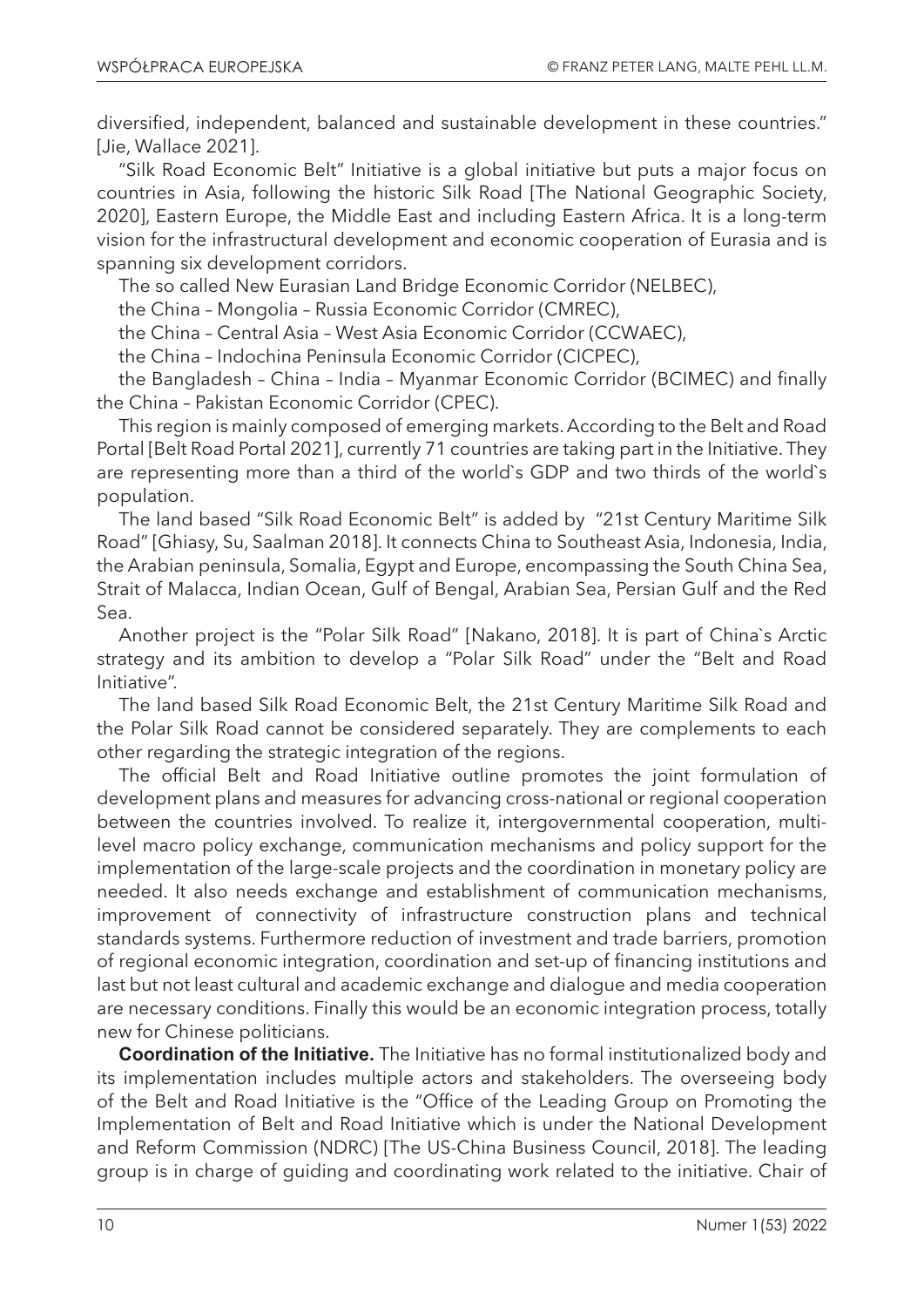diversified, independent, balanced and sustainable development in these countries." [Jie, Wallace 2021].

"Silk Road Economic Belt" Initiative is a global initiative but puts a major focus on countries in Asia, following the historic Silk Road [The National Geographic Society, 2020], Eastern Europe, the Middle East and including Eastern Africa. It is a long-term vision for the infrastructural development and economic cooperation of Eurasia and is spanning six development corridors.

The so called New Eurasian Land Bridge Economic Corridor (NELBEC),

the China – Mongolia – Russia Economic Corridor (CMREC),

the China – Central Asia – West Asia Economic Corridor (CCWAEC),

the China – Indochina Peninsula Economic Corridor (CICPEC),

the Bangladesh – China – India – Myanmar Economic Corridor (BCIMEC) and finally the China – Pakistan Economic Corridor (CPEC).

This region is mainly composed of emerging markets. According to the Belt and Road Portal [Belt Road Portal 2021], currently 71 countries are taking part in the Initiative. They are representing more than a third of the world`s GDP and two thirds of the world`s population.

The land based "Silk Road Economic Belt" is added by "21st Century Maritime Silk Road" [Ghiasy, Su, Saalman 2018]. It connects China to Southeast Asia, Indonesia, India, the Arabian peninsula, Somalia, Egypt and Europe, encompassing the South China Sea, Strait of Malacca, Indian Ocean, Gulf of Bengal, Arabian Sea, Persian Gulf and the Red Sea.

Another project is the "Polar Silk Road" [Nakano, 2018]. It is part of China`s Arctic strategy and its ambition to develop a "Polar Silk Road" under the "Belt and Road Initiative".

The land based Silk Road Economic Belt, the 21st Century Maritime Silk Road and the Polar Silk Road cannot be considered separately. They are complements to each other regarding the strategic integration of the regions.

The official Belt and Road Initiative outline promotes the joint formulation of development plans and measures for advancing cross-national or regional cooperation between the countries involved. To realize it, intergovernmental cooperation, multi-level macro policy exchange, communication mechanisms and policy support for the implementation of the large-scale projects and the coordination in monetary policy are needed. It also needs exchange and establishment of communication mechanisms, improvement of connectivity of infrastructure construction plans and technical standards systems. Furthermore reduction of investment and trade barriers, promotion of regional economic integration, coordination and set-up of financing institutions and last but not least cultural and academic exchange and dialogue and media cooperation are necessary conditions. Finally this would be an economic integration process, totally new for Chinese politicians.

**Coordination of the Initiative.** The Initiative has no formal institutionalized body and its implementation includes multiple actors and stakeholders. The overseeing body of the Belt and Road Initiative is the "Office of the Leading Group on Promoting the Implementation of Belt and Road Initiative which is under the National Development and Reform Commission (NDRC) [The US-China Business Council, 2018]. The leading group is in charge of guiding and coordinating work related to the initiative. Chair of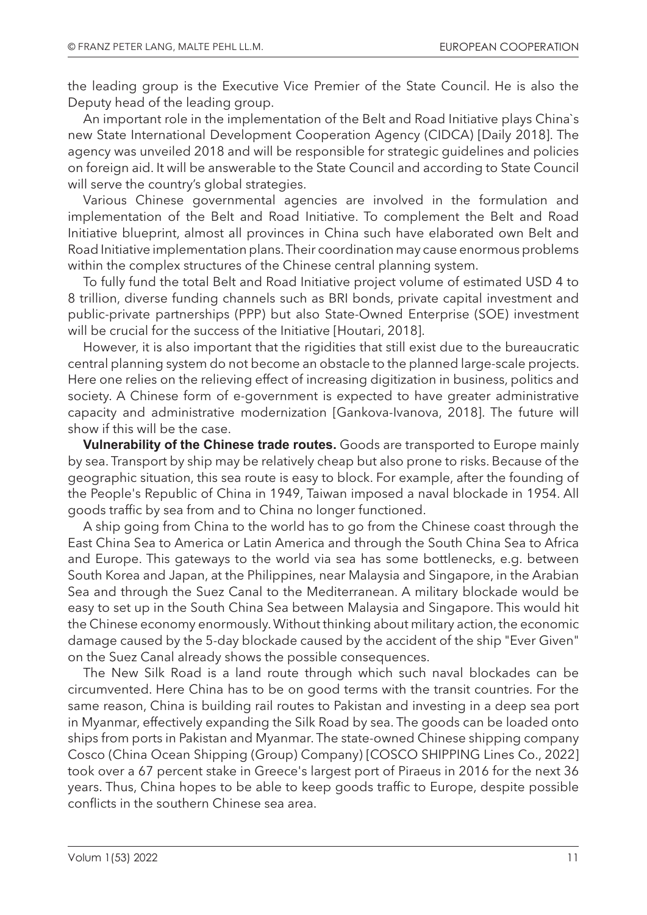the leading group is the Executive Vice Premier of the State Council. He is also the Deputy head of the leading group.

An important role in the implementation of the Belt and Road Initiative plays China`s new State International Development Cooperation Agency (CIDCA) [Daily 2018]. The agency was unveiled 2018 and will be responsible for strategic guidelines and policies on foreign aid. It will be answerable to the State Council and according to State Council will serve the country's global strategies.

Various Chinese governmental agencies are involved in the formulation and implementation of the Belt and Road Initiative. To complement the Belt and Road Initiative blueprint, almost all provinces in China such have elaborated own Belt and Road Initiative implementation plans. Their coordination may cause enormous problems within the complex structures of the Chinese central planning system.

To fully fund the total Belt and Road Initiative project volume of estimated USD 4 to 8 trillion, diverse funding channels such as BRI bonds, private capital investment and public-private partnerships (PPP) but also State-Owned Enterprise (SOE) investment will be crucial for the success of the Initiative [Houtari, 2018].

However, it is also important that the rigidities that still exist due to the bureaucratic central planning system do not become an obstacle to the planned large-scale projects. Here one relies on the relieving effect of increasing digitization in business, politics and society. A Chinese form of e-government is expected to have greater administrative capacity and administrative modernization [Gankova-Ivanova, 2018]. The future will show if this will be the case.

**Vulnerability of the Chinese trade routes.** Goods are transported to Europe mainly by sea. Transport by ship may be relatively cheap but also prone to risks. Because of the geographic situation, this sea route is easy to block. For example, after the founding of the People's Republic of China in 1949, Taiwan imposed a naval blockade in 1954. All goods traffic by sea from and to China no longer functioned.

A ship going from China to the world has to go from the Chinese coast through the East China Sea to America or Latin America and through the South China Sea to Africa and Europe. This gateways to the world via sea has some bottlenecks, e.g. between South Korea and Japan, at the Philippines, near Malaysia and Singapore, in the Arabian Sea and through the Suez Canal to the Mediterranean. A military blockade would be easy to set up in the South China Sea between Malaysia and Singapore. This would hit the Chinese economy enormously. Without thinking about military action, the economic damage caused by the 5-day blockade caused by the accident of the ship "Ever Given" on the Suez Canal already shows the possible consequences.

The New Silk Road is a land route through which such naval blockades can be circumvented. Here China has to be on good terms with the transit countries. For the same reason, China is building rail routes to Pakistan and investing in a deep sea port in Myanmar, effectively expanding the Silk Road by sea. The goods can be loaded onto ships from ports in Pakistan and Myanmar. The state-owned Chinese shipping company Cosco (China Ocean Shipping (Group) Company) [COSCO SHIPPING Lines Co., 2022] took over a 67 percent stake in Greece's largest port of Piraeus in 2016 for the next 36 years. Thus, China hopes to be able to keep goods traffic to Europe, despite possible conflicts in the southern Chinese sea area.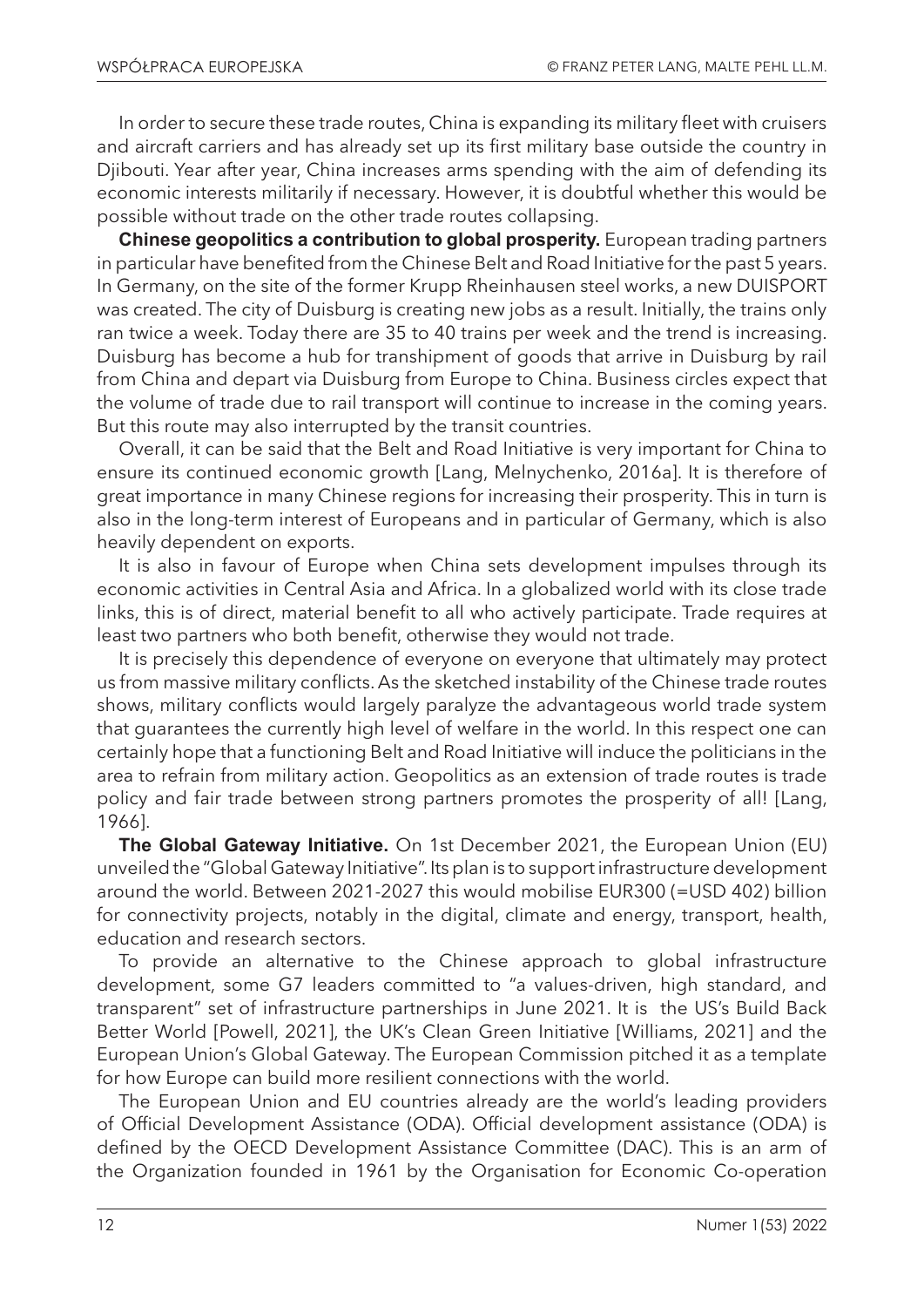In order to secure these trade routes, China is expanding its military fleet with cruisers and aircraft carriers and has already set up its first military base outside the country in Djibouti. Year after year, China increases arms spending with the aim of defending its economic interests militarily if necessary. However, it is doubtful whether this would be possible without trade on the other trade routes collapsing.

**Chinese geopolitics a contribution to global prosperity.** European trading partners in particular have benefited from the Chinese Belt and Road Initiative for the past 5 years. In Germany, on the site of the former Krupp Rheinhausen steel works, a new DUISPORT was created. The city of Duisburg is creating new jobs as a result. Initially, the trains only ran twice a week. Today there are 35 to 40 trains per week and the trend is increasing. Duisburg has become a hub for transhipment of goods that arrive in Duisburg by rail from China and depart via Duisburg from Europe to China. Business circles expect that the volume of trade due to rail transport will continue to increase in the coming years. But this route may also interrupted by the transit countries.

Overall, it can be said that the Belt and Road Initiative is very important for China to ensure its continued economic growth [Lang, Melnychenko, 2016a]. It is therefore of great importance in many Chinese regions for increasing their prosperity. This in turn is also in the long-term interest of Europeans and in particular of Germany, which is also heavily dependent on exports.

It is also in favour of Europe when China sets development impulses through its economic activities in Central Asia and Africa. In a globalized world with its close trade links, this is of direct, material benefit to all who actively participate. Trade requires at least two partners who both benefit, otherwise they would not trade.

It is precisely this dependence of everyone on everyone that ultimately may protect us from massive military conflicts. As the sketched instability of the Chinese trade routes shows, military conflicts would largely paralyze the advantageous world trade system that guarantees the currently high level of welfare in the world. In this respect one can certainly hope that a functioning Belt and Road Initiative will induce the politicians in the area to refrain from military action. Geopolitics as an extension of trade routes is trade policy and fair trade between strong partners promotes the prosperity of all! [Lang, 1966].

**The Global Gateway Initiative.** On 1st December 2021, the European Union (EU) unveiled the "Global Gateway Initiative". Its plan is to support infrastructure development around the world. Between 2021-2027 this would mobilise EUR300 (=USD 402) billion for connectivity projects, notably in the digital, climate and energy, transport, health, education and research sectors.

To provide an alternative to the Chinese approach to global infrastructure development, some G7 leaders committed to "a values-driven, high standard, and transparent" set of infrastructure partnerships in June 2021. It is the US's Build Back Better World [Powell, 2021], the UK's Clean Green Initiative [Williams, 2021] and the European Union's Global Gateway. The European Commission pitched it as a template for how Europe can build more resilient connections with the world.

The European Union and EU countries already are the world's leading providers of Official Development Assistance (ODA). Official development assistance (ODA) is defined by the OECD Development Assistance Committee (DAC). This is an arm of the Organization founded in 1961 by the Organisation for Economic Co-operation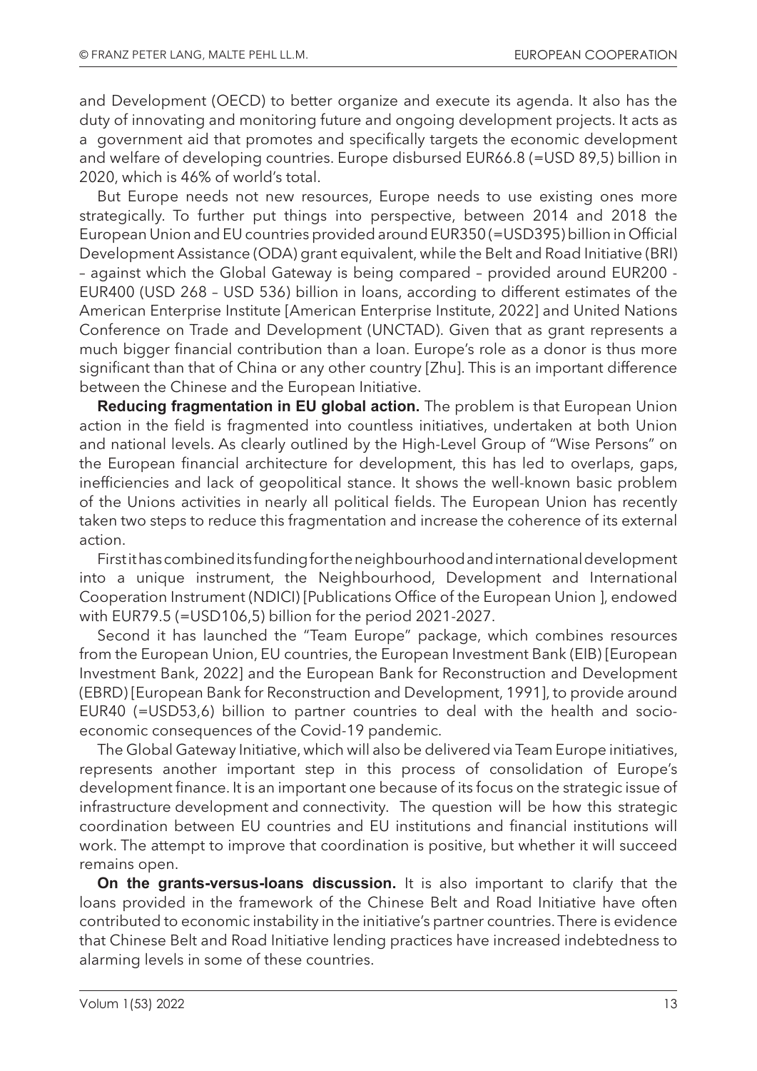and Development (OECD) to better organize and execute its agenda. It also has the duty of innovating and monitoring future and ongoing development projects. It acts as a government aid that promotes and specifically targets the economic development and welfare of developing countries. Europe disbursed EUR66.8 (=USD 89,5) billion in 2020, which is 46% of world's total.

But Europe needs not new resources, Europe needs to use existing ones more strategically. To further put things into perspective, between 2014 and 2018 the European Union and EU countries provided around EUR350 (=USD395) billion in Official Development Assistance (ODA) grant equivalent, while the Belt and Road Initiative (BRI) – against which the Global Gateway is being compared – provided around EUR200 - EUR400 (USD 268 – USD 536) billion in loans, according to different estimates of the American Enterprise Institute [American Enterprise Institute, 2022] and United Nations Conference on Trade and Development (UNCTAD). Given that as grant represents a much bigger financial contribution than a loan. Europe's role as a donor is thus more significant than that of China or any other country [Zhu]. This is an important difference between the Chinese and the European Initiative.

**Reducing fragmentation in EU global action.** The problem is that European Union action in the field is fragmented into countless initiatives, undertaken at both Union and national levels. As clearly outlined by the High-Level Group of "Wise Persons" on the European financial architecture for development, this has led to overlaps, gaps, inefficiencies and lack of geopolitical stance. It shows the well-known basic problem of the Unions activities in nearly all political fields. The European Union has recently taken two steps to reduce this fragmentation and increase the coherence of its external action.

First it has combined its funding for the neighbourhood and international development into a unique instrument, the Neighbourhood, Development and International Cooperation Instrument (NDICI) [Publications Office of the European Union ], endowed with EUR79.5 (=USD106,5) billion for the period 2021-2027.

Second it has launched the "Team Europe" package, which combines resources from the European Union, EU countries, the European Investment Bank (EIB) [European Investment Bank, 2022] and the European Bank for Reconstruction and Development (EBRD) [European Bank for Reconstruction and Development, 1991], to provide around EUR40 (=USD53,6) billion to partner countries to deal with the health and socio-economic consequences of the Covid-19 pandemic.

The Global Gateway Initiative, which will also be delivered via Team Europe initiatives, represents another important step in this process of consolidation of Europe's development finance. It is an important one because of its focus on the strategic issue of infrastructure development and connectivity. The question will be how this strategic coordination between EU countries and EU institutions and financial institutions will work. The attempt to improve that coordination is positive, but whether it will succeed remains open.

**On the grants-versus-loans discussion.** It is also important to clarify that the loans provided in the framework of the Chinese Belt and Road Initiative have often contributed to economic instability in the initiative's partner countries. There is evidence that Chinese Belt and Road Initiative lending practices have increased indebtedness to alarming levels in some of these countries.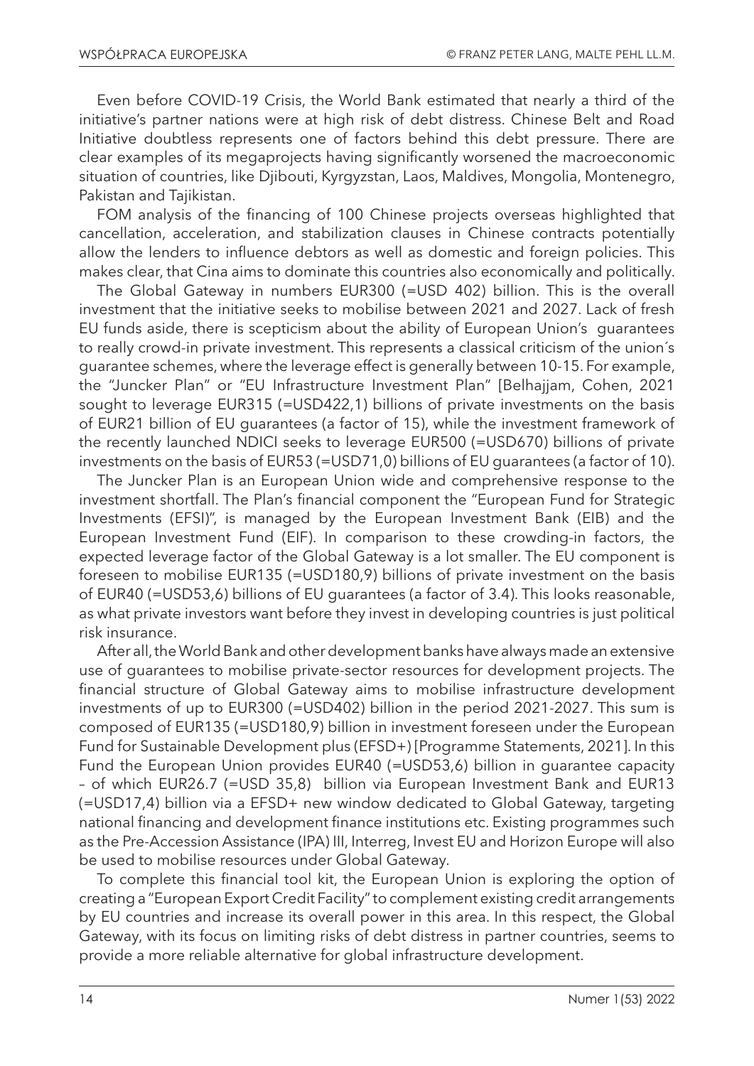Even before COVID-19 Crisis, the World Bank estimated that nearly a third of the initiative's partner nations were at high risk of debt distress. Chinese Belt and Road Initiative doubtless represents one of factors behind this debt pressure. There are clear examples of its megaprojects having significantly worsened the macroeconomic situation of countries, like Djibouti, Kyrgyzstan, Laos, Maldives, Mongolia, Montenegro, Pakistan and Tajikistan.

FOM analysis of the financing of 100 Chinese projects overseas highlighted that cancellation, acceleration, and stabilization clauses in Chinese contracts potentially allow the lenders to influence debtors as well as domestic and foreign policies. This makes clear, that Cina aims to dominate this countries also economically and politically.

The Global Gateway in numbers EUR300 (=USD 402) billion. This is the overall investment that the initiative seeks to mobilise between 2021 and 2027. Lack of fresh EU funds aside, there is scepticism about the ability of European Union's guarantees to really crowd-in private investment. This represents a classical criticism of the union´s guarantee schemes, where the leverage effect is generally between 10-15. For example, the "Juncker Plan" or "EU Infrastructure Investment Plan" [Belhajjam, Cohen, 2021 sought to leverage EUR315 (=USD422,1) billions of private investments on the basis of EUR21 billion of EU guarantees (a factor of 15), while the investment framework of the recently launched NDICI seeks to leverage EUR500 (=USD670) billions of private investments on the basis of EUR53 (=USD71,0) billions of EU guarantees (a factor of 10).

The Juncker Plan is an European Union wide and comprehensive response to the investment shortfall. The Plan's financial component the "European Fund for Strategic Investments (EFSI)", is managed by the European Investment Bank (EIB) and the European Investment Fund (EIF). In comparison to these crowding-in factors, the expected leverage factor of the Global Gateway is a lot smaller. The EU component is foreseen to mobilise EUR135 (=USD180,9) billions of private investment on the basis of EUR40 (=USD53,6) billions of EU guarantees (a factor of 3.4). This looks reasonable, as what private investors want before they invest in developing countries is just political risk insurance.

After all, the World Bank and other development banks have always made an extensive use of guarantees to mobilise private-sector resources for development projects. The financial structure of Global Gateway aims to mobilise infrastructure development investments of up to EUR300 (=USD402) billion in the period 2021-2027. This sum is composed of EUR135 (=USD180,9) billion in investment foreseen under the European Fund for Sustainable Development plus (EFSD+) [Programme Statements, 2021]. In this Fund the European Union provides EUR40 (=USD53,6) billion in guarantee capacity – of which EUR26.7 (=USD 35,8) billion via European Investment Bank and EUR13 (=USD17,4) billion via a EFSD+ new window dedicated to Global Gateway, targeting national financing and development finance institutions etc. Existing programmes such as the Pre-Accession Assistance (IPA) III, Interreg, Invest EU and Horizon Europe will also be used to mobilise resources under Global Gateway.

To complete this financial tool kit, the European Union is exploring the option of creating a "European Export Credit Facility" to complement existing credit arrangements by EU countries and increase its overall power in this area. In this respect, the Global Gateway, with its focus on limiting risks of debt distress in partner countries, seems to provide a more reliable alternative for global infrastructure development.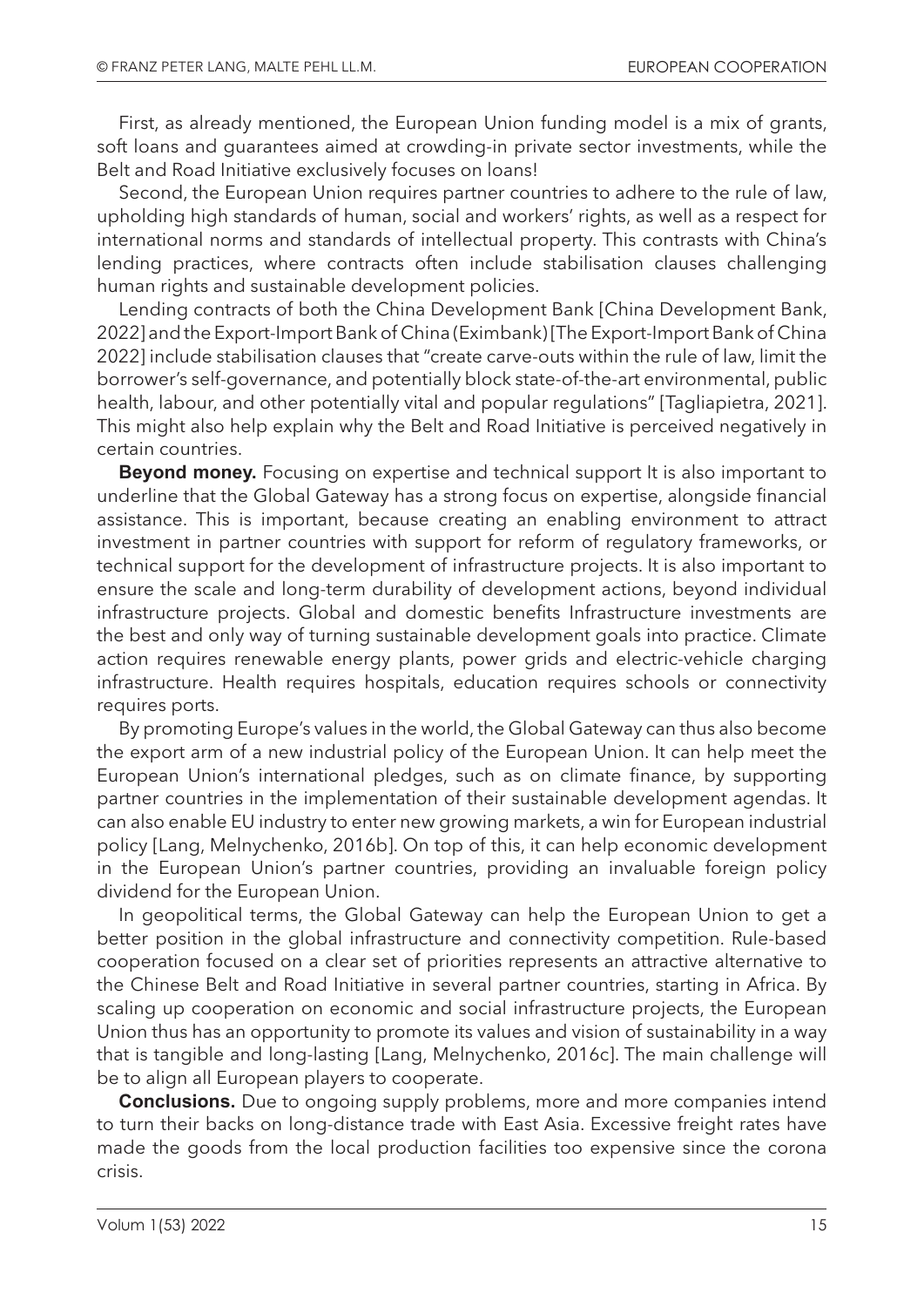First, as already mentioned, the European Union funding model is a mix of grants, soft loans and guarantees aimed at crowding-in private sector investments, while the Belt and Road Initiative exclusively focuses on loans!

Second, the European Union requires partner countries to adhere to the rule of law, upholding high standards of human, social and workers' rights, as well as a respect for international norms and standards of intellectual property. This contrasts with China's lending practices, where contracts often include stabilisation clauses challenging human rights and sustainable development policies.

Lending contracts of both the China Development Bank [China Development Bank, 2022] and the Export-Import Bank of China (Eximbank) [The Export-Import Bank of China 2022] include stabilisation clauses that "create carve-outs within the rule of law, limit the borrower's self-governance, and potentially block state-of-the-art environmental, public health, labour, and other potentially vital and popular regulations" [Tagliapietra, 2021]. This might also help explain why the Belt and Road Initiative is perceived negatively in certain countries.

**Beyond money.** Focusing on expertise and technical support It is also important to underline that the Global Gateway has a strong focus on expertise, alongside financial assistance. This is important, because creating an enabling environment to attract investment in partner countries with support for reform of regulatory frameworks, or technical support for the development of infrastructure projects. It is also important to ensure the scale and long-term durability of development actions, beyond individual infrastructure projects. Global and domestic benefits Infrastructure investments are the best and only way of turning sustainable development goals into practice. Climate action requires renewable energy plants, power grids and electric-vehicle charging infrastructure. Health requires hospitals, education requires schools or connectivity requires ports.

By promoting Europe's values in the world, the Global Gateway can thus also become the export arm of a new industrial policy of the European Union. It can help meet the European Union's international pledges, such as on climate finance, by supporting partner countries in the implementation of their sustainable development agendas. It can also enable EU industry to enter new growing markets, a win for European industrial policy [Lang, Melnychenko, 2016b]. On top of this, it can help economic development in the European Union's partner countries, providing an invaluable foreign policy dividend for the European Union.

In geopolitical terms, the Global Gateway can help the European Union to get a better position in the global infrastructure and connectivity competition. Rule-based cooperation focused on a clear set of priorities represents an attractive alternative to the Chinese Belt and Road Initiative in several partner countries, starting in Africa. By scaling up cooperation on economic and social infrastructure projects, the European Union thus has an opportunity to promote its values and vision of sustainability in a way that is tangible and long-lasting [Lang, Melnychenko, 2016c]. The main challenge will be to align all European players to cooperate.

**Conclusions.** Due to ongoing supply problems, more and more companies intend to turn their backs on long-distance trade with East Asia. Excessive freight rates have made the goods from the local production facilities too expensive since the corona crisis.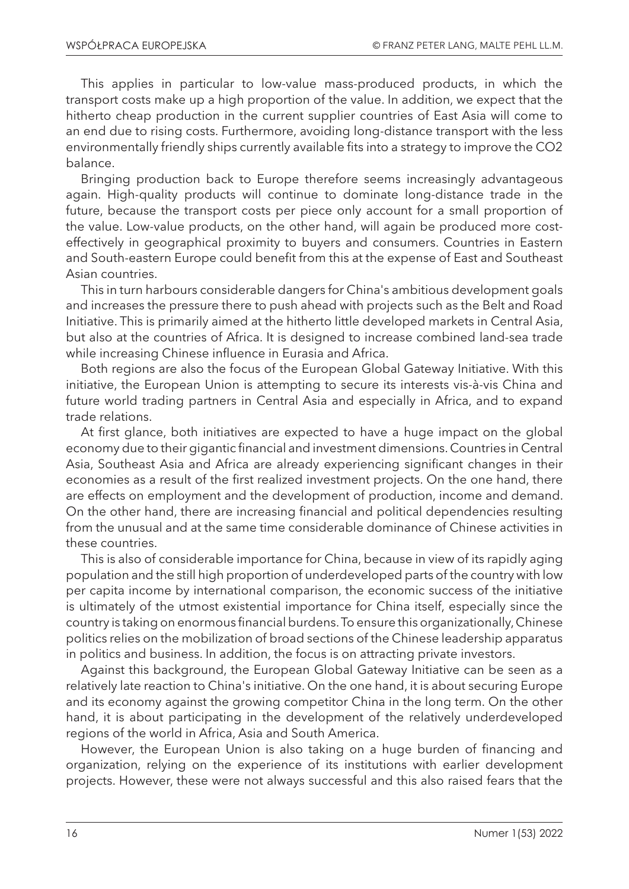This applies in particular to low-value mass-produced products, in which the transport costs make up a high proportion of the value. In addition, we expect that the hitherto cheap production in the current supplier countries of East Asia will come to an end due to rising costs. Furthermore, avoiding long-distance transport with the less environmentally friendly ships currently available fits into a strategy to improve the $CO_2$ balance.

Bringing production back to Europe therefore seems increasingly advantageous again. High-quality products will continue to dominate long-distance trade in the future, because the transport costs per piece only account for a small proportion of the value. Low-value products, on the other hand, will again be produced more cost-effectively in geographical proximity to buyers and consumers. Countries in Eastern and South-eastern Europe could benefit from this at the expense of East and Southeast Asian countries.

This in turn harbours considerable dangers for China's ambitious development goals and increases the pressure there to push ahead with projects such as the Belt and Road Initiative. This is primarily aimed at the hitherto little developed markets in Central Asia, but also at the countries of Africa. It is designed to increase combined land-sea trade while increasing Chinese influence in Eurasia and Africa.

Both regions are also the focus of the European Global Gateway Initiative. With this initiative, the European Union is attempting to secure its interests vis-à-vis China and future world trading partners in Central Asia and especially in Africa, and to expand trade relations.

At first glance, both initiatives are expected to have a huge impact on the global economy due to their gigantic financial and investment dimensions. Countries in Central Asia, Southeast Asia and Africa are already experiencing significant changes in their economies as a result of the first realized investment projects. On the one hand, there are effects on employment and the development of production, income and demand. On the other hand, there are increasing financial and political dependencies resulting from the unusual and at the same time considerable dominance of Chinese activities in these countries.

This is also of considerable importance for China, because in view of its rapidly aging population and the still high proportion of underdeveloped parts of the country with low per capita income by international comparison, the economic success of the initiative is ultimately of the utmost existential importance for China itself, especially since the country is taking on enormous financial burdens. To ensure this organizationally, Chinese politics relies on the mobilization of broad sections of the Chinese leadership apparatus in politics and business. In addition, the focus is on attracting private investors.

Against this background, the European Global Gateway Initiative can be seen as a relatively late reaction to China's initiative. On the one hand, it is about securing Europe and its economy against the growing competitor China in the long term. On the other hand, it is about participating in the development of the relatively underdeveloped regions of the world in Africa, Asia and South America.

However, the European Union is also taking on a huge burden of financing and organization, relying on the experience of its institutions with earlier development projects. However, these were not always successful and this also raised fears that the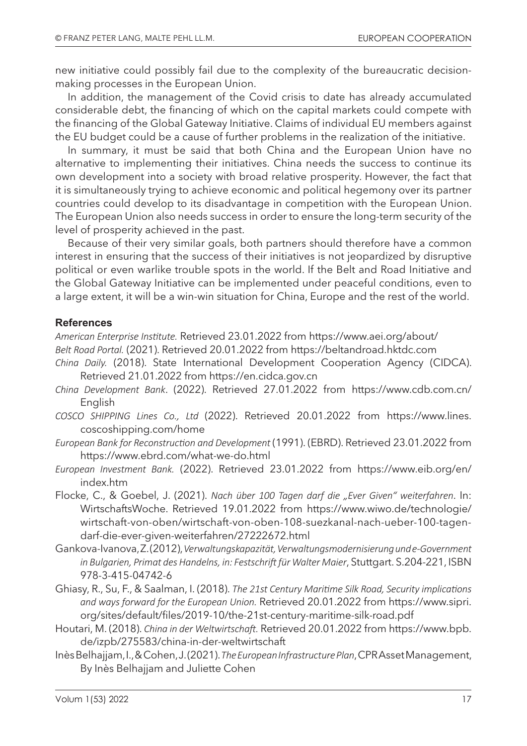new initiative could possibly fail due to the complexity of the bureaucratic decision-making processes in the European Union.

In addition, the management of the Covid crisis to date has already accumulated considerable debt, the financing of which on the capital markets could compete with the financing of the Global Gateway Initiative. Claims of individual EU members against the EU budget could be a cause of further problems in the realization of the initiative.

In summary, it must be said that both China and the European Union have no alternative to implementing their initiatives. China needs the success to continue its own development into a society with broad relative prosperity. However, the fact that it is simultaneously trying to achieve economic and political hegemony over its partner countries could develop to its disadvantage in competition with the European Union. The European Union also needs success in order to ensure the long-term security of the level of prosperity achieved in the past.

Because of their very similar goals, both partners should therefore have a common interest in ensuring that the success of their initiatives is not jeopardized by disruptive political or even warlike trouble spots in the world. If the Belt and Road Initiative and the Global Gateway Initiative can be implemented under peaceful conditions, even to a large extent, it will be a win-win situation for China, Europe and the rest of the world.

## References

*American Enterprise Institute.* Retrieved 23.01.2022 from https://www.aei.org/about/

*Belt Road Portal.* (2021). Retrieved 20.01.2022 from https://beltandroad.hktdc.com

*China Daily.* (2018). State International Development Cooperation Agency (CIDCA). Retrieved 21.01.2022 from https://en.cidca.gov.cn

*China Development Bank*. (2022). Retrieved 27.01.2022 from https://www.cdb.com.cn/English

*COSCO SHIPPING Lines Co., Ltd* (2022). Retrieved 20.01.2022 from https://www.lines.coscoshipping.com/home

*European Bank for Reconstruction and Development* (1991). (EBRD). Retrieved 23.01.2022 from https://www.ebrd.com/what-we-do.html

*European Investment Bank.* (2022). Retrieved 23.01.2022 from https://www.eib.org/en/index.htm

Flocke, C., & Goebel, J. (2021). *Nach über 100 Tagen darf die „Ever Given" weiterfahren*. In: WirtschaftsWoche. Retrieved 19.01.2022 from https://www.wiwo.de/technologie/wirtschaft-von-oben/wirtschaft-von-oben-108-suezkanal-nach-ueber-100-tagen-darf-die-ever-given-weiterfahren/27222672.html

Gankova-Ivanova, Z. (2012), *Verwaltungskapazität, Verwaltungsmodernisierung und e-Government in Bulgarien, Primat des Handelns, in: Festschrift für Walter Maier*, Stuttgart. S.204-221, ISBN 978-3-415-04742-6

Ghiasy, R., Su, F., & Saalman, I. (2018). *The 21st Century Maritime Silk Road, Security implications and ways forward for the European Union.* Retrieved 20.01.2022 from https://www.sipri.org/sites/default/files/2019-10/the-21st-century-maritime-silk-road.pdf

Houtari, M. (2018). *China in der Weltwirtschaft*. Retrieved 20.01.2022 from https://www.bpb.de/izpb/275583/china-in-der-weltwirtschaft

Inès Belhajjam, I., & Cohen, J. (2021). *The European Infrastructure Plan*, CPR Asset Management, By Inès Belhajjam and Juliette Cohen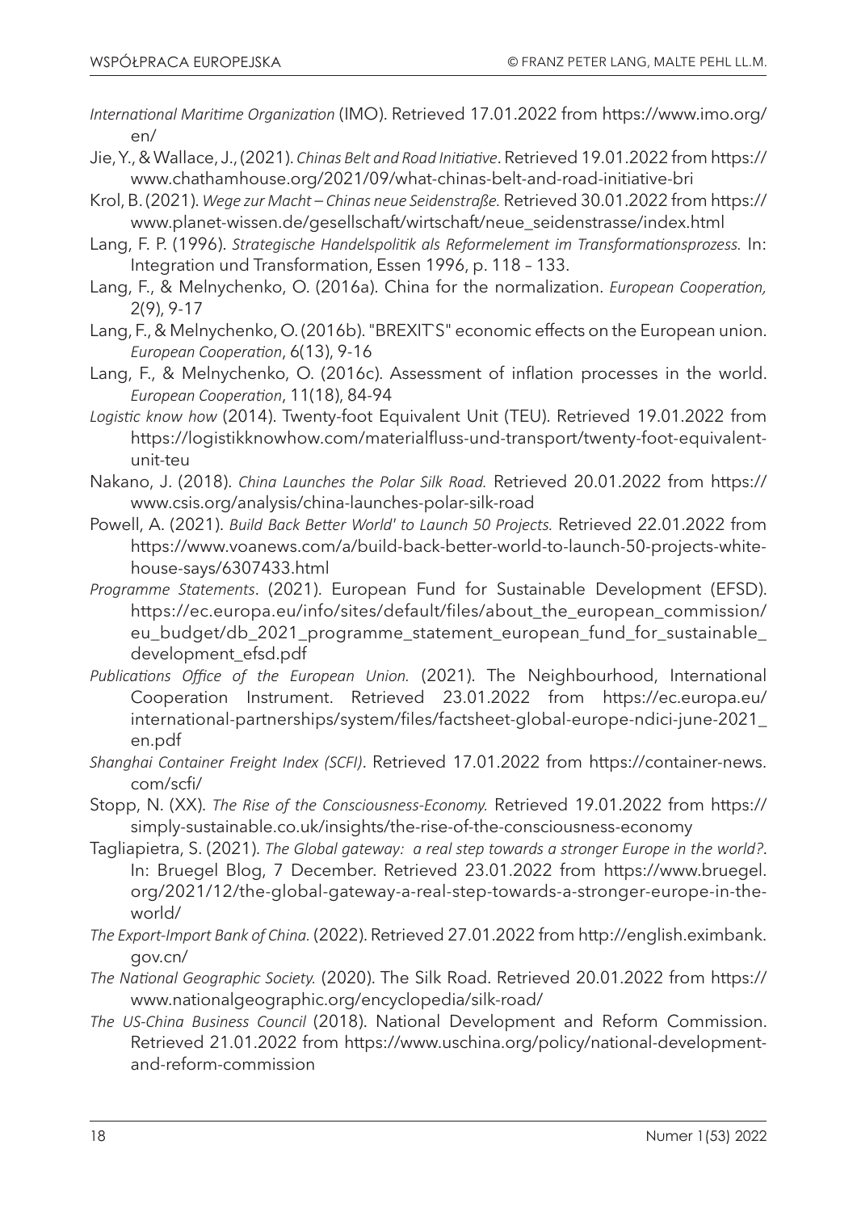*International Maritime Organization* (IMO). Retrieved 17.01.2022 from https://www.imo.org/en/

Jie, Y., & Wallace, J., (2021). *Chinas Belt and Road Initiative*. Retrieved 19.01.2022 from https://www.chathamhouse.org/2021/09/what-chinas-belt-and-road-initiative-bri

Krol, B. (2021). *Wege zur Macht – Chinas neue Seidenstraße.* Retrieved 30.01.2022 from https://www.planet-wissen.de/gesellschaft/wirtschaft/neue_seidenstrasse/index.html

Lang, F. P. (1996). *Strategische Handelspolitik als Reformelement im Transformationsprozess.* In: Integration und Transformation, Essen 1996, p. 118 – 133.

Lang, F., & Melnychenko, O. (2016a). China for the normalization. *European Cooperation,* 2(9), 9-17

Lang, F., & Melnychenko, O. (2016b). "BREXIT`S" economic effects on the European union. *European Cooperation*, 6(13), 9-16

Lang, F., & Melnychenko, O. (2016c). Assessment of inflation processes in the world. *European Cooperation*, 11(18), 84-94

*Logistic know how* (2014). Twenty-foot Equivalent Unit (TEU). Retrieved 19.01.2022 from https://logistikknowhow.com/materialfluss-und-transport/twenty-foot-equivalent-unit-teu

Nakano, J. (2018). *China Launches the Polar Silk Road.* Retrieved 20.01.2022 from https://www.csis.org/analysis/china-launches-polar-silk-road

Powell, A. (2021). *Build Back Better World' to Launch 50 Projects.* Retrieved 22.01.2022 from https://www.voanews.com/a/build-back-better-world-to-launch-50-projects-white-house-says/6307433.html

*Programme Statements*. (2021). European Fund for Sustainable Development (EFSD). https://ec.europa.eu/info/sites/default/files/about_the_european_commission/eu_budget/db_2021_programme_statement_european_fund_for_sustainable_development_efsd.pdf

*Publications Office of the European Union.* (2021). The Neighbourhood, International Cooperation Instrument. Retrieved 23.01.2022 from https://ec.europa.eu/international-partnerships/system/files/factsheet-global-europe-ndici-june-2021_en.pdf

*Shanghai Container Freight Index (SCFI)*. Retrieved 17.01.2022 from https://container-news.com/scfi/

Stopp, N. (XX). *The Rise of the Consciousness-Economy.* Retrieved 19.01.2022 from https://simply-sustainable.co.uk/insights/the-rise-of-the-consciousness-economy

Tagliapietra, S. (2021). *The Global gateway: a real step towards a stronger Europe in the world?*. In: Bruegel Blog, 7 December. Retrieved 23.01.2022 from https://www.bruegel.org/2021/12/the-global-gateway-a-real-step-towards-a-stronger-europe-in-the-world/

*The Export-Import Bank of China.* (2022). Retrieved 27.01.2022 from http://english.eximbank.gov.cn/

*The National Geographic Society.* (2020). The Silk Road. Retrieved 20.01.2022 from https://www.nationalgeographic.org/encyclopedia/silk-road/

*The US-China Business Council* (2018). National Development and Reform Commission. Retrieved 21.01.2022 from https://www.uschina.org/policy/national-development-and-reform-commission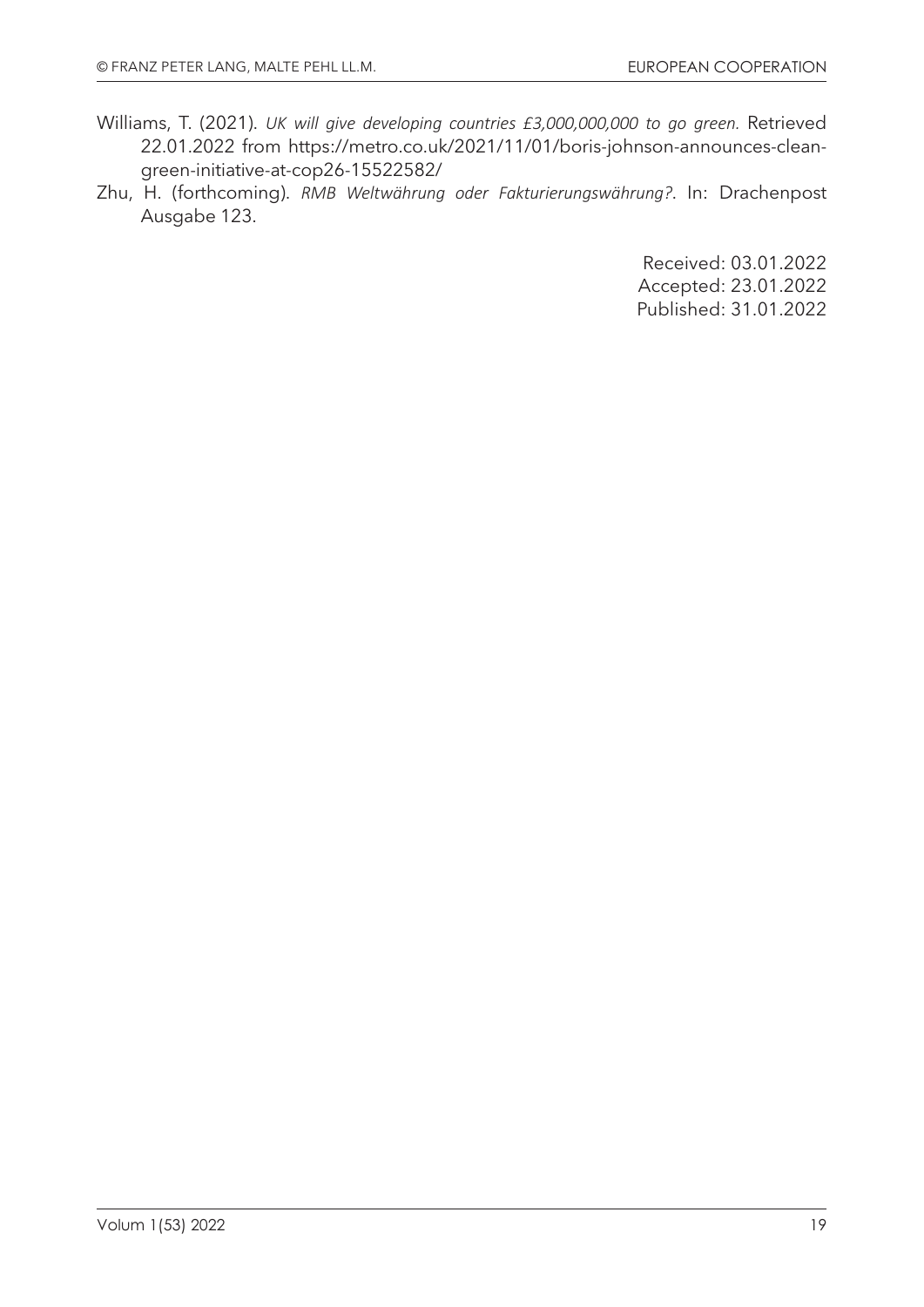Williams, T. (2021). *UK will give developing countries £3,000,000,000 to go green.* Retrieved 22.01.2022 from https://metro.co.uk/2021/11/01/boris-johnson-announces-clean-green-initiative-at-cop26-15522582/

Zhu, H. (forthcoming). *RMB Weltwährung oder Fakturierungswährung?*. In: Drachenpost Ausgabe 123.

Received: 03.01.2022
Accepted: 23.01.2022
Published: 31.01.2022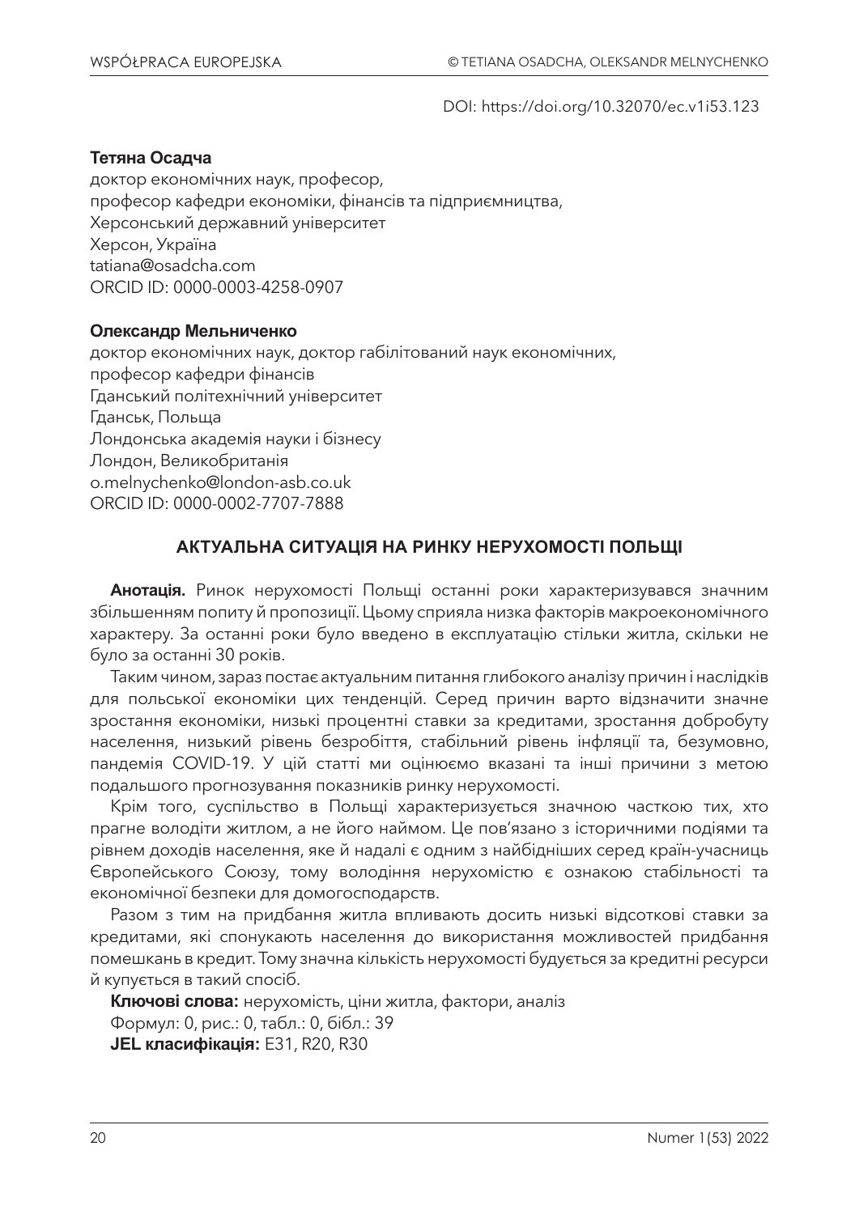DOI: https://doi.org/10.32070/ec.v1i53.123

**Тетяна Осадча**
доктор економічних наук, професор,
професор кафедри економіки, фінансів та підприємництва,
Херсонський державний університет
Херсон, Україна
tatiana@osadcha.com
ORCID ID: 0000-0003-4258-0907

**Олександр Мельниченко**
доктор економічних наук, доктор габілітований наук економічних,
професор кафедри фінансів
Гданський політехнічний університет
Гданськ, Польща
Лондонська академія науки і бізнесу
Лондон, Великобританія
o.melnychenko@london-asb.co.uk
ORCID ID: 0000-0002-7707-7888

# АКТУАЛЬНА СИТУАЦІЯ НА РИНКУ НЕРУХОМОСТІ ПОЛЬЩІ

**Анотація.** Ринок нерухомості Польщі останні роки характеризувався значним збільшенням попиту й пропозиції. Цьому сприяла низка факторів макроекономічного характеру. За останні роки було введено в експлуатацію стільки житла, скільки не було за останні 30 років.

Таким чином, зараз постає актуальним питання глибокого аналізу причин і наслідків для польської економіки цих тенденцій. Серед причин варто відзначити значне зростання економіки, низькі процентні ставки за кредитами, зростання добробуту населення, низький рівень безробіття, стабільний рівень інфляції та, безумовно, пандемія COVID-19. У цій статті ми оцінюємо вказані та інші причини з метою подальшого прогнозування показників ринку нерухомості.

Крім того, суспільство в Польщі характеризується значною часткою тих, хто прагне володіти житлом, а не його наймом. Це пов'язано з історичними подіями та рівнем доходів населення, яке й надалі є одним з найбідніших серед країн-учасниць Європейського Союзу, тому володіння нерухомістю є ознакою стабільності та економічної безпеки для домогосподарств.

Разом з тим на придбання житла впливають досить низькі відсоткові ставки за кредитами, які спонукають населення до використання можливостей придбання помешкань в кредит. Тому значна кількість нерухомості будується за кредитні ресурси й купується в такий спосіб.

**Ключові слова:** нерухомість, ціни житла, фактори, аналіз

Формул: 0, рис.: 0, табл.: 0, бібл.: 39

**JEL класифікація:** E31, R20, R30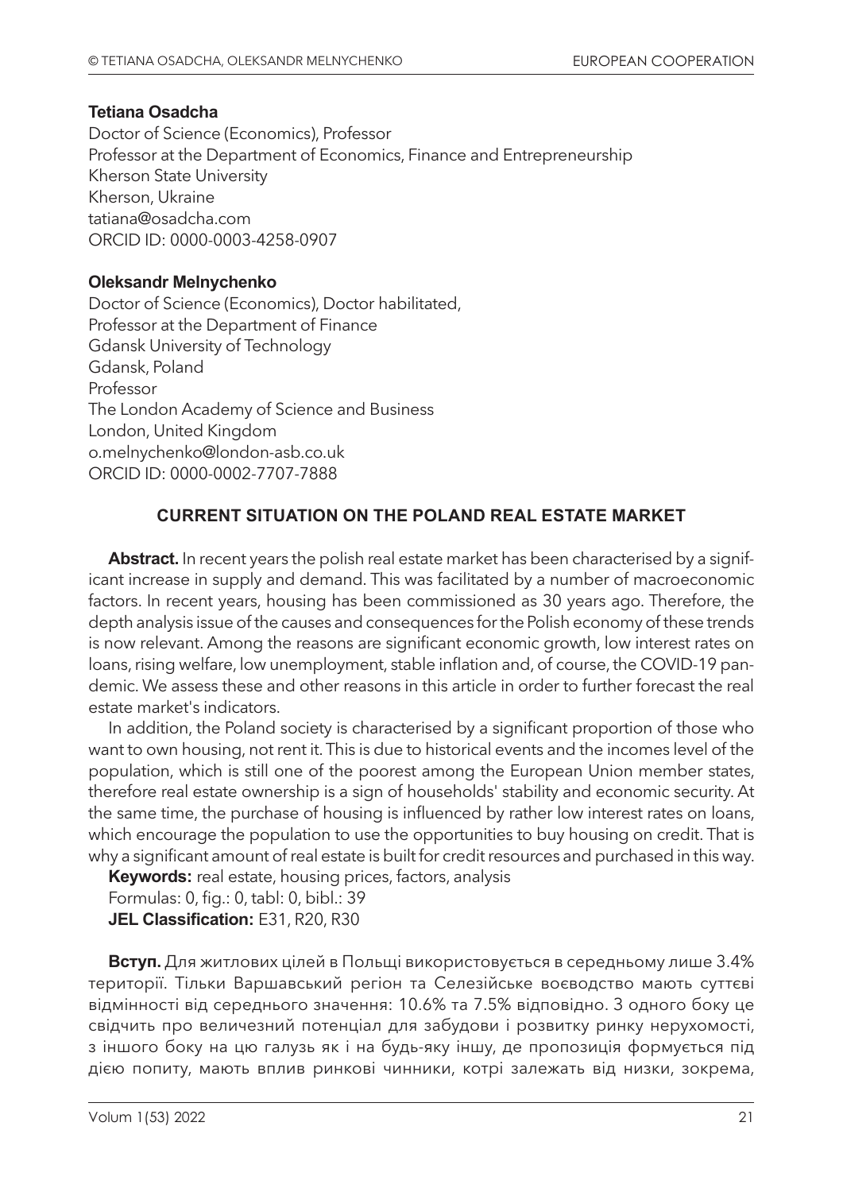**Tetiana Osadcha**
Doctor of Science (Economics), Professor
Professor at the Department of Economics, Finance and Entrepreneurship
Kherson State University
Kherson, Ukraine
tatiana@osadcha.com
ORCID ID: 0000-0003-4258-0907

**Oleksandr Melnychenko**
Doctor of Science (Economics), Doctor habilitated,
Professor at the Department of Finance
Gdansk University of Technology
Gdansk, Poland
Professor
The London Academy of Science and Business
London, United Kingdom
o.melnychenko@london-asb.co.uk
ORCID ID: 0000-0002-7707-7888

## CURRENT SITUATION ON THE POLAND REAL ESTATE MARKET

**Abstract.** In recent years the polish real estate market has been characterised by a significant increase in supply and demand. This was facilitated by a number of macroeconomic factors. In recent years, housing has been commissioned as 30 years ago. Therefore, the depth analysis issue of the causes and consequences for the Polish economy of these trends is now relevant. Among the reasons are significant economic growth, low interest rates on loans, rising welfare, low unemployment, stable inflation and, of course, the COVID-19 pandemic. We assess these and other reasons in this article in order to further forecast the real estate market's indicators.

In addition, the Poland society is characterised by a significant proportion of those who want to own housing, not rent it. This is due to historical events and the incomes level of the population, which is still one of the poorest among the European Union member states, therefore real estate ownership is a sign of households' stability and economic security. At the same time, the purchase of housing is influenced by rather low interest rates on loans, which encourage the population to use the opportunities to buy housing on credit. That is why a significant amount of real estate is built for credit resources and purchased in this way.

**Keywords:** real estate, housing prices, factors, analysis
Formulas: 0, fig.: 0, tabl: 0, bibl.: 39
**JEL Classification:** E31, R20, R30

**Вступ.** Для житлових цілей в Польщі використовується в середньому лише 3.4% території. Тільки Варшавський регіон та Селезійське воєводство мають суттєві відмінності від середнього значення: 10.6% та 7.5% відповідно. З одного боку це свідчить про величезний потенціал для забудови і розвитку ринку нерухомості, з іншого боку на цю галузь як і на будь-яку іншу, де пропозиція формується під дією попиту, мають вплив ринкові чинники, котрі залежать від низки, зокрема,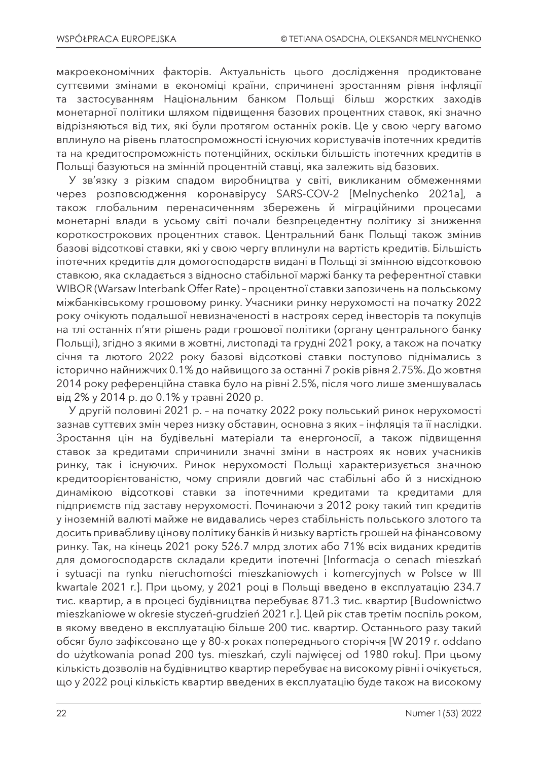макроекономічних факторів. Актуальність цього дослідження продиктоване суттєвими змінами в економіці країни, спричинені зростанням рівня інфляції та застосуванням Національним банком Польщі більш жорстких заходів монетарної політики шляхом підвищення базових процентних ставок, які значно відрізняються від тих, які були протягом останніх років. Це у свою чергу вагомо вплинуло на рівень платоспроможності існуючих користувачів іпотечних кредитів та на кредитоспроможність потенційних, оскільки більшість іпотечних кредитів в Польщі базуються на змінній процентній ставці, яка залежить від базових.

У зв'язку з різким спадом виробництва у світі, викликаним обмеженнями через розповсюдження коронавірусу SARS-COV-2 [Melnychenko 2021a], а також глобальним перенасиченням збережень й міграційними процесами монетарні влади в усьому світі почали безпрецедентну політику зі зниження короткострокових процентних ставок. Центральний банк Польщі також змінив базові відсоткові ставки, які у свою чергу вплинули на вартість кредитів. Більшість іпотечних кредитів для домогосподарств видані в Польщі зі змінною відсотковою ставкою, яка складається з відносно стабільної маржі банку та референтної ставки WIBOR (Warsaw Interbank Offer Rate) – процентної ставки запозичень на польському міжбанківському грошовому ринку. Учасники ринку нерухомості на початку 2022 року очікують подальшої невизначеності в настроях серед інвесторів та покупців на тлі останніх п'яти рішень ради грошової політики (органу центрального банку Польщі), згідно з якими в жовтні, листопаді та грудні 2021 року, а також на початку січня та лютого 2022 року базові відсоткові ставки поступово піднімались з історично найнижчих 0.1% до найвищого за останні 7 років рівня 2.75%. До жовтня 2014 року референційна ставка було на рівні 2.5%, після чого лише зменшувалась від 2% у 2014 р. до 0.1% у травні 2020 р.

У другій половині 2021 р. – на початку 2022 року польський ринок нерухомості зазнав суттєвих змін через низку обставин, основна з яких – інфляція та її наслідки. Зростання цін на будівельні матеріали та енергоносії, а також підвищення ставок за кредитами спричинили значні зміни в настроях як нових учасників ринку, так і існуючих. Ринок нерухомості Польщі характеризується значною кредитоорієнтованістю, чому сприяли довгий час стабільні або й з нисхідною динамікою відсоткові ставки за іпотечними кредитами та кредитами для підприємств під заставу нерухомості. Починаючи з 2012 року такий тип кредитів у іноземній валюті майже не видавались через стабільність польського злотого та досить привабливу цінову політику банків й низьку вартість грошей на фінансовому ринку. Так, на кінець 2021 року 526.7 млрд злотих або 71% всіх виданих кредитів для домогосподарств складали кредити іпотечні [Informacja o cenach mieszkań i sytuacji na rynku nieruchomości mieszkaniowych i komercyjnych w Polsce w III kwartale 2021 r.]. При цьому, у 2021 році в Польщі введено в експлуатацію 234.7 тис. квартир, а в процесі будівництва перебуває 871.3 тис. квартир [Budownictwo mieszkaniowe w okresie styczeń-grudzień 2021 r.]. Цей рік став третім поспіль роком, в якому введено в експлуатацію більше 200 тис. квартир. Останнього разу такий обсяг було зафіксовано ще у 80-х роках попереднього сторіччя [W 2019 r. oddano do użytkowania ponad 200 tys. mieszkań, czyli najwięcej od 1980 roku]. При цьому кількість дозволів на будівництво квартир перебуває на високому рівні і очікується, що у 2022 році кількість квартир введених в експлуатацію буде також на високому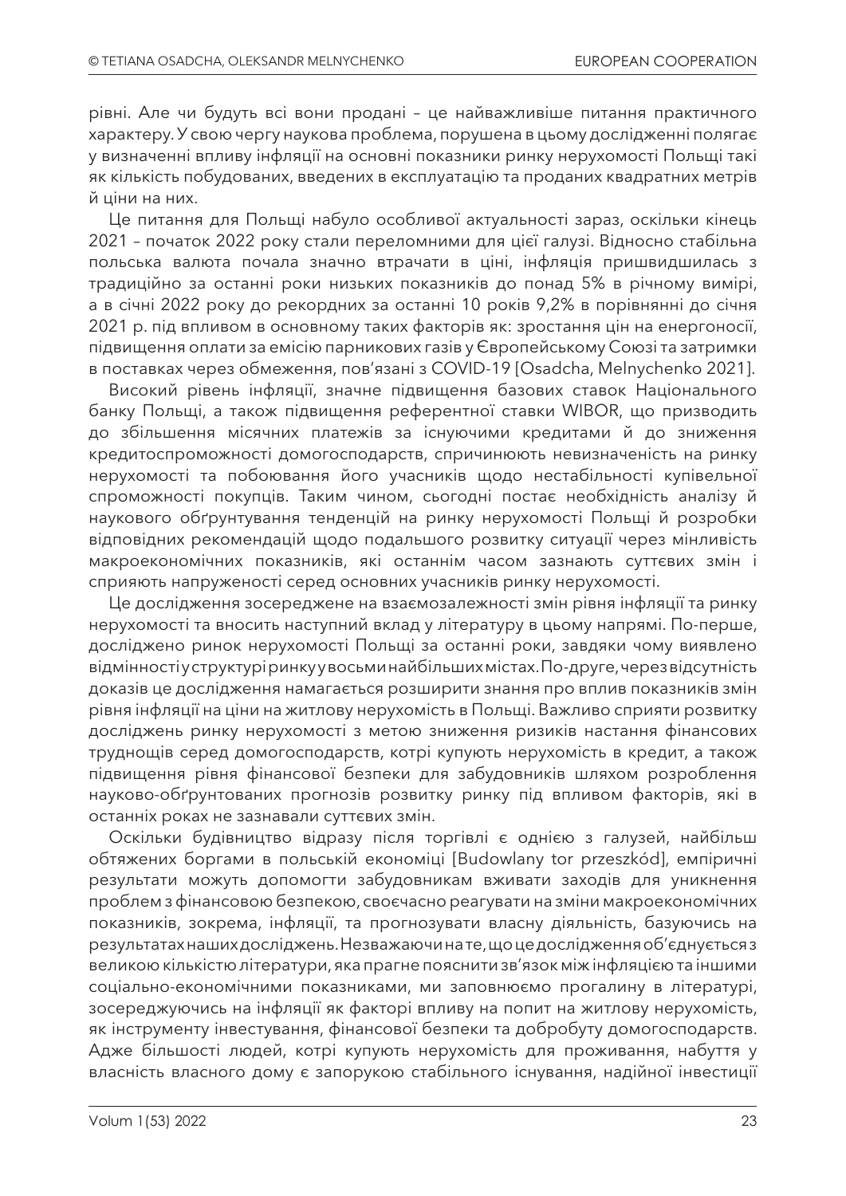рівні. Але чи будуть всі вони продані – це найважливіше питання практичного характеру. У свою чергу наукова проблема, порушена в цьому дослідженні полягає у визначенні впливу інфляції на основні показники ринку нерухомості Польщі такі як кількість побудованих, введених в експлуатацію та проданих квадратних метрів й ціни на них.

Це питання для Польщі набуло особливої актуальності зараз, оскільки кінець 2021 – початок 2022 року стали переломними для цієї галузі. Відносно стабільна польська валюта почала значно втрачати в ціні, інфляція пришвидшилась з традиційно за останні роки низьких показників до понад 5% в річному вимірі, а в січні 2022 року до рекордних за останні 10 років 9,2% в порівнянні до січня 2021 р. під впливом в основному таких факторів як: зростання цін на енергоносії, підвищення оплати за емісію парникових газів у Європейському Союзі та затримки в поставках через обмеження, пов'язані з COVID-19 [Osadcha, Melnychenko 2021].

Високий рівень інфляції, значне підвищення базових ставок Національного банку Польщі, а також підвищення референтної ставки WIBOR, що призводить до збільшення місячних платежів за існуючими кредитами й до зниження кредитоспроможності домогосподарств, спричинюють невизначеність на ринку нерухомості та побоювання його учасників щодо нестабільності купівельної спроможності покупців. Таким чином, сьогодні постає необхідність аналізу й наукового обґрунтування тенденцій на ринку нерухомості Польщі й розробки відповідних рекомендацій щодо подальшого розвитку ситуації через мінливість макроекономічних показників, які останнім часом зазнають суттєвих змін і сприяють напруженості серед основних учасників ринку нерухомості.

Це дослідження зосереджене на взаємозалежності змін рівня інфляції та ринку нерухомості та вносить наступний вклад у літературу в цьому напрямі. По-перше, досліджено ринок нерухомості Польщі за останні роки, завдяки чому виявлено відмінності у структурі ринку у восьми найбільших містах. По-друге, через відсутність доказів це дослідження намагається розширити знання про вплив показників змін рівня інфляції на ціни на житлову нерухомість в Польщі. Важливо сприяти розвитку досліджень ринку нерухомості з метою зниження ризиків настання фінансових труднощів серед домогосподарств, котрі купують нерухомість в кредит, а також підвищення рівня фінансової безпеки для забудовників шляхом розроблення науково-обґрунтованих прогнозів розвитку ринку під впливом факторів, які в останніх роках не зазнавали суттєвих змін.

Оскільки будівництво відразу після торгівлі є однією з галузей, найбільш обтяжених боргами в польській економіці [Budowlany tor przeszkód], емпіричні результати можуть допомогти забудовникам вживати заходів для уникнення проблем з фінансовою безпекою, своєчасно реагувати на зміни макроекономічних показників, зокрема, інфляції, та прогнозувати власну діяльність, базуючись на результатах наших досліджень. Незважаючи на те, що це дослідження об'єднується з великою кількістю літератури, яка прагне пояснити зв'язок між інфляцією та іншими соціально-економічними показниками, ми заповнюємо прогалину в літературі, зосереджуючись на інфляції як факторі впливу на попит на житлову нерухомість, як інструменту інвестування, фінансової безпеки та добробуту домогосподарств. Адже більшості людей, котрі купують нерухомість для проживання, набуття у власність власного дому є запорукою стабільного існування, надійної інвестиції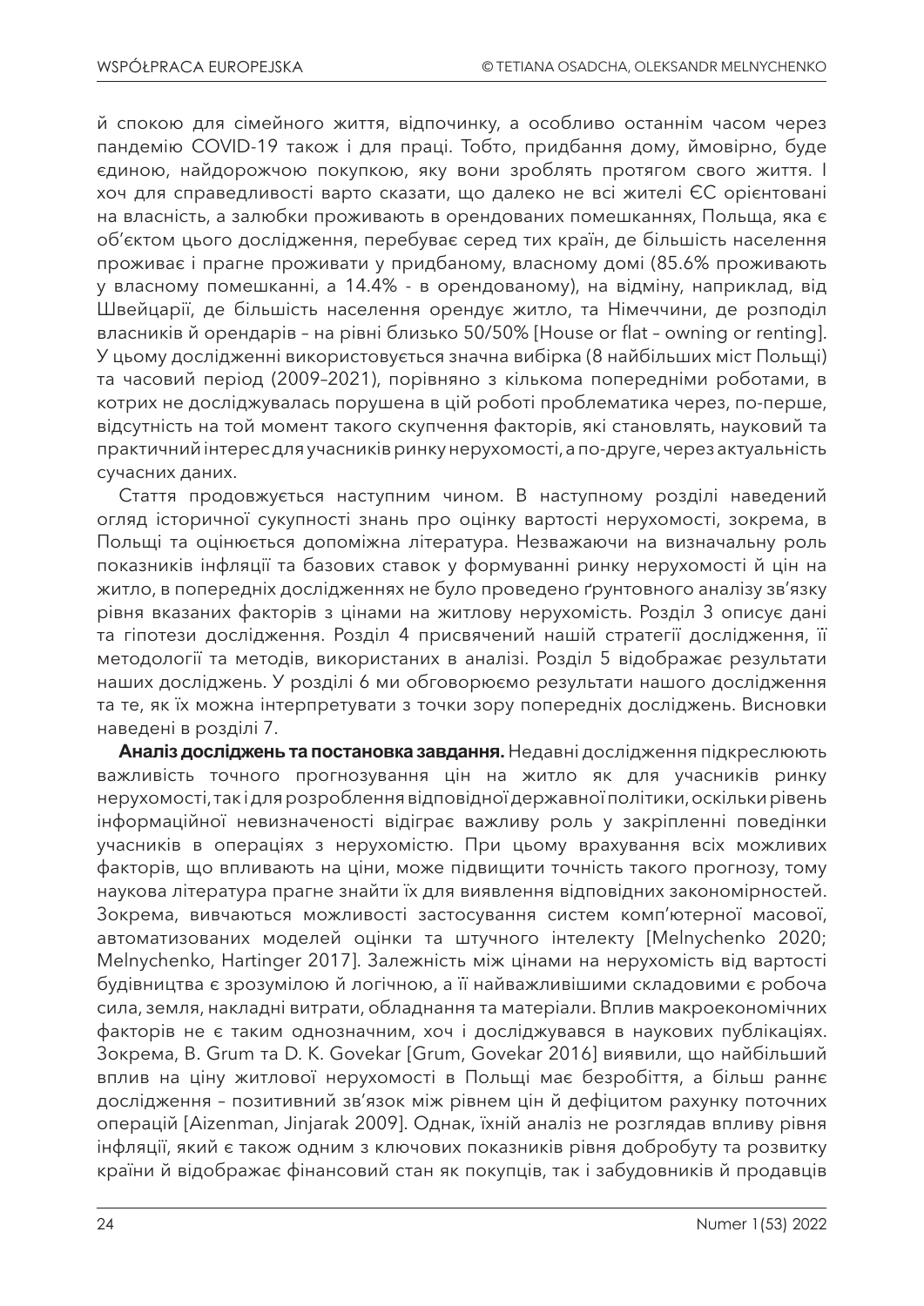й спокою для сімейного життя, відпочинку, а особливо останнім часом через пандемію COVID-19 також і для праці. Тобто, придбання дому, ймовірно, буде єдиною, найдорожчою покупкою, яку вони зроблять протягом свого життя. І хоч для справедливості варто сказати, що далеко не всі жителі ЄС орієнтовані на власність, а залюбки проживають в орендованих помешканнях, Польща, яка є об'єктом цього дослідження, перебуває серед тих країн, де більшість населення проживає і прагне проживати у придбаному, власному домі (85.6% проживають у власному помешканні, а 14.4% - в орендованому), на відміну, наприклад, від Швейцарії, де більшість населення орендує житло, та Німеччини, де розподіл власників й орендарів – на рівні близько 50/50% [House or flat – owning or renting]. У цьому дослідженні використовується значна вибірка (8 найбільших міст Польщі) та часовий період (2009–2021), порівняно з кількома попередніми роботами, в котрих не досліджувалась порушена в цій роботі проблематика через, по-перше, відсутність на той момент такого скупчення факторів, які становлять, науковий та практичний інтерес для учасників ринку нерухомості, а по-друге, через актуальність сучасних даних.

Стаття продовжується наступним чином. В наступному розділі наведений огляд історичної сукупності знань про оцінку вартості нерухомості, зокрема, в Польщі та оцінюється допоміжна література. Незважаючи на визначальну роль показників інфляції та базових ставок у формуванні ринку нерухомості й цін на житло, в попередніх дослідженнях не було проведено ґрунтовного аналізу зв'язку рівня вказаних факторів з цінами на житлову нерухомість. Розділ 3 описує дані та гіпотези дослідження. Розділ 4 присвячений нашій стратегії дослідження, її методології та методів, використаних в аналізі. Розділ 5 відображає результати наших досліджень. У розділі 6 ми обговорюємо результати нашого дослідження та те, як їх можна інтерпретувати з точки зору попередніх досліджень. Висновки наведені в розділі 7.

**Аналіз досліджень та постановка завдання.** Недавні дослідження підкреслюють важливість точного прогнозування цін на житло як для учасників ринку нерухомості, так і для розроблення відповідної державної політики, оскільки рівень інформаційної невизначеності відіграє важливу роль у закріпленні поведінки учасників в операціях з нерухомістю. При цьому врахування всіх можливих факторів, що впливають на ціни, може підвищити точність такого прогнозу, тому наукова література прагне знайти їх для виявлення відповідних закономірностей. Зокрема, вивчаються можливості застосування систем комп'ютерної масової, автоматизованих моделей оцінки та штучного інтелекту [Melnychenko 2020; Melnychenko, Hartinger 2017]. Залежність між цінами на нерухомість від вартості будівництва є зрозумілою й логічною, а її найважливішими складовими є робоча сила, земля, накладні витрати, обладнання та матеріали. Вплив макроекономічних факторів не є таким однозначним, хоч і досліджувався в наукових публікаціях. Зокрема, B. Grum та D. K. Govekar [Grum, Govekar 2016] виявили, що найбільший вплив на ціну житлової нерухомості в Польщі має безробіття, а більш раннє дослідження – позитивний зв'язок між рівнем цін й дефіцитом рахунку поточних операцій [Aizenman, Jinjarak 2009]. Однак, їхній аналіз не розглядав впливу рівня інфляції, який є також одним з ключових показників рівня добробуту та розвитку країни й відображає фінансовий стан як покупців, так і забудовників й продавців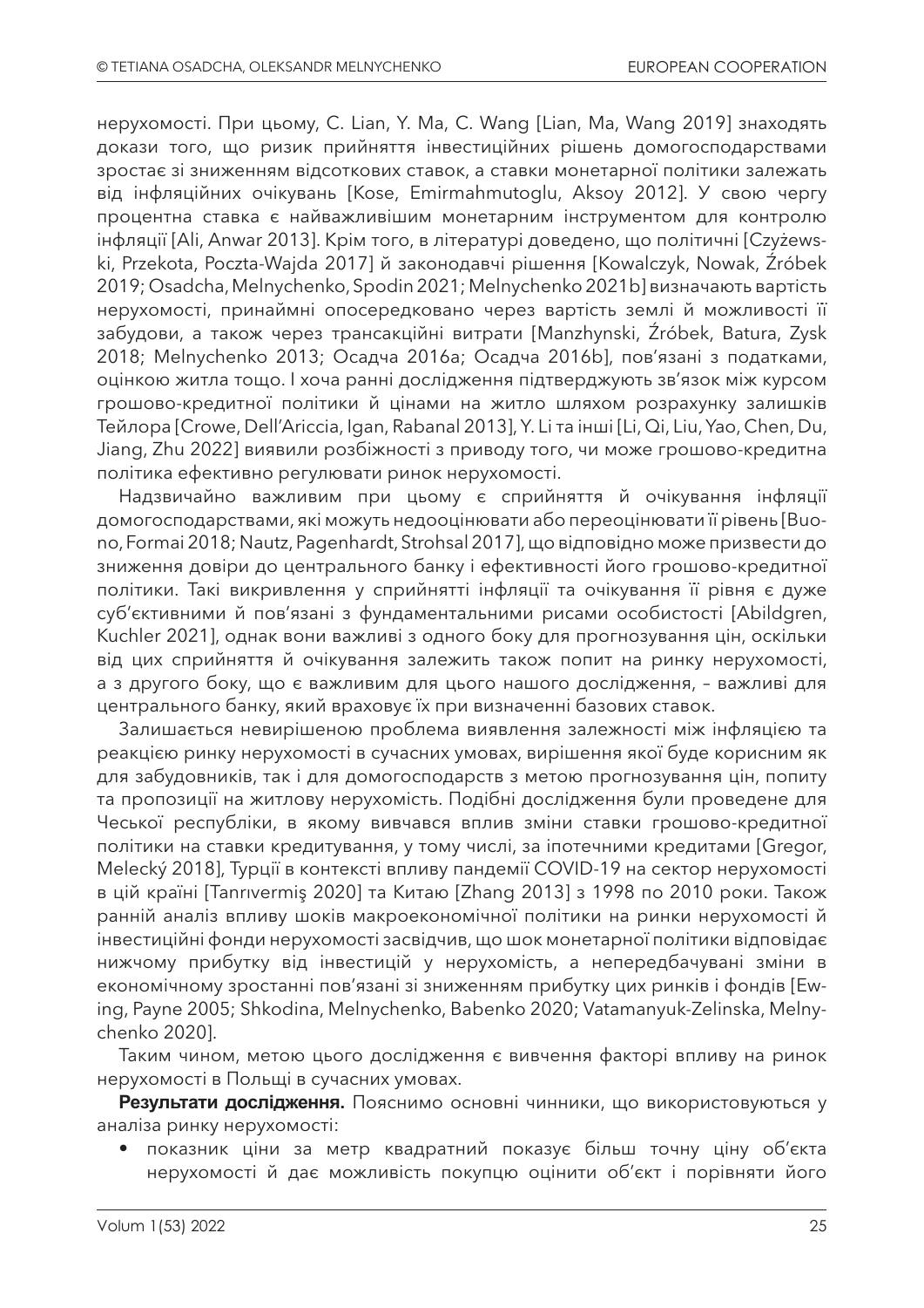нерухомості. При цьому, C. Lian, Y. Ma, C. Wang [Lian, Ma, Wang 2019] знаходять докази того, що ризик прийняття інвестиційних рішень домогосподарствами зростає зі зниженням відсоткових ставок, а ставки монетарної політики залежать від інфляційних очікувань [Kose, Emirmahmutoglu, Aksoy 2012]. У свою чергу процентна ставка є найважливішим монетарним інструментом для контролю інфляції [Ali, Anwar 2013]. Крім того, в літературі доведено, що політичні [Czyżewski, Przekota, Poczta-Wajda 2017] й законодавчі рішення [Kowalczyk, Nowak, Źróbek 2019; Osadcha, Melnychenko, Spodin 2021; Melnychenko 2021b] визначають вартість нерухомості, принаймні опосередковано через вартість землі й можливості її забудови, а також через трансакційні витрати [Manzhynski, Źróbek, Batura, Zysk 2018; Melnychenko 2013; Осадча 2016a; Осадча 2016b], пов'язані з податками, оцінкою житла тощо. І хоча ранні дослідження підтверджують зв'язок між курсом грошово-кредитної політики й цінами на житло шляхом розрахунку залишків Тейлора [Crowe, Dell'Ariccia, Igan, Rabanal 2013], Y. Li та інші [Li, Qi, Liu, Yao, Chen, Du, Jiang, Zhu 2022] виявили розбіжності з приводу того, чи може грошово-кредитна політика ефективно регулювати ринок нерухомості.

Надзвичайно важливим при цьому є сприйняття й очікування інфляції домогосподарствами, які можуть недооцінювати або переоцінювати її рівень [Buono, Formai 2018; Nautz, Pagenhardt, Strohsal 2017], що відповідно може призвести до зниження довіри до центрального банку і ефективності його грошово-кредитної політики. Такі викривлення у сприйнятті інфляції та очікування її рівня є дуже суб'єктивними й пов'язані з фундаментальними рисами особистості [Abildgren, Kuchler 2021], однак вони важливі з одного боку для прогнозування цін, оскільки від цих сприйняття й очікування залежить також попит на ринку нерухомості, а з другого боку, що є важливим для цього нашого дослідження, – важливі для центрального банку, який враховує їх при визначенні базових ставок.

Залишається невирішеною проблема виявлення залежності між інфляцією та реакцією ринку нерухомості в сучасних умовах, вирішення якої буде корисним як для забудовників, так і для домогосподарств з метою прогнозування цін, попиту та пропозиції на житлову нерухомість. Подібні дослідження були проведене для Чеської республіки, в якому вивчався вплив зміни ставки грошово-кредитної політики на ставки кредитування, у тому числі, за іпотечними кредитами [Gregor, Melecký 2018], Турції в контексті впливу пандемії COVID-19 на сектор нерухомості в цій країні [Tanrıvermiş 2020] та Китаю [Zhang 2013] з 1998 по 2010 роки. Також ранній аналіз впливу шоків макроекономічної політики на ринки нерухомості й інвестиційні фонди нерухомості засвідчив, що шок монетарної політики відповідає нижчому прибутку від інвестицій у нерухомість, а непередбачувані зміни в економічному зростанні пов'язані зі зниженням прибутку цих ринків і фондів [Ewing, Payne 2005; Shkodina, Melnychenko, Babenko 2020; Vatamanyuk-Zelinska, Melnychenko 2020].

Таким чином, метою цього дослідження є вивчення факторі впливу на ринок нерухомості в Польщі в сучасних умовах.

**Результати дослідження.** Пояснимо основні чинники, що використовуються у аналіза ринку нерухомості:

- показник ціни за метр квадратний показує більш точну ціну об'єкта нерухомості й дає можливість покупцю оцінити об'єкт і порівняти його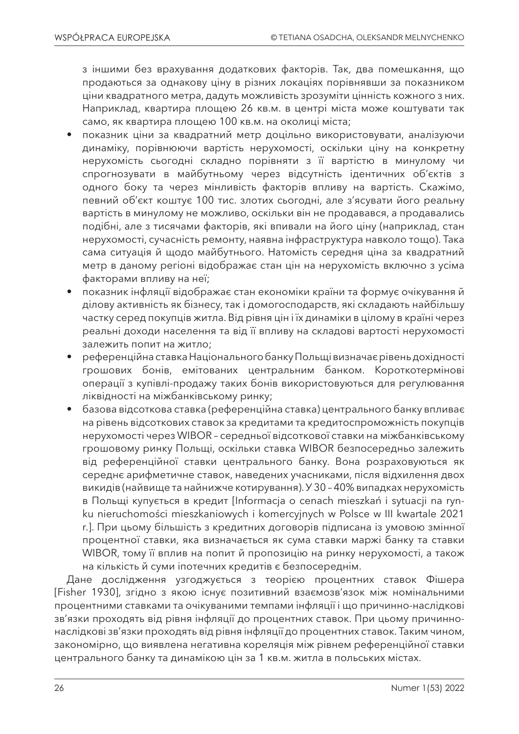з іншими без врахування додаткових факторів. Так, два помешкання, що продаються за однакову ціну в різних локаціях порівнявши за показником ціни квадратного метра, дадуть можливість зрозуміти цінність кожного з них. Наприклад, квартира площею 26 кв.м. в центрі міста може коштувати так само, як квартира площею 100 кв.м. на околиці міста;

- показник ціни за квадратний метр доцільно використовувати, аналізуючи динаміку, порівнюючи вартість нерухомості, оскільки ціну на конкретну нерухомість сьогодні складно порівняти з її вартістю в минулому чи спрогнозувати в майбутньому через відсутність ідентичних об'єктів з одного боку та через мінливість факторів впливу на вартість. Скажімо, певний об'єкт коштує 100 тис. злотих сьогодні, але з'ясувати його реальну вартість в минулому не можливо, оскільки він не продавався, а продавались подібні, але з тисячами факторів, які впливали на його ціну (наприклад, стан нерухомості, сучасність ремонту, наявна інфраструктура навколо тощо). Така сама ситуація й щодо майбутнього. Натомість середня ціна за квадратний метр в даному регіоні відображає стан цін на нерухомість включно з усіма факторами впливу на неї;
- показник інфляції відображає стан економіки країни та формує очікування й ділову активність як бізнесу, так і домогосподарств, які складають найбільшу частку серед покупців житла. Від рівня цін і їх динаміки в цілому в країні через реальні доходи населення та від її впливу на складові вартості нерухомості залежить попит на житло;
- референційна ставка Національного банку Польщі визначає рівень дохідності грошових бонів, емітованих центральним банком. Короткотермінові операції з купівлі-продажу таких бонів використовуються для регулювання ліквідності на міжбанківському ринку;
- базова відсоткова ставка (референційна ставка) центрального банку впливає на рівень відсоткових ставок за кредитами та кредитоспроможність покупців нерухомості через WIBOR – середньої відсоткової ставки на міжбанківському грошовому ринку Польщі, оскільки ставка WIBOR безпосередньо залежить від референційної ставки центрального банку. Вона розраховуються як середнє арифметичне ставок, наведених учасниками, після відхилення двох викидів (найвище та найнижче котирування). У 30 – 40% випадках нерухомість в Польщі купується в кредит [Informacja o cenach mieszkań i sytuacji na rynku nieruchomości mieszkaniowych i komercyjnych w Polsce w III kwartale 2021 r.]. При цьому більшість з кредитних договорів підписана із умовою змінної процентної ставки, яка визначається як сума ставки маржі банку та ставки WIBOR, тому її вплив на попит й пропозицію на ринку нерухомості, а також на кількість й суми іпотечних кредитів є безпосереднім.

Дане дослідження узгоджується з теорією процентних ставок Фішера [Fisher 1930], згідно з якою існує позитивний взаємозв'язок між номінальними процентними ставками та очікуваними темпами інфляції і що причинно-наслідкові зв'язки проходять від рівня інфляції до процентних ставок. При цьому причинно-наслідкові зв'язки проходять від рівня інфляції до процентних ставок. Таким чином, закономірно, що виявлена негативна кореляція між рівнем референційної ставки центрального банку та динамікою цін за 1 кв.м. житла в польських містах.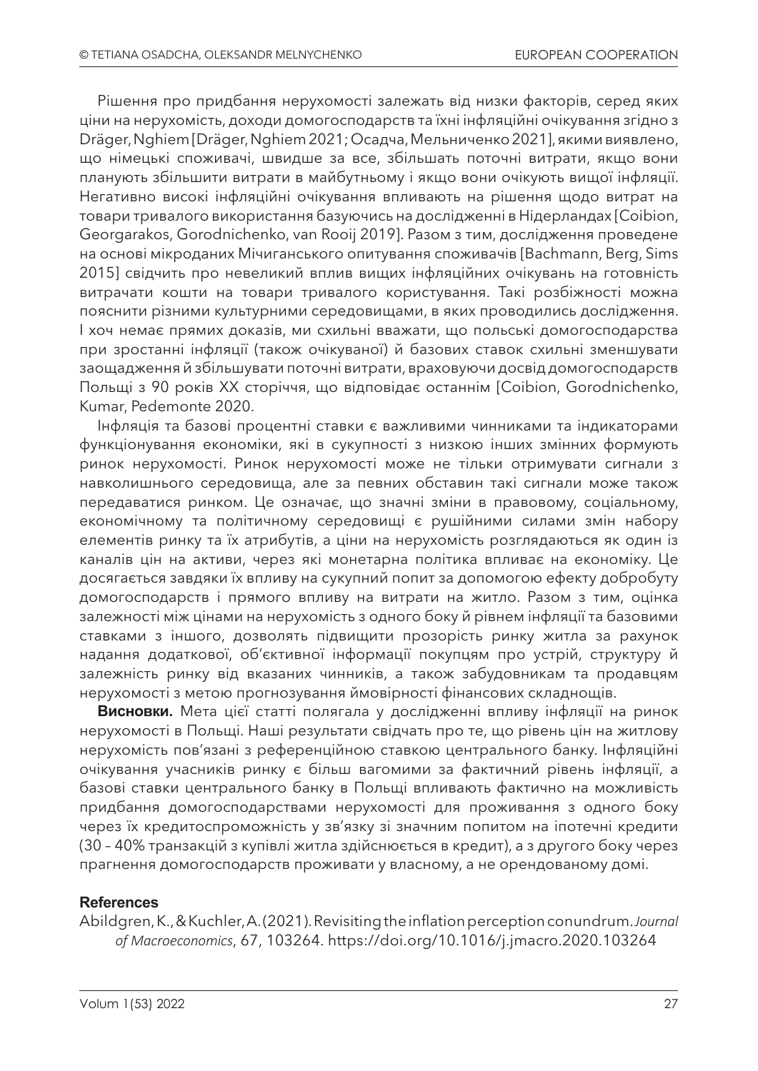Рішення про придбання нерухомості залежать від низки факторів, серед яких ціни на нерухомість, доходи домогосподарств та їхні інфляційні очікування згідно з Dräger, Nghiem [Dräger, Nghiem 2021; Осадча, Мельниченко 2021], якими виявлено, що німецькі споживачі, швидше за все, збільшать поточні витрати, якщо вони планують збільшити витрати в майбутньому і якщо вони очікують вищої інфляції. Негативно високі інфляційні очікування впливають на рішення щодо витрат на товари тривалого використання базуючись на дослідженні в Нідерландах [Coibion, Georgarakos, Gorodnichenko, van Rooij 2019]. Разом з тим, дослідження проведене на основі мікроданих Мічиганського опитування споживачів [Bachmann, Berg, Sims 2015] свідчить про невеликий вплив вищих інфляційних очікувань на готовність витрачати кошти на товари тривалого користування. Такі розбіжності можна пояснити різними культурними середовищами, в яких проводились дослідження. І хоч немає прямих доказів, ми схильні вважати, що польські домогосподарства при зростанні інфляції (також очікуваної) й базових ставок схильні зменшувати заощадження й збільшувати поточні витрати, враховуючи досвід домогосподарств Польщі з 90 років XX сторіччя, що відповідає останнім [Coibion, Gorodnichenko, Kumar, Pedemonte 2020.

Інфляція та базові процентні ставки є важливими чинниками та індикаторами функціонування економіки, які в сукупності з низкою інших змінних формують ринок нерухомості. Ринок нерухомості може не тільки отримувати сигнали з навколишнього середовища, але за певних обставин такі сигнали може також передаватися ринком. Це означає, що значні зміни в правовому, соціальному, економічному та політичному середовищі є рушійними силами змін набору елементів ринку та їх атрибутів, а ціни на нерухомість розглядаються як один із каналів цін на активи, через які монетарна політика впливає на економіку. Це досягається завдяки їх впливу на сукупний попит за допомогою ефекту добробуту домогосподарств і прямого впливу на витрати на житло. Разом з тим, оцінка залежності між цінами на нерухомість з одного боку й рівнем інфляції та базовими ставками з іншого, дозволять підвищити прозорість ринку житла за рахунок надання додаткової, об'єктивної інформації покупцям про устрій, структуру й залежність ринку від вказаних чинників, а також забудовникам та продавцям нерухомості з метою прогнозування ймовірності фінансових складнощів.

**Висновки.** Мета цієї статті полягала у дослідженні впливу інфляції на ринок нерухомості в Польщі. Наші результати свідчать про те, що рівень цін на житлову нерухомість пов'язані з референційною ставкою центрального банку. Інфляційні очікування учасників ринку є більш вагомими за фактичний рівень інфляції, а базові ставки центрального банку в Польщі впливають фактично на можливість придбання домогосподарствами нерухомості для проживання з одного боку через їх кредитоспроможність у зв'язку зі значним попитом на іпотечні кредити (30 – 40% транзакцій з купівлі житла здійснюється в кредит), а з другого боку через прагнення домогосподарств проживати у власному, а не орендованому домі.

## References

Abildgren, K., & Kuchler, A. (2021). Revisiting the inflation perception conundrum. *Journal of Macroeconomics*, 67, 103264. https://doi.org/10.1016/j.jmacro.2020.103264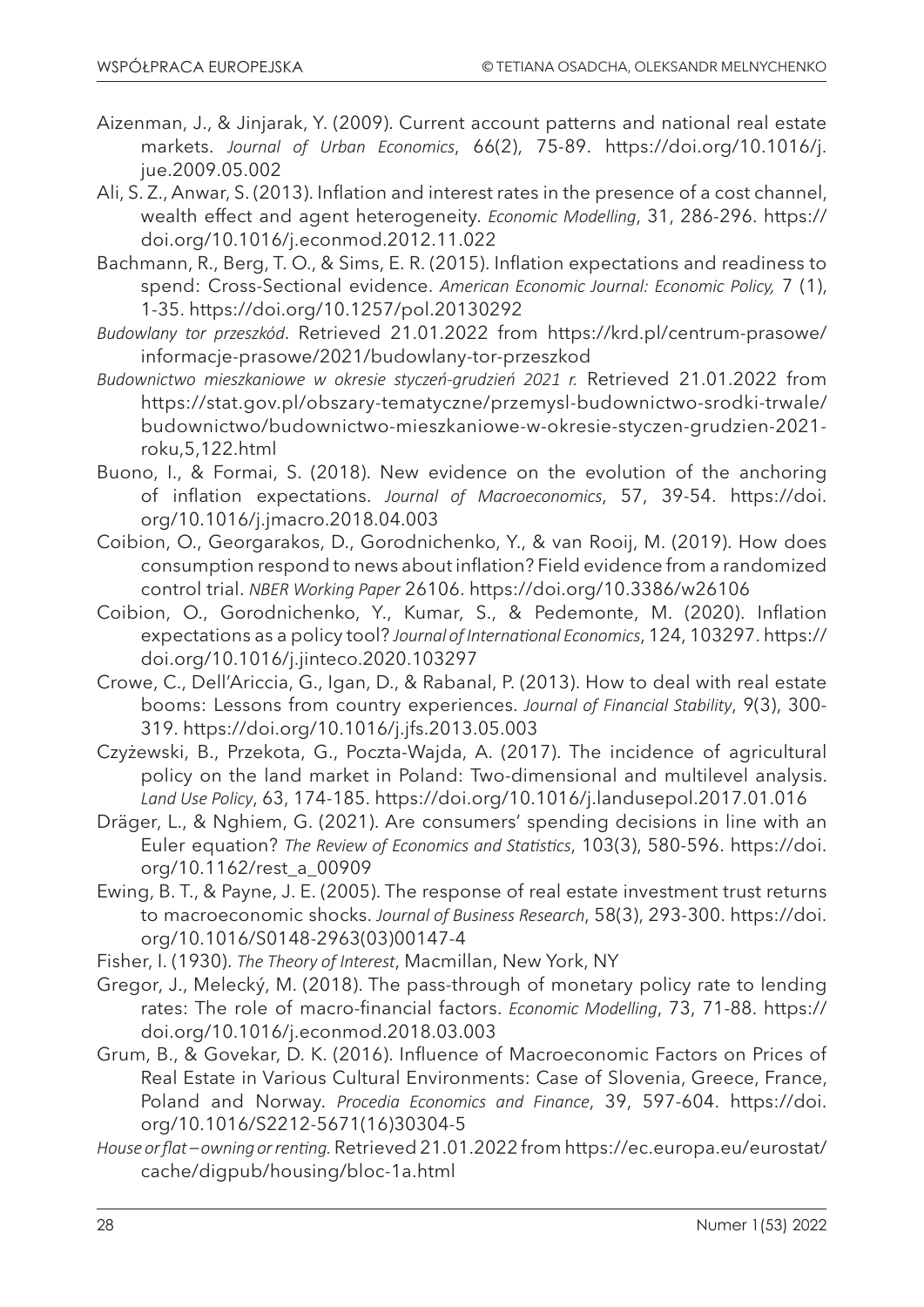Aizenman, J., & Jinjarak, Y. (2009). Current account patterns and national real estate markets. *Journal of Urban Economics*, 66(2), 75-89. https://doi.org/10.1016/j.jue.2009.05.002

Ali, S. Z., Anwar, S. (2013). Inflation and interest rates in the presence of a cost channel, wealth effect and agent heterogeneity. *Economic Modelling*, 31, 286-296. https://doi.org/10.1016/j.econmod.2012.11.022

Bachmann, R., Berg, T. O., & Sims, E. R. (2015). Inflation expectations and readiness to spend: Cross-Sectional evidence. *American Economic Journal: Economic Policy,* 7 (1), 1-35. https://doi.org/10.1257/pol.20130292

*Budowlany tor przeszkód*. Retrieved 21.01.2022 from https://krd.pl/centrum-prasowe/informacje-prasowe/2021/budowlany-tor-przeszkod

*Budownictwo mieszkaniowe w okresie styczeń-grudzień 2021 r.* Retrieved 21.01.2022 from https://stat.gov.pl/obszary-tematyczne/przemysl-budownictwo-srodki-trwale/budownictwo/budownictwo-mieszkaniowe-w-okresie-styczen-grudzien-2021-roku,5,122.html

Buono, I., & Formai, S. (2018). New evidence on the evolution of the anchoring of inflation expectations. *Journal of Macroeconomics*, 57, 39-54. https://doi.org/10.1016/j.jmacro.2018.04.003

Coibion, O., Georgarakos, D., Gorodnichenko, Y., & van Rooij, M. (2019). How does consumption respond to news about inflation? Field evidence from a randomized control trial. *NBER Working Paper* 26106. https://doi.org/10.3386/w26106

Coibion, O., Gorodnichenko, Y., Kumar, S., & Pedemonte, M. (2020). Inflation expectations as a policy tool? *Journal of International Economics*, 124, 103297. https://doi.org/10.1016/j.jinteco.2020.103297

Crowe, C., Dell'Ariccia, G., Igan, D., & Rabanal, P. (2013). How to deal with real estate booms: Lessons from country experiences. *Journal of Financial Stability*, 9(3), 300-319. https://doi.org/10.1016/j.jfs.2013.05.003

Czyżewski, B., Przekota, G., Poczta-Wajda, A. (2017). The incidence of agricultural policy on the land market in Poland: Two-dimensional and multilevel analysis. *Land Use Policy*, 63, 174-185. https://doi.org/10.1016/j.landusepol.2017.01.016

Dräger, L., & Nghiem, G. (2021). Are consumers' spending decisions in line with an Euler equation? *The Review of Economics and Statistics*, 103(3), 580-596. https://doi.org/10.1162/rest_a_00909

Ewing, B. T., & Payne, J. E. (2005). The response of real estate investment trust returns to macroeconomic shocks. *Journal of Business Research*, 58(3), 293-300. https://doi.org/10.1016/S0148-2963(03)00147-4

Fisher, I. (1930). *The Theory of Interest*, Macmillan, New York, NY

Gregor, J., Melecký, M. (2018). The pass-through of monetary policy rate to lending rates: The role of macro-financial factors. *Economic Modelling*, 73, 71-88. https://doi.org/10.1016/j.econmod.2018.03.003

Grum, B., & Govekar, D. K. (2016). Influence of Macroeconomic Factors on Prices of Real Estate in Various Cultural Environments: Case of Slovenia, Greece, France, Poland and Norway. *Procedia Economics and Finance*, 39, 597-604. https://doi.org/10.1016/S2212-5671(16)30304-5

*House or flat – owning or renting.* Retrieved 21.01.2022 from https://ec.europa.eu/eurostat/cache/digpub/housing/bloc-1a.html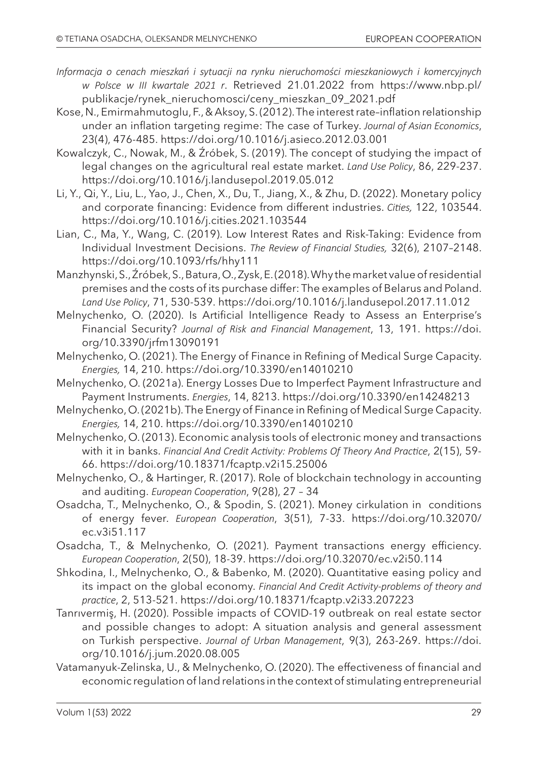*Informacja o cenach mieszkań i sytuacji na rynku nieruchomości mieszkaniowych i komercyjnych w Polsce w III kwartale 2021 r*. Retrieved 21.01.2022 from https://www.nbp.pl/publikacje/rynek_nieruchomosci/ceny_mieszkan_09_2021.pdf

Kose, N., Emirmahmutoglu, F., & Aksoy, S. (2012). The interest rate–inflation relationship under an inflation targeting regime: The case of Turkey. *Journal of Asian Economics*, 23(4), 476-485. https://doi.org/10.1016/j.asieco.2012.03.001

Kowalczyk, C., Nowak, M., & Źróbek, S. (2019). The concept of studying the impact of legal changes on the agricultural real estate market. *Land Use Policy*, 86, 229-237. https://doi.org/10.1016/j.landusepol.2019.05.012

Li, Y., Qi, Y., Liu, L., Yao, J., Chen, X., Du, T., Jiang, X., & Zhu, D. (2022). Monetary policy and corporate financing: Evidence from different industries. *Cities,* 122, 103544. https://doi.org/10.1016/j.cities.2021.103544

Lian, C., Ma, Y., Wang, C. (2019). Low Interest Rates and Risk-Taking: Evidence from Individual Investment Decisions. *The Review of Financial Studies,* 32(6), 2107–2148. https://doi.org/10.1093/rfs/hhy111

Manzhynski, S., Źróbek, S., Batura, O., Zysk, E. (2018). Why the market value of residential premises and the costs of its purchase differ: The examples of Belarus and Poland. *Land Use Policy*, 71, 530-539. https://doi.org/10.1016/j.landusepol.2017.11.012

Melnychenko, O. (2020). Is Artificial Intelligence Ready to Assess an Enterprise's Financial Security? *Journal of Risk and Financial Management*, 13, 191. https://doi.org/10.3390/jrfm13090191

Melnychenko, O. (2021). The Energy of Finance in Refining of Medical Surge Capacity. *Energies,* 14, 210. https://doi.org/10.3390/en14010210

Melnychenko, O. (2021a). Energy Losses Due to Imperfect Payment Infrastructure and Payment Instruments. *Energies*, 14, 8213. https://doi.org/10.3390/en14248213

Melnychenko, O. (2021b). The Energy of Finance in Refining of Medical Surge Capacity. *Energies,* 14, 210. https://doi.org/10.3390/en14010210

Melnychenko, O. (2013). Economic analysis tools of electronic money and transactions with it in banks. *Financial And Credit Activity: Problems Of Theory And Practice*, 2(15), 59-66. https://doi.org/10.18371/fcaptp.v2i15.25006

Melnychenko, O., & Hartinger, R. (2017). Role of blockchain technology in accounting and auditing. *European Cooperation*, 9(28), 27 – 34

Osadcha, T., Melnychenko, O., & Spodin, S. (2021). Money cirkulation in conditions of energy fever. *European Cooperation*, 3(51), 7-33. https://doi.org/10.32070/ec.v3i51.117

Osadcha, T., & Melnychenko, O. (2021). Payment transactions energy efficiency. *European Cooperation*, 2(50), 18-39. https://doi.org/10.32070/ec.v2i50.114

Shkodina, I., Melnychenko, O., & Babenko, M. (2020). Quantitative easing policy and its impact on the global economy. *Financial And Credit Activity-problems of theory and practice*, 2, 513-521. https://doi.org/10.18371/fcaptp.v2i33.207223

Tanrıvermiş, H. (2020). Possible impacts of COVID-19 outbreak on real estate sector and possible changes to adopt: A situation analysis and general assessment on Turkish perspective. *Journal of Urban Management*, 9(3), 263-269. https://doi.org/10.1016/j.jum.2020.08.005

Vatamanyuk-Zelinska, U., & Melnychenko, O. (2020). The effectiveness of financial and economic regulation of land relations in the context of stimulating entrepreneurial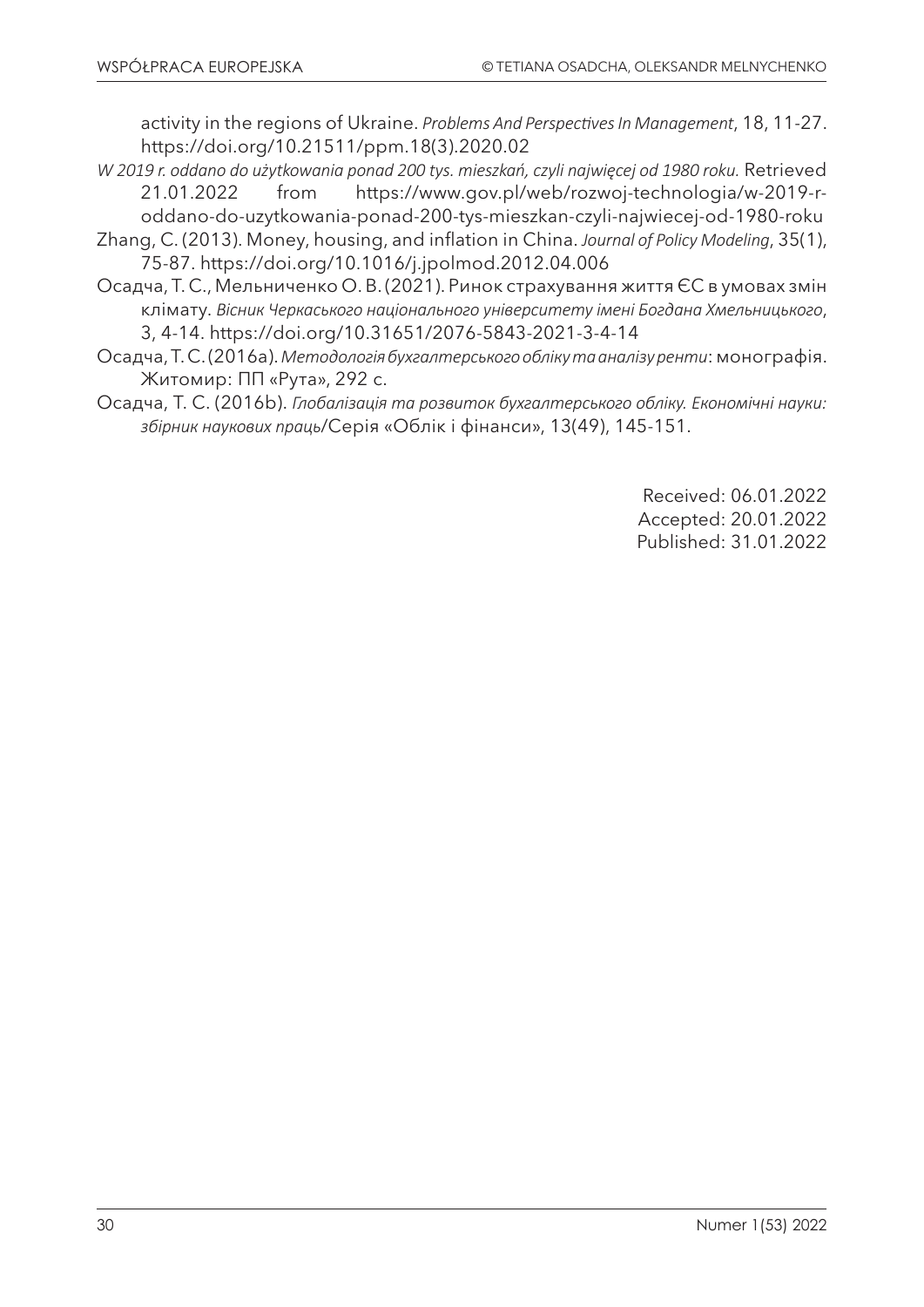activity in the regions of Ukraine. *Problems And Perspectives In Management*, 18, 11-27. https://doi.org/10.21511/ppm.18(3).2020.02

*W 2019 r. oddano do użytkowania ponad 200 tys. mieszkań, czyli najwięcej od 1980 roku.* Retrieved 21.01.2022 from https://www.gov.pl/web/rozwoj-technologia/w-2019-r-oddano-do-uzytkowania-ponad-200-tys-mieszkan-czyli-najwiecej-od-1980-roku

Zhang, C. (2013). Money, housing, and inflation in China. *Journal of Policy Modeling*, 35(1), 75-87. https://doi.org/10.1016/j.jpolmod.2012.04.006

Осадча, Т. С., Мельниченко О. В. (2021). Ринок страхування життя ЄС в умовах змін клімату. *Вісник Черкаського національного університету імені Богдана Хмельницького*, 3, 4-14. https://doi.org/10.31651/2076-5843-2021-3-4-14

Осадча, Т. С. (2016a). *Методологія бухгалтерського обліку та аналізу ренти*: монографія. Житомир: ПП «Рута», 292 с.

Осадча, Т. С. (2016b). *Глобалізація та розвиток бухгалтерського обліку. Економічні науки: збірник наукових праць*/Серія «Облік і фінанси», 13(49), 145-151.

Received: 06.01.2022
Accepted: 20.01.2022
Published: 31.01.2022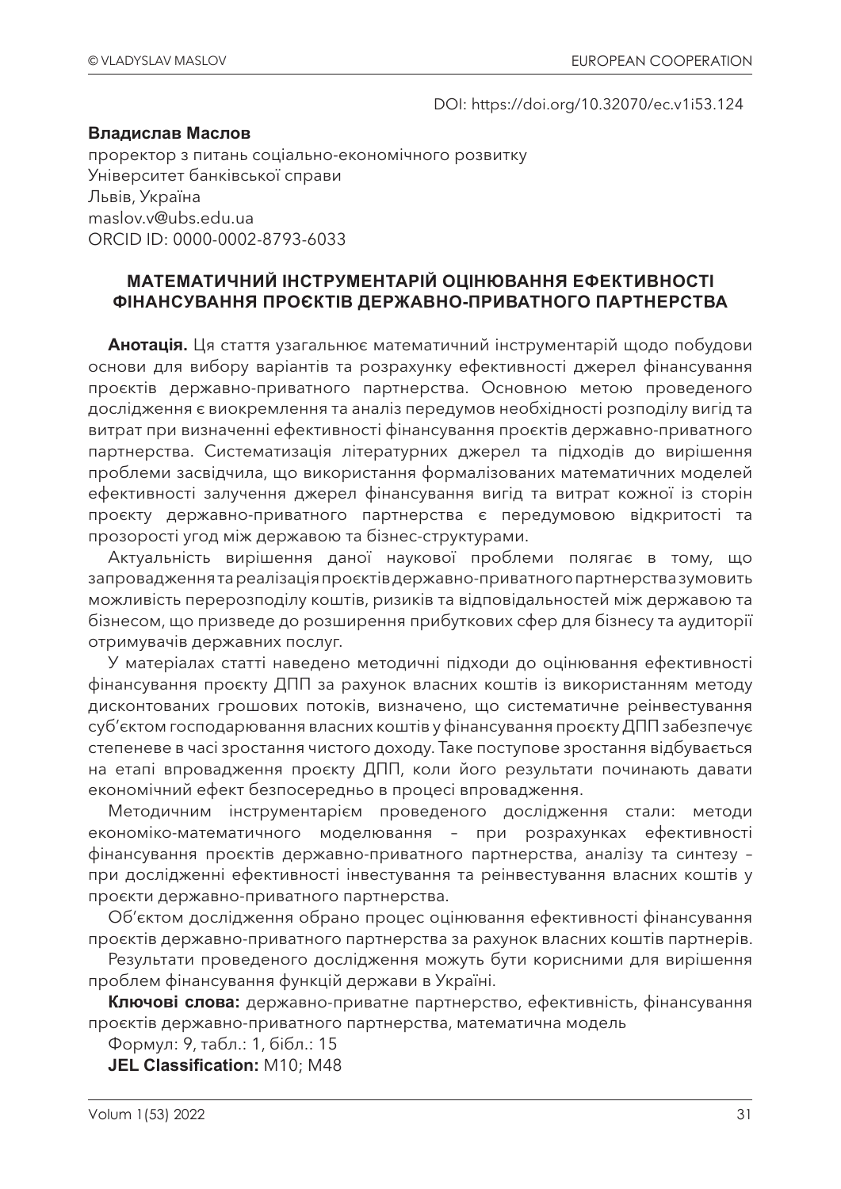DOI: https://doi.org/10.32070/ec.v1i53.124

**Владислав Маслов**
проректор з питань соціально-економічного розвитку
Університет банківської справи
Львів, Україна
maslov.v@ubs.edu.ua
ORCID ID: 0000-0002-8793-6033

# МАТЕМАТИЧНИЙ ІНСТРУМЕНТАРІЙ ОЦІНЮВАННЯ ЕФЕКТИВНОСТІ ФІНАНСУВАННЯ ПРОЄКТІВ ДЕРЖАВНО-ПРИВАТНОГО ПАРТНЕРСТВА

**Анотація.** Ця стаття узагальнює математичний інструментарій щодо побудови основи для вибору варіантів та розрахунку ефективності джерел фінансування проєктів державно-приватного партнерства. Основною метою проведеного дослідження є виокремлення та аналіз передумов необхідності розподілу вигід та витрат при визначенні ефективності фінансування проєктів державно-приватного партнерства. Систематизація літературних джерел та підходів до вирішення проблеми засвідчила, що використання формалізованих математичних моделей ефективності залучення джерел фінансування вигід та витрат кожної із сторін проєкту державно-приватного партнерства є передумовою відкритості та прозорості угод між державою та бізнес-структурами.

Актуальність вирішення даної наукової проблеми полягає в тому, що запровадження та реалізація проєктів державно-приватного партнерства зумовить можливість перерозподілу коштів, ризиків та відповідальностей між державою та бізнесом, що призведе до розширення прибуткових сфер для бізнесу та аудиторії отримувачів державних послуг.

У матеріалах статті наведено методичні підходи до оцінювання ефективності фінансування проєкту ДПП за рахунок власних коштів із використанням методу дисконтованих грошових потоків, визначено, що систематичне реінвестування суб'єктом господарювання власних коштів у фінансування проєкту ДПП забезпечує степеневе в часі зростання чистого доходу. Таке поступове зростання відбувається на етапі впровадження проєкту ДПП, коли його результати починають давати економічний ефект безпосередньо в процесі впровадження.

Методичним інструментарієм проведеного дослідження стали: методи економіко-математичного моделювання – при розрахунках ефективності фінансування проєктів державно-приватного партнерства, аналізу та синтезу – при дослідженні ефективності інвестування та реінвестування власних коштів у проєкти державно-приватного партнерства.

Об'єктом дослідження обрано процес оцінювання ефективності фінансування проєктів державно-приватного партнерства за рахунок власних коштів партнерів.

Результати проведеного дослідження можуть бути корисними для вирішення проблем фінансування функцій держави в Україні.

**Ключові слова:** державно-приватне партнерство, ефективність, фінансування проєктів державно-приватного партнерства, математична модель

Формул: 9, табл.: 1, бібл.: 15

**JEL Classification:** M10; M48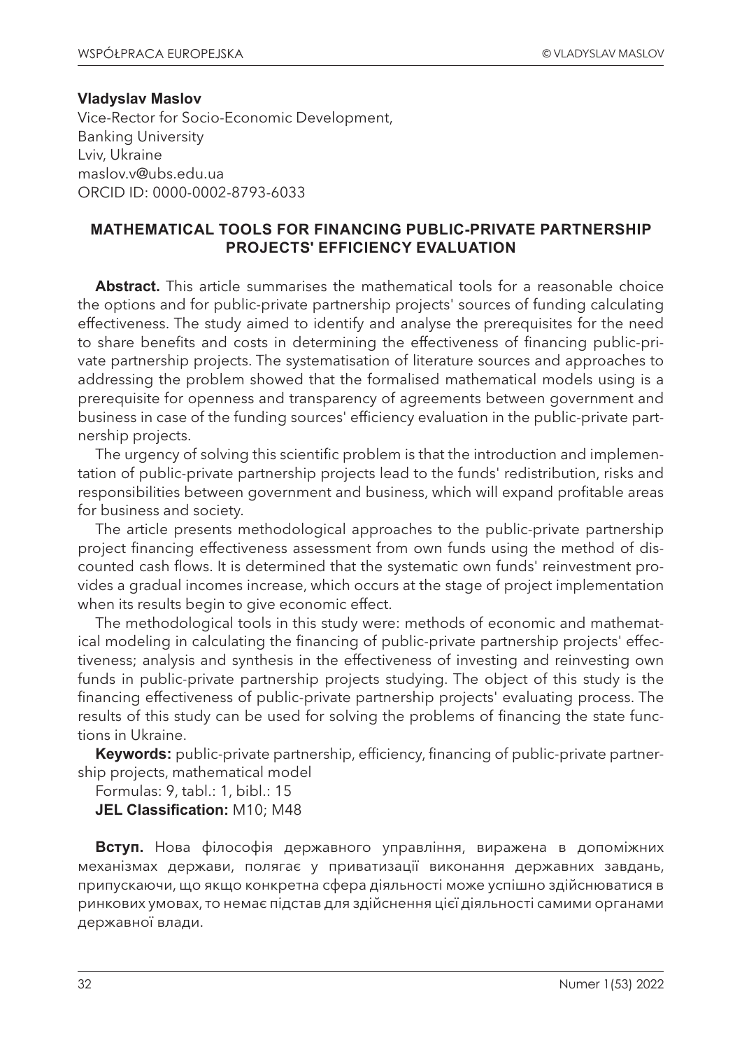**Vladyslav Maslov**
Vice-Rector for Socio-Economic Development,
Banking University
Lviv, Ukraine
maslov.v@ubs.edu.ua
ORCID ID: 0000-0002-8793-6033

## MATHEMATICAL TOOLS FOR FINANCING PUBLIC-PRIVATE PARTNERSHIP PROJECTS' EFFICIENCY EVALUATION

**Abstract.** This article summarises the mathematical tools for a reasonable choice the options and for public-private partnership projects' sources of funding calculating effectiveness. The study aimed to identify and analyse the prerequisites for the need to share benefits and costs in determining the effectiveness of financing public-private partnership projects. The systematisation of literature sources and approaches to addressing the problem showed that the formalised mathematical models using is a prerequisite for openness and transparency of agreements between government and business in case of the funding sources' efficiency evaluation in the public-private partnership projects.

The urgency of solving this scientific problem is that the introduction and implementation of public-private partnership projects lead to the funds' redistribution, risks and responsibilities between government and business, which will expand profitable areas for business and society.

The article presents methodological approaches to the public-private partnership project financing effectiveness assessment from own funds using the method of discounted cash flows. It is determined that the systematic own funds' reinvestment provides a gradual incomes increase, which occurs at the stage of project implementation when its results begin to give economic effect.

The methodological tools in this study were: methods of economic and mathematical modeling in calculating the financing of public-private partnership projects' effectiveness; analysis and synthesis in the effectiveness of investing and reinvesting own funds in public-private partnership projects studying. The object of this study is the financing effectiveness of public-private partnership projects' evaluating process. The results of this study can be used for solving the problems of financing the state functions in Ukraine.

**Keywords:** public-private partnership, efficiency, financing of public-private partnership projects, mathematical model

Formulas: 9, tabl.: 1, bibl.: 15

**JEL Classification:** M10; M48

**Вступ.** Нова філософія державного управління, виражена в допоміжних механізмах держави, полягає у приватизації виконання державних завдань, припускаючи, що якщо конкретна сфера діяльності може успішно здійснюватися в ринкових умовах, то немає підстав для здійснення цієї діяльності самими органами державної влади.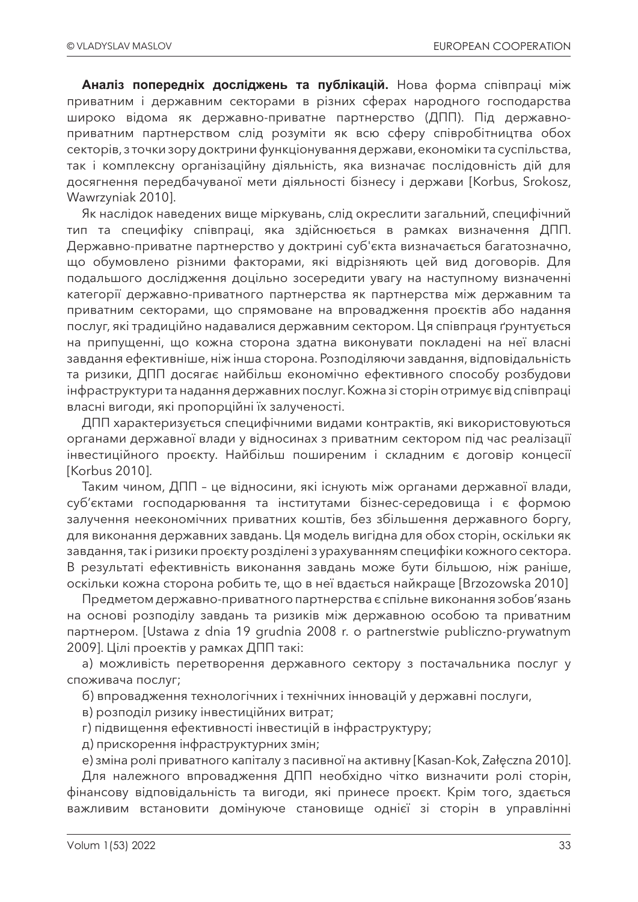**Аналіз попередніх досліджень та публікацій.** Нова форма співпраці між приватним і державним секторами в різних сферах народного господарства широко відома як державно-приватне партнерство (ДПП). Під державно-приватним партнерством слід розуміти як всю сферу співробітництва обох секторів, з точки зору доктрини функціонування держави, економіки та суспільства, так і комплексну організаційну діяльність, яка визначає послідовність дій для досягнення передбачуваної мети діяльності бізнесу і держави [Korbus, Srokosz, Wawrzyniak 2010].

Як наслідок наведених вище міркувань, слід окреслити загальний, специфічний тип та специфіку співпраці, яка здійснюється в рамках визначення ДПП. Державно-приватне партнерство у доктрині суб'єкта визначається багатозначно, що обумовлено різними факторами, які відрізняють цей вид договорів. Для подальшого дослідження доцільно зосередити увагу на наступному визначенні категорії державно-приватного партнерства як партнерства між державним та приватним секторами, що спрямоване на впровадження проєктів або надання послуг, які традиційно надавалися державним сектором. Ця співпраця ґрунтується на припущенні, що кожна сторона здатна виконувати покладені на неї власні завдання ефективніше, ніж інша сторона. Розподіляючи завдання, відповідальність та ризики, ДПП досягає найбільш економічно ефективного способу розбудови інфраструктури та надання державних послуг. Кожна зі сторін отримує від співпраці власні вигоди, які пропорційні їх залученості.

ДПП характеризується специфічними видами контрактів, які використовуються органами державної влади у відносинах з приватним сектором під час реалізації інвестиційного проєкту. Найбільш поширеним і складним є договір концесії [Korbus 2010].

Таким чином, ДПП – це відносини, які існують між органами державної влади, суб'єктами господарювання та інститутами бізнес-середовища і є формою залучення неекономічних приватних коштів, без збільшення державного боргу, для виконання державних завдань. Ця модель вигідна для обох сторін, оскільки як завдання, так і ризики проєкту розділені з урахуванням специфіки кожного сектора. В результаті ефективність виконання завдань може бути більшою, ніж раніше, оскільки кожна сторона робить те, що в неї вдається найкраще [Brzozowska 2010]

Предметом державно-приватного партнерства є спільне виконання зобов'язань на основі розподілу завдань та ризиків між державною особою та приватним партнером. [Ustawa z dnia 19 grudnia 2008 r. o partnerstwie publiczno-prywatnym 2009]. Цілі проектів у рамках ДПП такі:

а) можливість перетворення державного сектору з постачальника послуг у споживача послуг;

б) впровадження технологічних і технічних інновацій у державні послуги,

в) розподіл ризику інвестиційних витрат;

г) підвищення ефективності інвестицій в інфраструктуру;

д) прискорення інфраструктурних змін;

е) зміна ролі приватного капіталу з пасивної на активну [Kasan-Kok, Załęczna 2010].

Для належного впровадження ДПП необхідно чітко визначити ролі сторін, фінансову відповідальність та вигоди, які принесе проєкт. Крім того, здається важливим встановити домінуюче становище однієї зі сторін в управлінні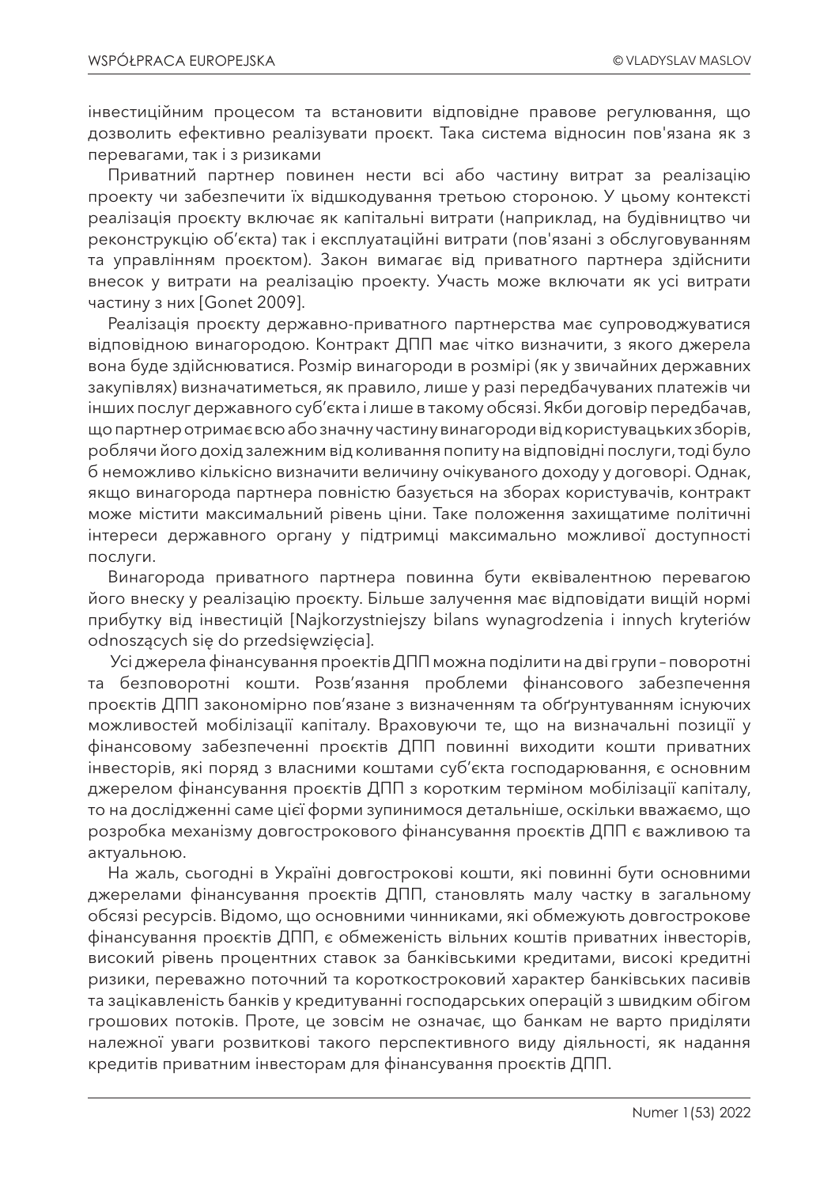інвестиційним процесом та встановити відповідне правове регулювання, що дозволить ефективно реалізувати проєкт. Така система відносин пов'язана як з перевагами, так і з ризиками

Приватний партнер повинен нести всі або частину витрат за реалізацію проекту чи забезпечити їх відшкодування третьою стороною. У цьому контексті реалізація проєкту включає як капітальні витрати (наприклад, на будівництво чи реконструкцію об'єкта) так і експлуатаційні витрати (пов'язані з обслуговуванням та управлінням проєктом). Закон вимагає від приватного партнера здійснити внесок у витрати на реалізацію проекту. Участь може включати як усі витрати частину з них [Gonet 2009].

Реалізація проєкту державно-приватного партнерства має супроводжуватися відповідною винагородою. Контракт ДПП має чітко визначити, з якого джерела вона буде здійснюватися. Розмір винагороди в розмірі (як у звичайних державних закупівлях) визначатиметься, як правило, лише у разі передбачуваних платежів чи інших послуг державного суб'єкта і лише в такому обсязі. Якби договір передбачав, що партнер отримає всю або значну частину винагороди від користувацьких зборів, роблячи його дохід залежним від коливання попиту на відповідні послуги, тоді було б неможливо кількісно визначити величину очікуваного доходу у договорі. Однак, якщо винагорода партнера повністю базується на зборах користувачів, контракт може містити максимальний рівень ціни. Таке положення захищатиме політичні інтереси державного органу у підтримці максимально можливої доступності послуги.

Винагорода приватного партнера повинна бути еквівалентною перевагою його внеску у реалізацію проєкту. Більше залучення має відповідати вищій нормі прибутку від інвестицій [Najkorzystniejszy bilans wynagrodzenia i innych kryteriów odnoszących się do przedsięwzięcia].

Усі джерела фінансування проектів ДПП можна поділити на дві групи – поворотні та безповоротні кошти. Розв'язання проблеми фінансового забезпечення проєктів ДПП закономірно пов'язане з визначенням та обґрунтуванням існуючих можливостей мобілізації капіталу. Враховуючи те, що на визначальні позиції у фінансовому забезпеченні проєктів ДПП повинні виходити кошти приватних інвесторів, які поряд з власними коштами суб'єкта господарювання, є основним джерелом фінансування проєктів ДПП з коротким терміном мобілізації капіталу, то на дослідженні саме цієї форми зупинимося детальніше, оскільки вважаємо, що розробка механізму довгострокового фінансування проєктів ДПП є важливою та актуальною.

На жаль, сьогодні в Україні довгострокові кошти, які повинні бути основними джерелами фінансування проєктів ДПП, становлять малу частку в загальному обсязі ресурсів. Відомо, що основними чинниками, які обмежують довгострокове фінансування проєктів ДПП, є обмеженість вільних коштів приватних інвесторів, високий рівень процентних ставок за банківськими кредитами, високі кредитні ризики, переважно поточний та короткостроковий характер банківських пасивів та зацікавленість банків у кредитуванні господарських операцій з швидким обігом грошових потоків. Проте, це зовсім не означає, що банкам не варто приділяти належної уваги розвиткові такого перспективного виду діяльності, як надання кредитів приватним інвесторам для фінансування проєктів ДПП.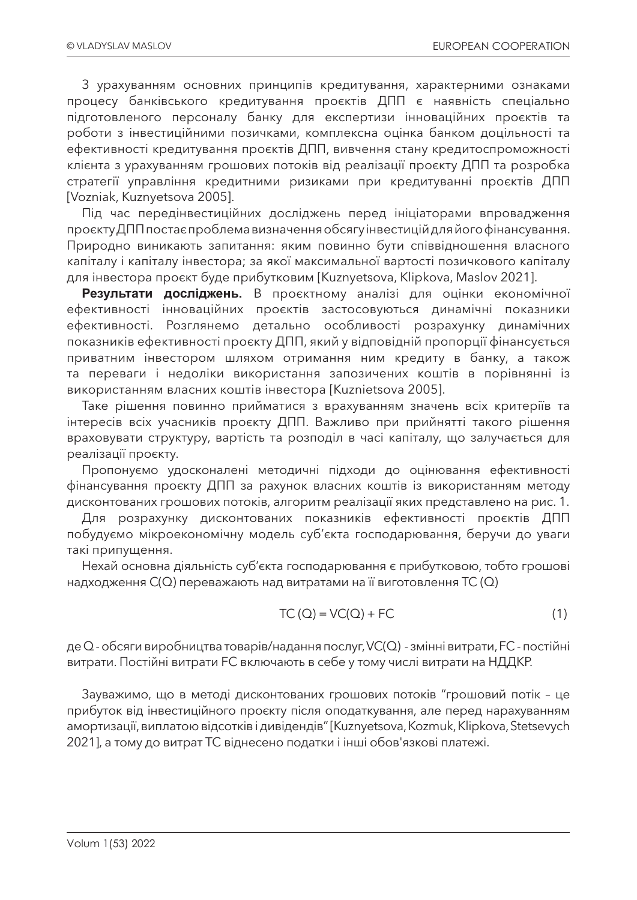З урахуванням основних принципів кредитування, характерними ознаками процесу банківського кредитування проєктів ДПП є наявність спеціально підготовленого персоналу банку для експертизи інноваційних проєктів та роботи з інвестиційними позичками, комплексна оцінка банком доцільності та ефективності кредитування проєктів ДПП, вивчення стану кредитоспроможності клієнта з урахуванням грошових потоків від реалізації проєкту ДПП та розробка стратегії управління кредитними ризиками при кредитуванні проєктів ДПП [Vozniak, Kuznyetsova 2005].

Під час передінвестиційних досліджень перед ініціаторами впровадження проєкту ДПП постає проблема визначення обсягу інвестицій для його фінансування. Природно виникають запитання: яким повинно бути співвідношення власного капіталу і капіталу інвестора; за якої максимальної вартості позичкового капіталу для інвестора проєкт буде прибутковим [Kuznyetsova, Klipkova, Maslov 2021].

**Результати досліджень.** В проєктному аналізі для оцінки економічної ефективності інноваційних проєктів застосовуються динамічні показники ефективності. Розглянемо детально особливості розрахунку динамічних показників ефективності проєкту ДПП, який у відповідній пропорції фінансується приватним інвестором шляхом отримання ним кредиту в банку, а також та переваги і недоліки використання запозичених коштів в порівнянні із використанням власних коштів інвестора [Kuznietsova 2005].

Таке рішення повинно прийматися з врахуванням значень всіх критеріїв та інтересів всіх учасників проєкту ДПП. Важливо при прийнятті такого рішення враховувати структуру, вартість та розподіл в часі капіталу, що залучається для реалізації проєкту.

Пропонуємо удосконалені методичні підходи до оцінювання ефективності фінансування проєкту ДПП за рахунок власних коштів із використанням методу дисконтованих грошових потоків, алгоритм реалізації яких представлено на рис. 1.

Для розрахунку дисконтованих показників ефективності проєктів ДПП побудуємо мікроекономічну модель суб'єкта господарювання, беручи до уваги такі припущення.

Нехай основна діяльність суб'єкта господарювання є прибутковою, тобто грошові надходження $C(Q)$ переважають над витратами на її виготовлення $TC(Q)$

$$TC(Q) = VC(Q) + FC \tag{1}$$

де $Q$ - обсяги виробництва товарів/надання послуг, $VC(Q)$ - змінні витрати, $FC$ - постійні витрати. Постійні витрати $FC$ включають в себе у тому числі витрати на НДДКР.

Зауважимо, що в методі дисконтованих грошових потоків "грошовий потік – це прибуток від інвестиційного проєкту після оподаткування, але перед нарахуванням амортизації, виплатою відсотків і дивідендів" [Kuznyetsova, Kozmuk, Klipkova, Stetsevych 2021], а тому до витрат $TC$ віднесено податки і інші обов'язкові платежі.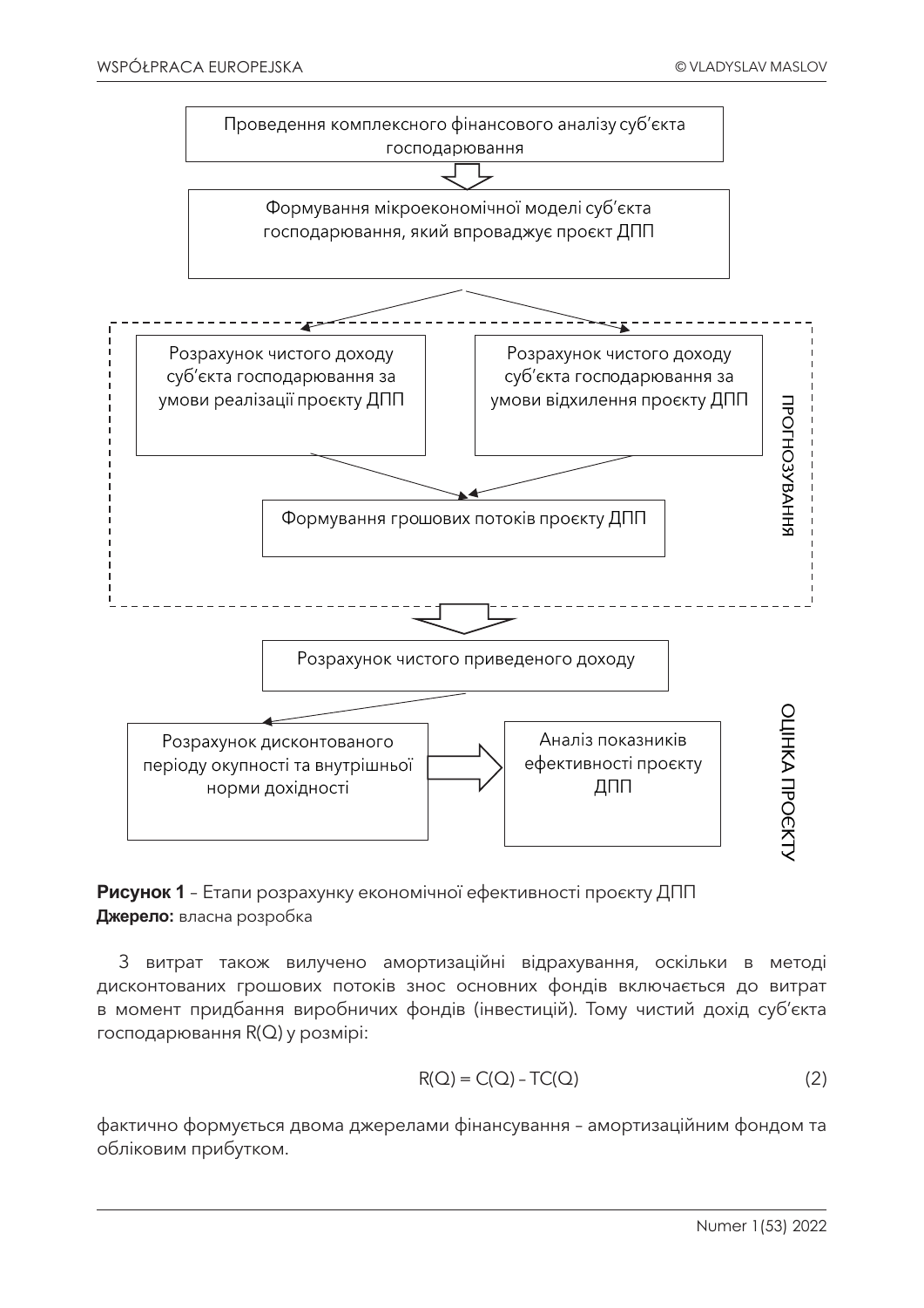Проведення комплексного фінансового аналізу суб'єкта господарювання

Формування мікроекономічної моделі суб'єкта господарювання, який впроваджує проєкт ДПП

ПРОГНОЗУВАННЯ

Розрахунок чистого доходу суб'єкта господарювання за умови реалізації проєкту ДПП

Розрахунок чистого доходу суб'єкта господарювання за умови відхилення проєкту ДПП

Формування грошових потоків проєкту ДПП

ОЦІНКА ПРОЄКТУ

Розрахунок чистого приведеного доходу

Розрахунок дисконтованого періоду окупності та внутрішньої норми дохідності

Аналіз показників ефективності проєкту ДПП

**Рисунок 1** – Етапи розрахунку економічної ефективності проєкту ДПП
**Джерело:** власна розробка

З витрат також вилучено амортизаційні відрахування, оскільки в методі дисконтованих грошових потоків знос основних фондів включається до витрат в момент придбання виробничих фондів (інвестицій). Тому чистий дохід суб'єкта господарювання R(Q) у розмірі:

$$R(Q) = C(Q) - TC(Q) \tag{2}$$

фактично формується двома джерелами фінансування – амортизаційним фондом та обліковим прибутком.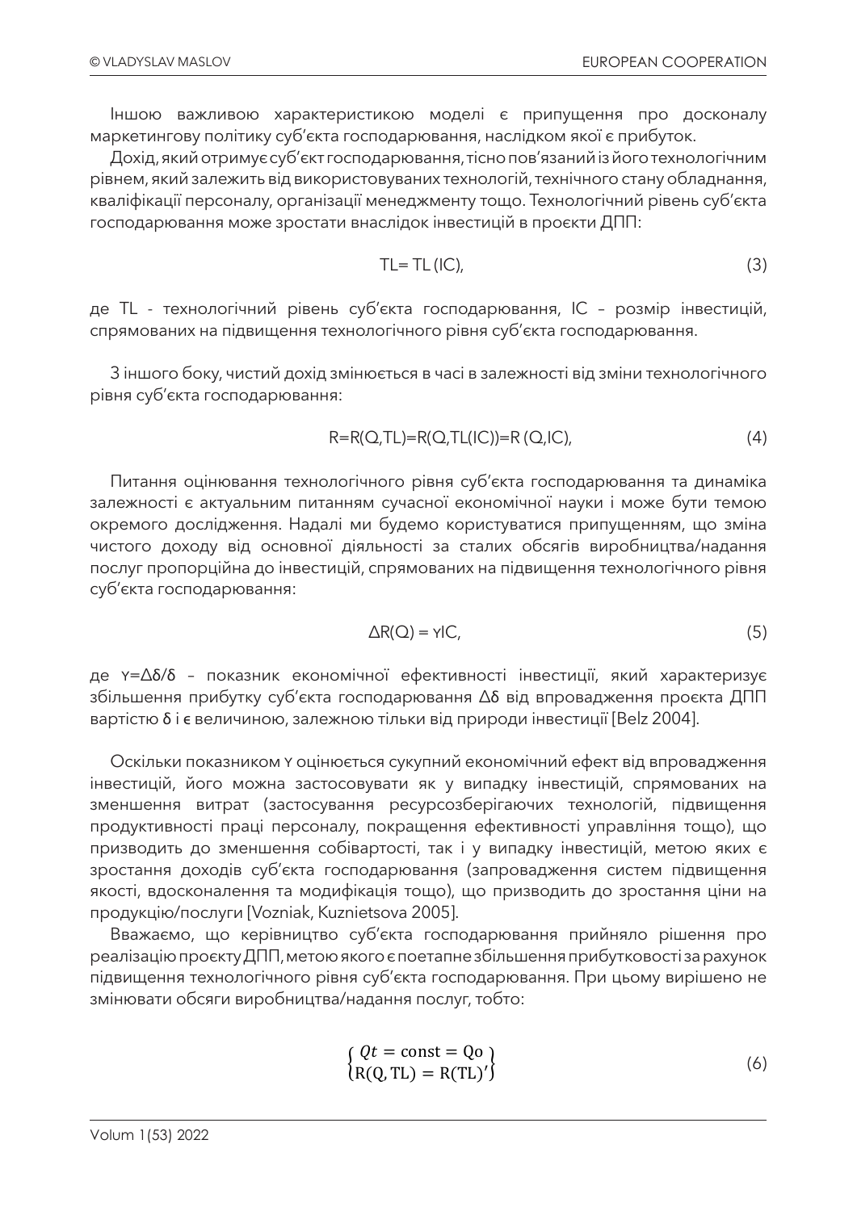Іншою важливою характеристикою моделі є припущення про досконалу маркетингову політику суб'єкта господарювання, наслідком якої є прибуток.

Дохід, який отримує суб'єкт господарювання, тісно пов'язаний із його технологічним рівнем, який залежить від використовуваних технологій, технічного стану обладнання, кваліфікації персоналу, організації менеджменту тощо. Технологічний рівень суб'єкта господарювання може зростати внаслідок інвестицій в проєкти ДПП:

$$TL = TL(IC), \tag{3}$$

де TL - технологічний рівень суб'єкта господарювання, IC – розмір інвестицій, спрямованих на підвищення технологічного рівня суб'єкта господарювання.

З іншого боку, чистий дохід змінюється в часі в залежності від зміни технологічного рівня суб'єкта господарювання:

$$R=R(Q,TL)=R(Q,TL(IC))=R(Q,IC), \tag{4}$$

Питання оцінювання технологічного рівня суб'єкта господарювання та динаміка залежності є актуальним питанням сучасної економічної науки і може бути темою окремого дослідження. Надалі ми будемо користуватися припущенням, що зміна чистого доходу від основної діяльності за сталих обсягів виробництва/надання послуг пропорційна до інвестицій, спрямованих на підвищення технологічного рівня суб'єкта господарювання:

$$\Delta R(Q) = \gamma IC, \tag{5}$$

де $\gamma=\Delta\delta/\delta$ – показник економічної ефективності інвестиції, який характеризує збільшення прибутку суб'єкта господарювання $\Delta\delta$ від впровадження проєкта ДПП вартістю $\delta$ і є величиною, залежною тільки від природи інвестиції [Belz 2004].

Оскільки показником $\gamma$ оцінюється сукупний економічний ефект від впровадження інвестицій, його можна застосовувати як у випадку інвестицій, спрямованих на зменшення витрат (застосування ресурсозберігаючих технологій, підвищення продуктивності праці персоналу, покращення ефективності управління тощо), що призводить до зменшення собівартості, так і у випадку інвестицій, метою яких є зростання доходів суб'єкта господарювання (запровадження систем підвищення якості, вдосконалення та модифікація тощо), що призводить до зростання ціни на продукцію/послуги [Vozniak, Kuznietsova 2005].

Вважаємо, що керівництво суб'єкта господарювання прийняло рішення про реалізацію проєкту ДПП, метою якого є поетапне збільшення прибутковості за рахунок підвищення технологічного рівня суб'єкта господарювання. При цьому вирішено не змінювати обсяги виробництва/надання послуг, тобто:

$$\begin{Bmatrix} Qt = \text{const} = \text{Qo} \\ \text{R(Q, TL)} = \text{R(TL)}' \end{Bmatrix} \tag{6}$$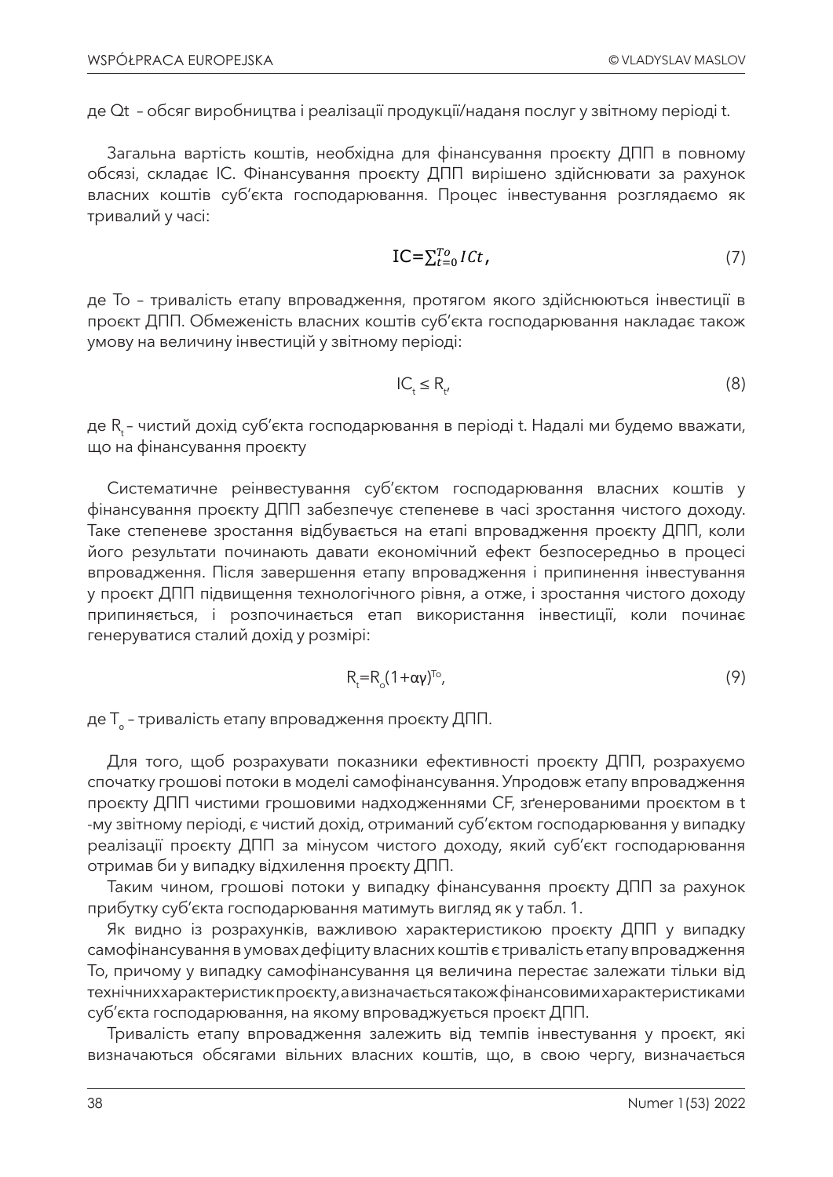де Qt – обсяг виробництва і реалізації продукції/наданя послуг у звітному періоді t.

Загальна вартість коштів, необхідна для фінансування проєкту ДПП в повному обсязі, складає IC. Фінансування проєкту ДПП вирішено здійснювати за рахунок власних коштів суб'єкта господарювання. Процес інвестування розглядаємо як тривалий у часі:

$$IC=\sum_{t=0}^{To} ICt, \tag{7}$$

де To – тривалість етапу впровадження, протягом якого здійснюються інвестиції в проєкт ДПП. Обмеженість власних коштів суб'єкта господарювання накладає також умову на величину інвестицій у звітному періоді:

$$IC_t \le R_t, \tag{8}$$

де $R_t$ – чистий дохід суб'єкта господарювання в періоді t. Надалі ми будемо вважати, що на фінансування проєкту

Систематичне реінвестування суб'єктом господарювання власних коштів у фінансування проєкту ДПП забезпечує степеневе в часі зростання чистого доходу. Таке степеневе зростання відбувається на етапі впровадження проєкту ДПП, коли його результати починають давати економічний ефект безпосередньо в процесі впровадження. Після завершення етапу впровадження і припинення інвестування у проєкт ДПП підвищення технологічного рівня, а отже, і зростання чистого доходу припиняється, і розпочинається етап використання інвестиції, коли починає генеруватися сталий дохід у розмірі:

$$R_t=R_o(1+\alpha\gamma)^{T_o}, \tag{9}$$

де $T_o$ – тривалість етапу впровадження проєкту ДПП.

Для того, щоб розрахувати показники ефективності проєкту ДПП, розрахуємо спочатку грошові потоки в моделі самофінансування. Упродовж етапу впровадження проєкту ДПП чистими грошовими надходженнями CF, зґенерованими проєктом в t -му звітному періоді, є чистий дохід, отриманий суб'єктом господарювання у випадку реалізації проєкту ДПП за мінусом чистого доходу, який суб'єкт господарювання отримав би у випадку відхилення проєкту ДПП.

Таким чином, грошові потоки у випадку фінансування проєкту ДПП за рахунок прибутку суб'єкта господарювання матимуть вигляд як у табл. 1.

Як видно із розрахунків, важливою характеристикою проєкту ДПП у випадку самофінансування в умовах дефіциту власних коштів є тривалість етапу впровадження To, причому у випадку самофінансування ця величина перестає залежати тільки від технічних характеристик проєкту, а визначається також фінансовими характеристиками суб'єкта господарювання, на якому впроваджується проєкт ДПП.

Тривалість етапу впровадження залежить від темпів інвестування у проєкт, які визначаються обсягами вільних власних коштів, що, в свою чергу, визначається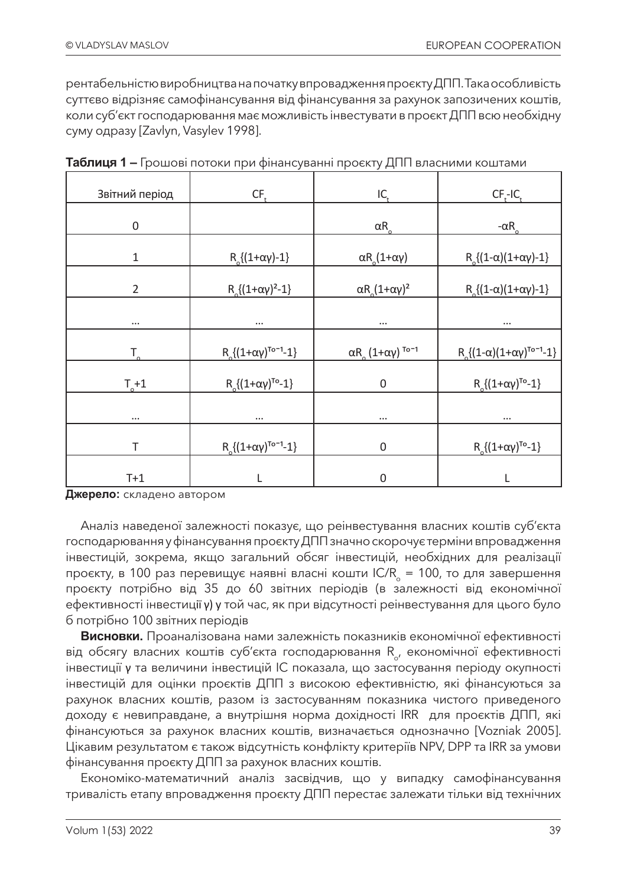рентабельністю виробництва на початку впровадження проєкту ДПП. Така особливість суттєво відрізняє самофінансування від фінансування за рахунок запозичених коштів, коли суб'єкт господарювання має можливість інвестувати в проєкт ДПП всю необхідну суму одразу [Zavlyn, Vasylev 1998].

**Таблиця 1 –** Грошові потоки при фінансуванні проєкту ДПП власними коштами

| Звітний період | $CF_t$ | $IC_t$ | $CF_t$-$IC_t$ |
|---|---|---|---|
| 0 | | $\alpha R_o$ | $-\alpha R_o$ |
| 1 | $R_o\{(1+\alpha\gamma)-1\}$ | $\alpha R_o(1+\alpha\gamma)$ | $R_o\{(1-\alpha)(1+\alpha\gamma)-1\}$ |
| 2 | $R_o\{(1+\alpha\gamma)^2-1\}$ | $\alpha R_o(1+\alpha\gamma)^2$ | $R_o\{(1-\alpha)(1+\alpha\gamma)-1\}$ |
| ... | ... | ... | ... |
| $T_o$ | $R_o\{(1+\alpha\gamma)^{To-1}-1\}$ | $\alpha R_o (1+\alpha\gamma)^{To-1}$ | $R_o\{(1-\alpha)(1+\alpha\gamma)^{To-1}-1\}$ |
| $T_o$+1 | $R_o\{(1+\alpha\gamma)^{To}-1\}$ | 0 | $R_o\{(1+\alpha\gamma)^{To}-1\}$ |
| ... | ... | ... | ... |
| T | $R_o\{(1+\alpha\gamma)^{To-1}-1\}$ | 0 | $R_o\{(1+\alpha\gamma)^{To}-1\}$ |
| T+1 | L | 0 | L |

**Джерело:** складено автором

Аналіз наведеної залежності показує, що реінвестування власних коштів суб'єкта господарювання у фінансування проєкту ДПП значно скорочує терміни впровадження інвестицій, зокрема, якщо загальний обсяг інвестицій, необхідних для реалізації проєкту, в 100 раз перевищує наявні власні кошти $IC/R_o = 100$, то для завершення проєкту потрібно від 35 до 60 звітних періодів (в залежності від економічної ефективності інвестиції $\gamma$) у той час, як при відсутності реінвестування для цього було б потрібно 100 звітних періодів

**Висновки.** Проаналізована нами залежність показників економічної ефективності від обсягу власних коштів суб'єкта господарювання $R_o$, економічної ефективності інвестиції $\gamma$ та величини інвестицій IC показала, що застосування періоду окупності інвестицій для оцінки проєктів ДПП з високою ефективністю, які фінансуються за рахунок власних коштів, разом із застосуванням показника чистого приведеного доходу є невиправдане, а внутрішня норма дохідності IRR для проєктів ДПП, які фінансуються за рахунок власних коштів, визначається однозначно [Vozniak 2005]. Цікавим результатом є також відсутність конфлікту критеріїв NPV, DPP та IRR за умови фінансування проєкту ДПП за рахунок власних коштів.

Економіко-математичний аналіз засвідчив, що у випадку самофінансування тривалість етапу впровадження проєкту ДПП перестає залежати тільки від технічних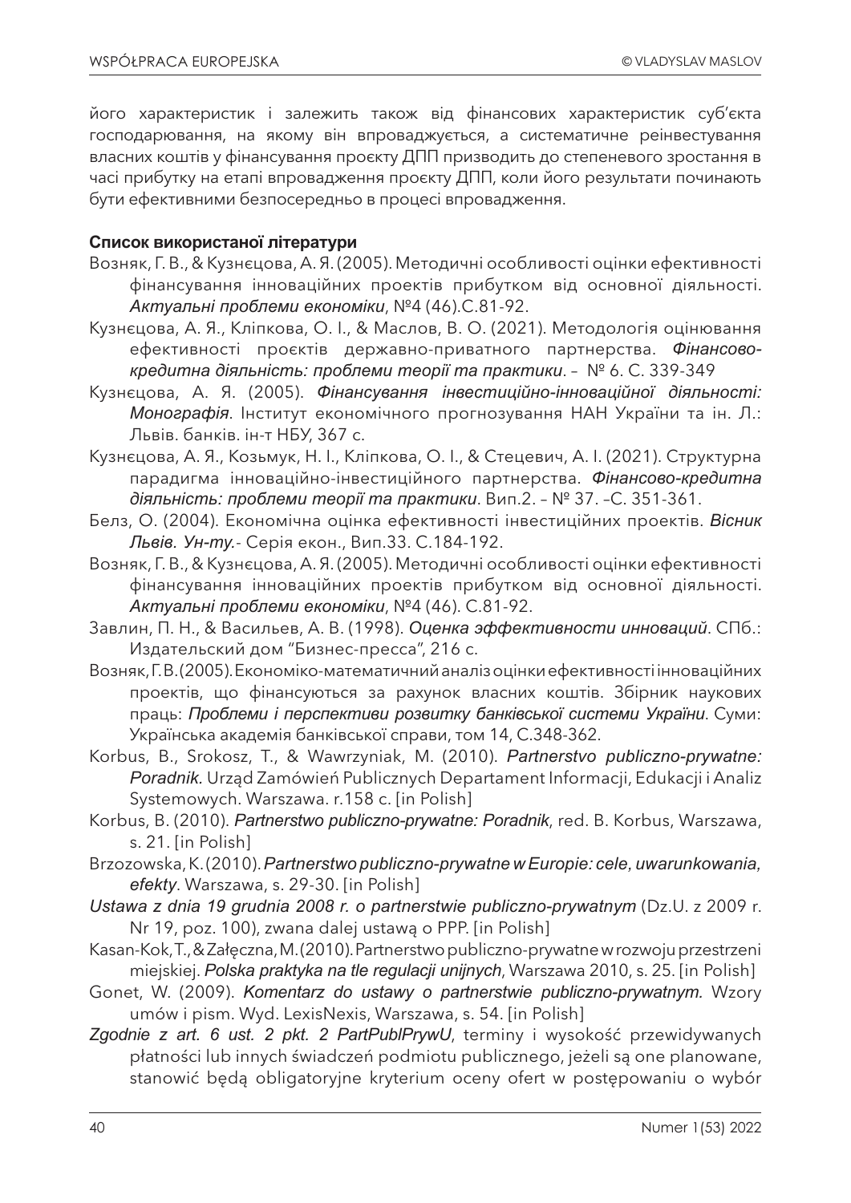його характеристик і залежить також від фінансових характеристик суб'єкта господарювання, на якому він впроваджується, а систематичне реінвестування власних коштів у фінансування проєкту ДПП призводить до степеневого зростання в часі прибутку на етапі впровадження проєкту ДПП, коли його результати починають бути ефективними безпосередньо в процесі впровадження.

**Список використаної літератури**

Возняк, Г. В., & Кузнєцова, А. Я. (2005). Методичні особливості оцінки ефективності фінансування інноваційних проектів прибутком від основної діяльності. *Актуальні проблеми економіки*, №4 (46).С.81-92.

Кузнєцова, А. Я., Кліпкова, О. І., & Маслов, В. О. (2021). Методологія оцінювання ефективності проєктів державно-приватного партнерства. *Фінансово-кредитна діяльність: проблеми теорії та практики*. – № 6. С. 339-349

Кузнєцова, А. Я. (2005). *Фінансування інвестиційно-інноваційної діяльності: Монографія*. Інститут економічного прогнозування НАН України та ін. Л.: Львів. банків. ін-т НБУ, 367 с.

Кузнєцова, А. Я., Козьмук, Н. І., Кліпкова, О. І., & Стецевич, А. І. (2021). Структурна парадигма інноваційно-інвестиційного партнерства. *Фінансово-кредитна діяльність: проблеми теорії та практики*. Вип.2. – № 37. –С. 351-361.

Белз, О. (2004). Економічна оцінка ефективності інвестиційних проектів. *Вісник Львів. Ун-ту.*- Серія екон., Вип.33. С.184-192.

Возняк, Г. В., & Кузнєцова, А. Я. (2005). Методичні особливості оцінки ефективності фінансування інноваційних проектів прибутком від основної діяльності. *Актуальні проблеми економіки*, №4 (46). С.81-92.

Завлин, П. Н., & Васильев, А. В. (1998). *Оценка эффективности инноваций*. СПб.: Издательский дом "Бизнес-пресса", 216 с.

Возняк, Г. В. (2005). Економіко-математичний аналіз оцінки ефективності інноваційних проектів, що фінансуються за рахунок власних коштів. Збірник наукових праць: *Проблеми і перспективи розвитку банківської системи України*. Суми: Українська академія банківської справи, том 14, С.348-362.

Korbus, B., Srokosz, T., & Wawrzyniak, M. (2010). *Partnerstwo publiczno-prywatne: Poradnik.* Urząd Zamówień Publicznych Departament Informacji, Edukacji i Analiz Systemowych. Warszawa. r.158 c. [in Polish]

Korbus, B. (2010). *Partnerstwo publiczno-prywatne: Poradnik*, red. B. Korbus, Warszawa, s. 21. [in Polish]

Brzozowska, K. (2010). *Partnerstwo publiczno-prywatne w Europie: cele, uwarunkowania, efekty*. Warszawa, s. 29-30. [in Polish]

*Ustawa z dnia 19 grudnia 2008 r. o partnerstwie publiczno-prywatnym* (Dz.U. z 2009 r. Nr 19, poz. 100), zwana dalej ustawą o PPP. [in Polish]

Kasan-Kok, T., & Załęczna, M. (2010). Partnerstwo publiczno-prywatne w rozwoju przestrzeni miejskiej. *Polska praktyka na tle regulacji unijnych*, Warszawa 2010, s. 25. [in Polish]

Gonet, W. (2009). *Komentarz do ustawy o partnerstwie publiczno-prywatnym.* Wzory umów i pism. Wyd. LexisNexis, Warszawa, s. 54. [in Polish]

*Zgodnie z art. 6 ust. 2 pkt. 2 PartPublPrywU*, terminy i wysokość przewidywanych płatności lub innych świadczeń podmiotu publicznego, jeżeli są one planowane, stanowić będą obligatoryjne kryterium oceny ofert w postępowaniu o wybór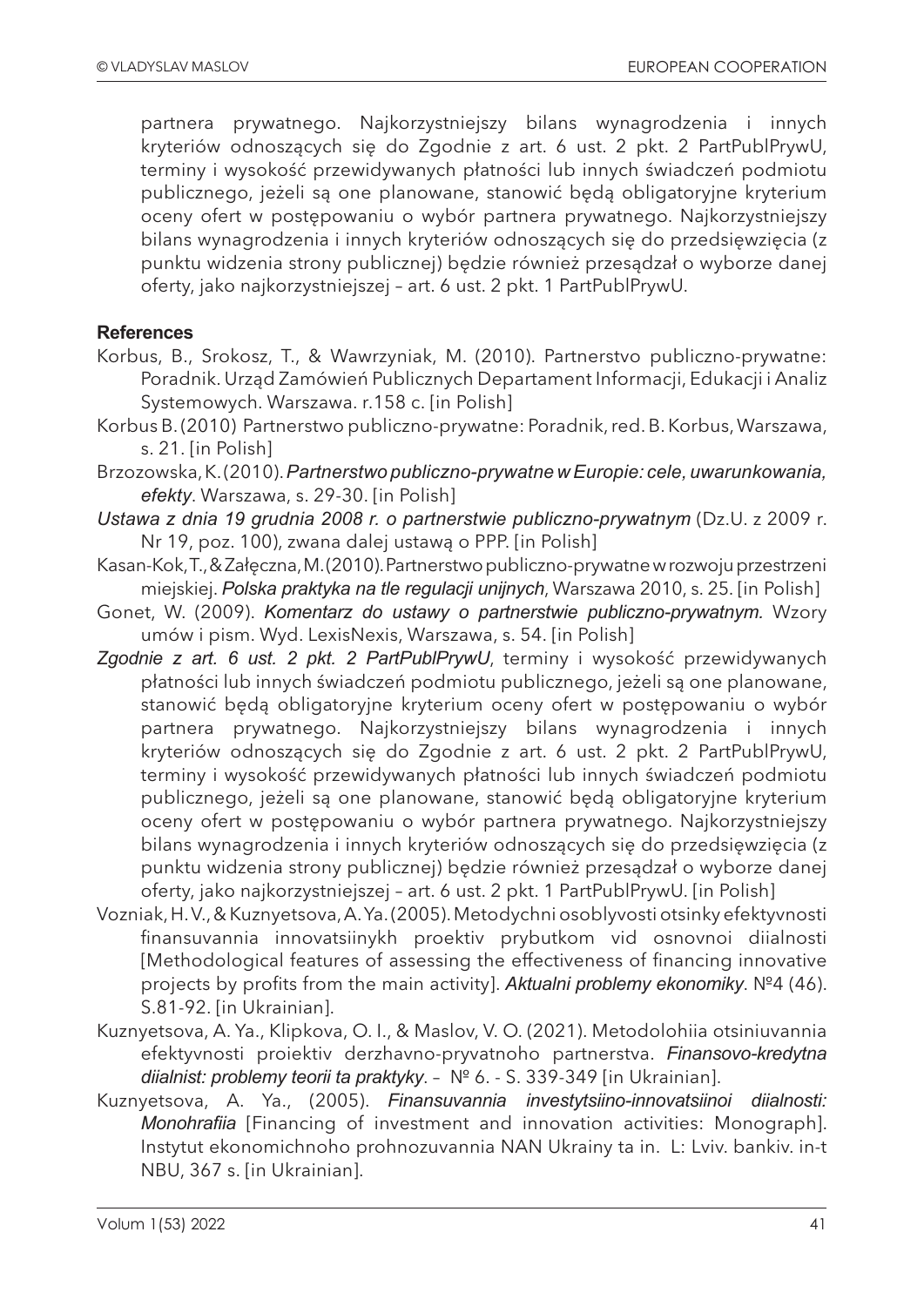partnera prywatnego. Najkorzystniejszy bilans wynagrodzenia i innych kryteriów odnoszących się do Zgodnie z art. 6 ust. 2 pkt. 2 PartPublPrywU, terminy i wysokość przewidywanych płatności lub innych świadczeń podmiotu publicznego, jeżeli są one planowane, stanowić będą obligatoryjne kryterium oceny ofert w postępowaniu o wybór partnera prywatnego. Najkorzystniejszy bilans wynagrodzenia i innych kryteriów odnoszących się do przedsięwzięcia (z punktu widzenia strony publicznej) będzie również przesądzał o wyborze danej oferty, jako najkorzystniejszej – art. 6 ust. 2 pkt. 1 PartPublPrywU.

## References

Korbus, B., Srokosz, T., & Wawrzyniak, M. (2010). Partnerstwo publiczno-prywatne: Poradnik. Urząd Zamówień Publicznych Departament Informacji, Edukacji i Analiz Systemowych. Warszawa. r.158 c. [in Polish]

Korbus B. (2010) Partnerstwo publiczno-prywatne: Poradnik, red. B. Korbus, Warszawa, s. 21. [in Polish]

Brzozowska, K. (2010). *Partnerstwo publiczno-prywatne w Europie: cele, uwarunkowania, efekty*. Warszawa, s. 29-30. [in Polish]

*Ustawa z dnia 19 grudnia 2008 r. o partnerstwie publiczno-prywatnym* (Dz.U. z 2009 r. Nr 19, poz. 100), zwana dalej ustawą o PPP. [in Polish]

Kasan-Kok, T., & Załęczna, M. (2010). Partnerstwo publiczno-prywatne w rozwoju przestrzeni miejskiej. *Polska praktyka na tle regulacji unijnych*, Warszawa 2010, s. 25. [in Polish]

Gonet, W. (2009). *Komentarz do ustawy o partnerstwie publiczno-prywatnym.* Wzory umów i pism. Wyd. LexisNexis, Warszawa, s. 54. [in Polish]

*Zgodnie z art. 6 ust. 2 pkt. 2 PartPublPrywU*, terminy i wysokość przewidywanych płatności lub innych świadczeń podmiotu publicznego, jeżeli są one planowane, stanowić będą obligatoryjne kryterium oceny ofert w postępowaniu o wybór partnera prywatnego. Najkorzystniejszy bilans wynagrodzenia i innych kryteriów odnoszących się do Zgodnie z art. 6 ust. 2 pkt. 2 PartPublPrywU, terminy i wysokość przewidywanych płatności lub innych świadczeń podmiotu publicznego, jeżeli są one planowane, stanowić będą obligatoryjne kryterium oceny ofert w postępowaniu o wybór partnera prywatnego. Najkorzystniejszy bilans wynagrodzenia i innych kryteriów odnoszących się do przedsięwzięcia (z punktu widzenia strony publicznej) będzie również przesądzał o wyborze danej oferty, jako najkorzystniejszej – art. 6 ust. 2 pkt. 1 PartPublPrywU. [in Polish]

Vozniak, H. V., & Kuznyetsova, A. Ya. (2005). Metodychni osoblyvosti otsinky efektyvnosti finansuvannia innovatsiinykh proektiv prybutkom vid osnovnoi diialnosti [Methodological features of assessing the effectiveness of financing innovative projects by profits from the main activity]. *Aktualni problemy ekonomiky*. №4 (46). S.81-92. [in Ukrainian].

Kuznyetsova, A. Ya., Klipkova, O. I., & Maslov, V. O. (2021). Metodolohiia otsiniuvannia efektyvnosti proiektiv derzhavno-pryvatnoho partnerstva. *Finansovo-kredytna diialnist: problemy teorii ta praktyky*. – № 6. - S. 339-349 [in Ukrainian].

Kuznyetsova, A. Ya., (2005). *Finansuvannia investytsiino-innovatsiinoi diialnosti: Monohrafiia* [Financing of investment and innovation activities: Monograph]. Instytut ekonomichnoho prohnozuvannia NAN Ukrainy ta in. L: Lviv. bankiv. in-t NBU, 367 s. [in Ukrainian].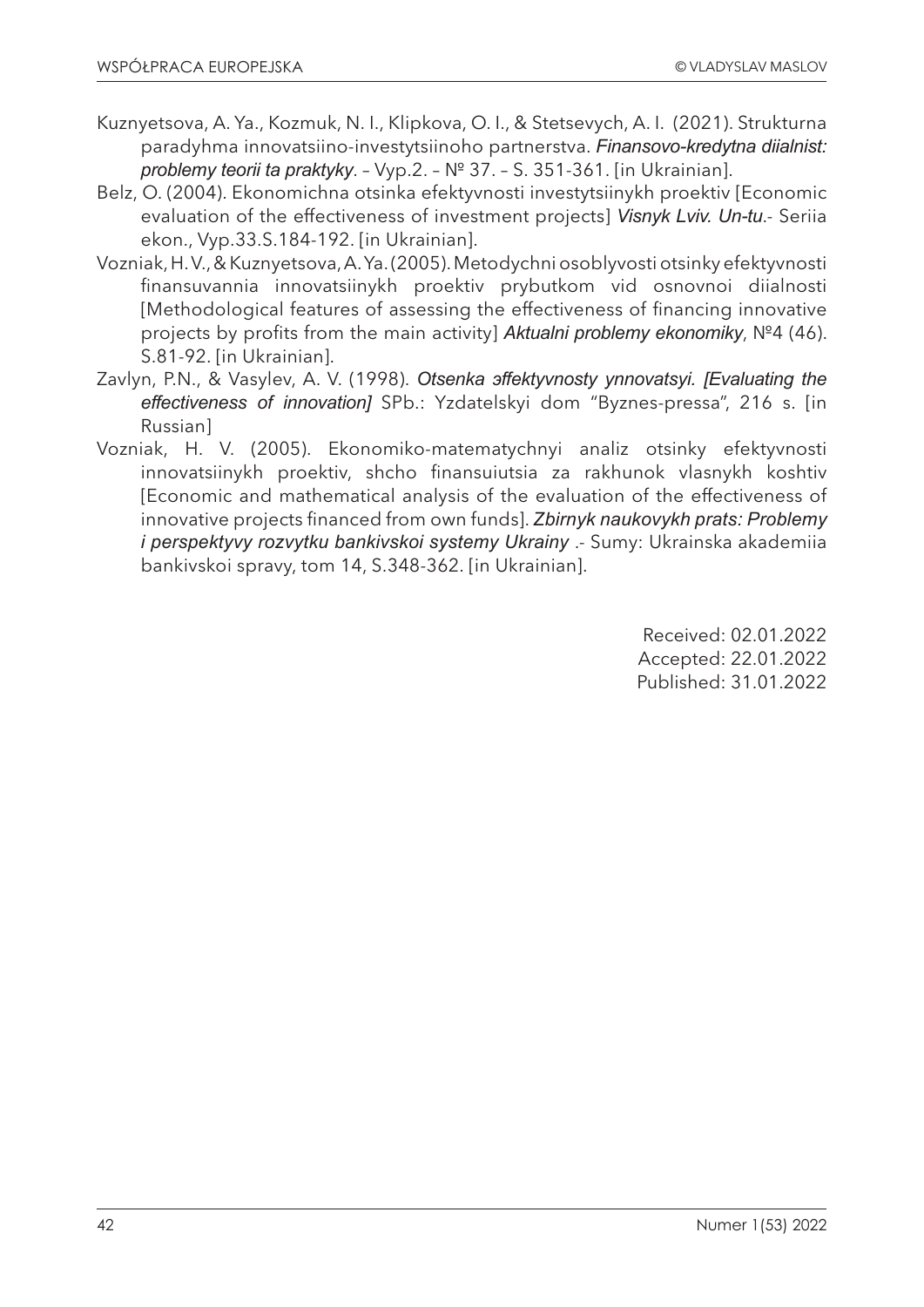Kuznyetsova, A. Ya., Kozmuk, N. I., Klipkova, O. I., & Stetsevych, A. I. (2021). Strukturna paradyhma innovatsiino-investytsiinoho partnerstva. *Finansovo-kredytna diialnist: problemy teorii ta praktyky*. – Vyp.2. – № 37. – S. 351-361. [in Ukrainian].

Belz, O. (2004). Ekonomichna otsinka efektyvnosti investytsiinykh proektiv [Economic evaluation of the effectiveness of investment projects] *Visnyk Lviv. Un-tu*.- Seriia ekon., Vyp.33.S.184-192. [in Ukrainian].

Vozniak, H. V., & Kuznyetsova, A. Ya. (2005). Metodychni osoblyvosti otsinky efektyvnosti finansuvannia innovatsiinykh proektiv prybutkom vid osnovnoi diialnosti [Methodological features of assessing the effectiveness of financing innovative projects by profits from the main activity] *Aktualni problemy ekonomiky*, №4 (46). S.81-92. [in Ukrainian].

Zavlyn, P.N., & Vasylev, A. V. (1998). *Otsenka эffektyvnosty ynnovatsyi. [Evaluating the effectiveness of innovation]* SPb.: Yzdatelskyi dom "Byznes-pressa", 216 s. [in Russian]

Vozniak, H. V. (2005). Ekonomiko-matematychnyi analiz otsinky efektyvnosti innovatsiinykh proektiv, shcho finansuiutsia za rakhunok vlasnykh koshtiv [Economic and mathematical analysis of the evaluation of the effectiveness of innovative projects financed from own funds]. *Zbirnyk naukovykh prats: Problemy i perspektyvy rozvytku bankivskoi systemy Ukrainy* .- Sumy: Ukrainska akademiia bankivskoi spravy, tom 14, S.348-362. [in Ukrainian].

Received: 02.01.2022
Accepted: 22.01.2022
Published: 31.01.2022